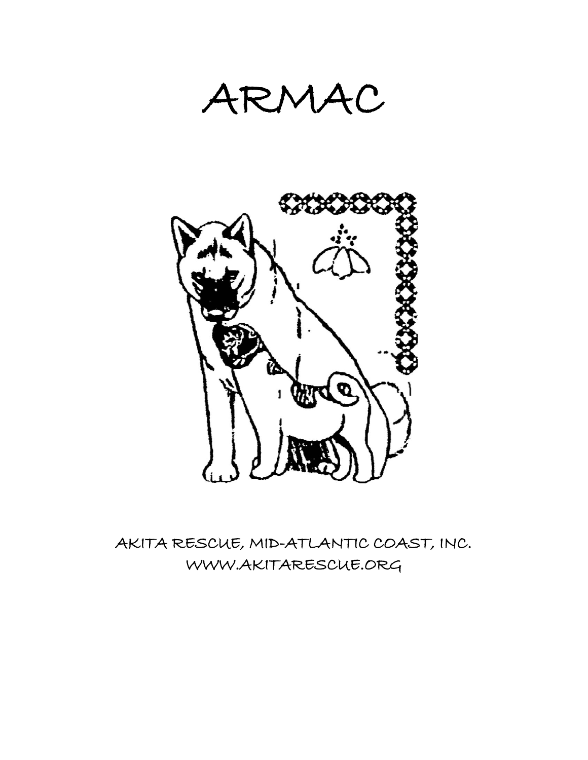# ARMAC

AKITA RESCUE, MID-ATLANTIC COAST, INC.
WWW.AKITARESCUE.ORG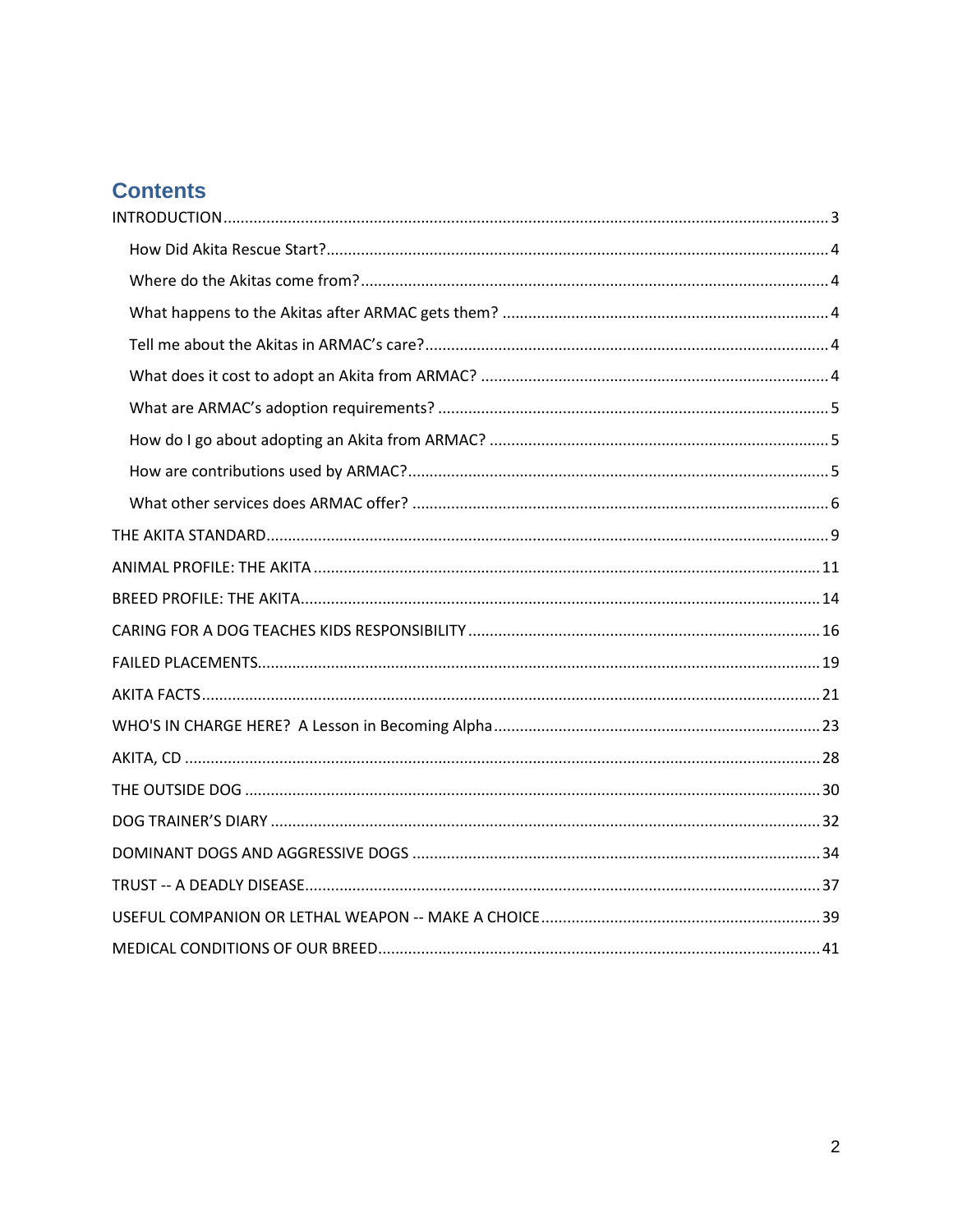# Contents

INTRODUCTION ........ 3

- How Did Akita Rescue Start? ........ 4
- Where do the Akitas come from? ........ 4
- What happens to the Akitas after ARMAC gets them? ........ 4
- Tell me about the Akitas in ARMAC's care? ........ 4
- What does it cost to adopt an Akita from ARMAC? ........ 4
- What are ARMAC's adoption requirements? ........ 5
- How do I go about adopting an Akita from ARMAC? ........ 5
- How are contributions used by ARMAC? ........ 5
- What other services does ARMAC offer? ........ 6

THE AKITA STANDARD ........ 9

ANIMAL PROFILE: THE AKITA ........ 11

BREED PROFILE: THE AKITA ........ 14

CARING FOR A DOG TEACHES KIDS RESPONSIBILITY ........ 16

FAILED PLACEMENTS ........ 19

AKITA FACTS ........ 21

WHO'S IN CHARGE HERE? A Lesson in Becoming Alpha ........ 23

AKITA, CD ........ 28

THE OUTSIDE DOG ........ 30

DOG TRAINER'S DIARY ........ 32

DOMINANT DOGS AND AGGRESSIVE DOGS ........ 34

TRUST -- A DEADLY DISEASE ........ 37

USEFUL COMPANION OR LETHAL WEAPON -- MAKE A CHOICE ........ 39

MEDICAL CONDITIONS OF OUR BREED ........ 41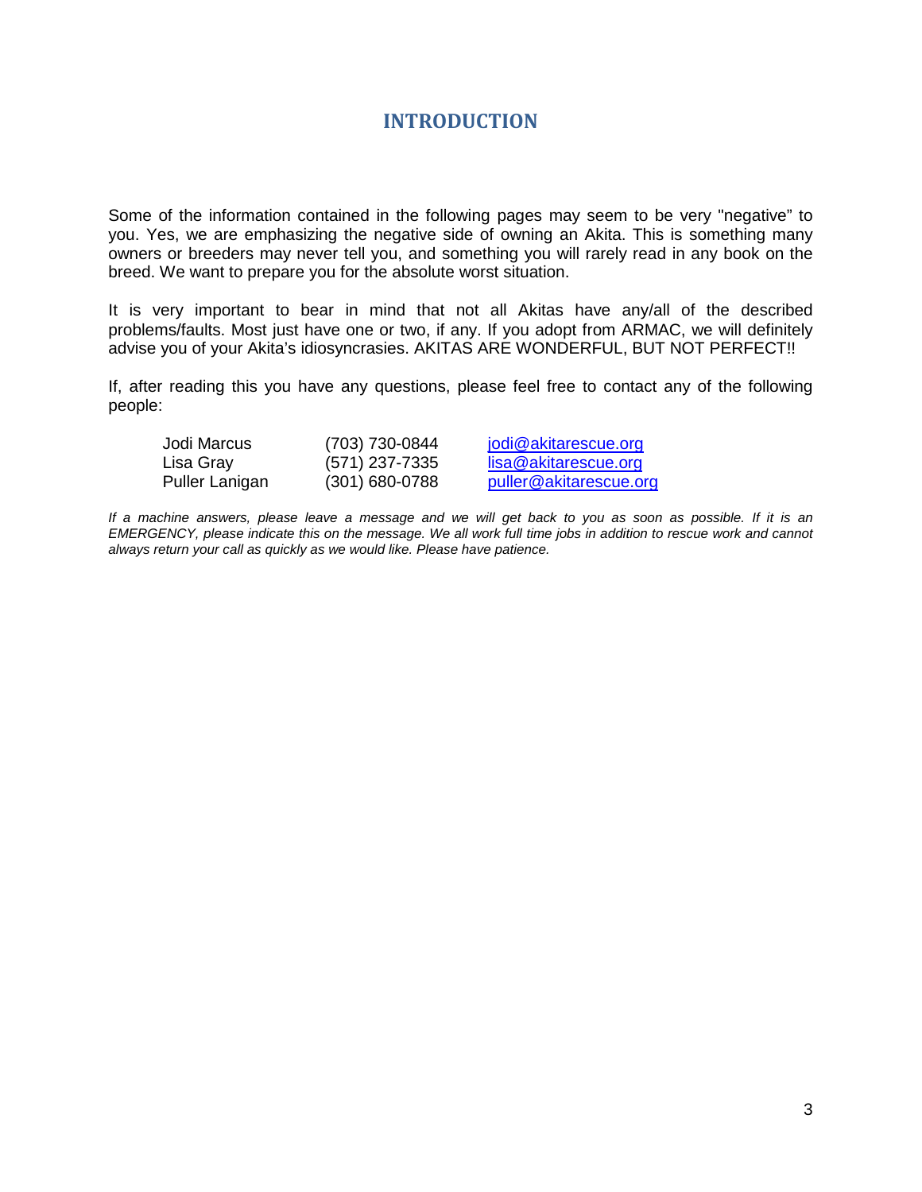# INTRODUCTION

Some of the information contained in the following pages may seem to be very "negative" to you. Yes, we are emphasizing the negative side of owning an Akita. This is something many owners or breeders may never tell you, and something you will rarely read in any book on the breed. We want to prepare you for the absolute worst situation.

It is very important to bear in mind that not all Akitas have any/all of the described problems/faults. Most just have one or two, if any. If you adopt from ARMAC, we will definitely advise you of your Akita's idiosyncrasies. AKITAS ARE WONDERFUL, BUT NOT PERFECT!!

If, after reading this you have any questions, please feel free to contact any of the following people:

| | | |
|---|---|---|
| Jodi Marcus | (703) 730-0844 | jodi@akitarescue.org |
| Lisa Gray | (571) 237-7335 | lisa@akitarescue.org |
| Puller Lanigan | (301) 680-0788 | puller@akitarescue.org |

*If a machine answers, please leave a message and we will get back to you as soon as possible. If it is an EMERGENCY, please indicate this on the message. We all work full time jobs in addition to rescue work and cannot always return your call as quickly as we would like. Please have patience.*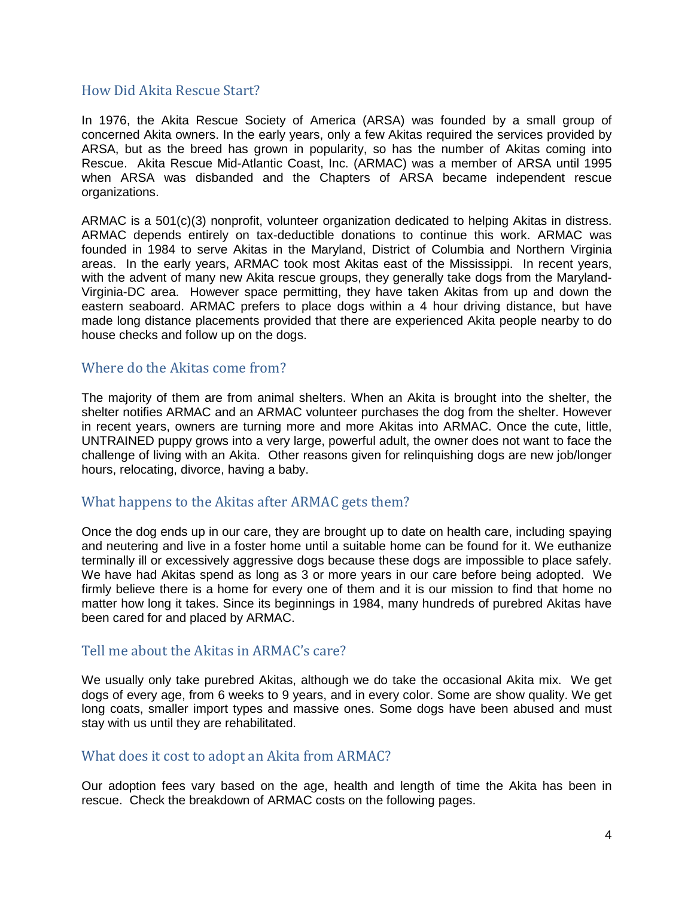## How Did Akita Rescue Start?

In 1976, the Akita Rescue Society of America (ARSA) was founded by a small group of concerned Akita owners. In the early years, only a few Akitas required the services provided by ARSA, but as the breed has grown in popularity, so has the number of Akitas coming into Rescue. Akita Rescue Mid-Atlantic Coast, Inc. (ARMAC) was a member of ARSA until 1995 when ARSA was disbanded and the Chapters of ARSA became independent rescue organizations.

ARMAC is a 501(c)(3) nonprofit, volunteer organization dedicated to helping Akitas in distress. ARMAC depends entirely on tax-deductible donations to continue this work. ARMAC was founded in 1984 to serve Akitas in the Maryland, District of Columbia and Northern Virginia areas. In the early years, ARMAC took most Akitas east of the Mississippi. In recent years, with the advent of many new Akita rescue groups, they generally take dogs from the Maryland-Virginia-DC area. However space permitting, they have taken Akitas from up and down the eastern seaboard. ARMAC prefers to place dogs within a 4 hour driving distance, but have made long distance placements provided that there are experienced Akita people nearby to do house checks and follow up on the dogs.

## Where do the Akitas come from?

The majority of them are from animal shelters. When an Akita is brought into the shelter, the shelter notifies ARMAC and an ARMAC volunteer purchases the dog from the shelter. However in recent years, owners are turning more and more Akitas into ARMAC. Once the cute, little, UNTRAINED puppy grows into a very large, powerful adult, the owner does not want to face the challenge of living with an Akita. Other reasons given for relinquishing dogs are new job/longer hours, relocating, divorce, having a baby.

## What happens to the Akitas after ARMAC gets them?

Once the dog ends up in our care, they are brought up to date on health care, including spaying and neutering and live in a foster home until a suitable home can be found for it. We euthanize terminally ill or excessively aggressive dogs because these dogs are impossible to place safely. We have had Akitas spend as long as 3 or more years in our care before being adopted. We firmly believe there is a home for every one of them and it is our mission to find that home no matter how long it takes. Since its beginnings in 1984, many hundreds of purebred Akitas have been cared for and placed by ARMAC.

## Tell me about the Akitas in ARMAC's care?

We usually only take purebred Akitas, although we do take the occasional Akita mix. We get dogs of every age, from 6 weeks to 9 years, and in every color. Some are show quality. We get long coats, smaller import types and massive ones. Some dogs have been abused and must stay with us until they are rehabilitated.

## What does it cost to adopt an Akita from ARMAC?

Our adoption fees vary based on the age, health and length of time the Akita has been in rescue. Check the breakdown of ARMAC costs on the following pages.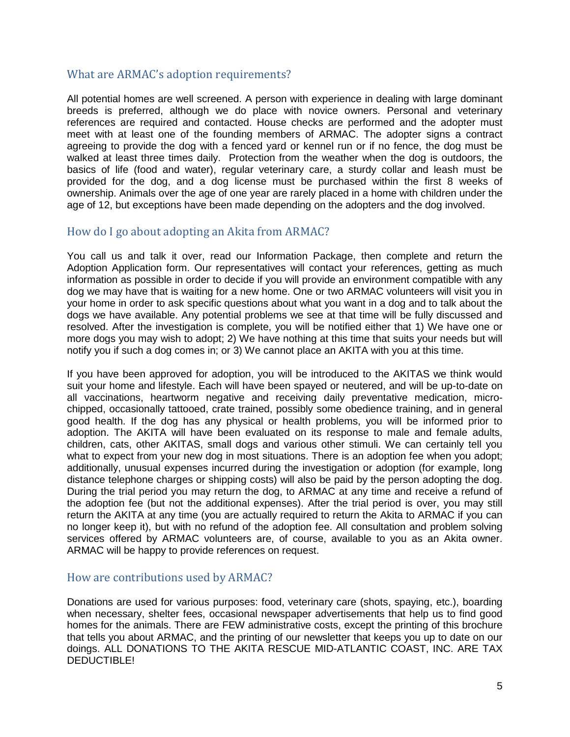## What are ARMAC's adoption requirements?

All potential homes are well screened. A person with experience in dealing with large dominant breeds is preferred, although we do place with novice owners. Personal and veterinary references are required and contacted. House checks are performed and the adopter must meet with at least one of the founding members of ARMAC. The adopter signs a contract agreeing to provide the dog with a fenced yard or kennel run or if no fence, the dog must be walked at least three times daily. Protection from the weather when the dog is outdoors, the basics of life (food and water), regular veterinary care, a sturdy collar and leash must be provided for the dog, and a dog license must be purchased within the first 8 weeks of ownership. Animals over the age of one year are rarely placed in a home with children under the age of 12, but exceptions have been made depending on the adopters and the dog involved.

## How do I go about adopting an Akita from ARMAC?

You call us and talk it over, read our Information Package, then complete and return the Adoption Application form. Our representatives will contact your references, getting as much information as possible in order to decide if you will provide an environment compatible with any dog we may have that is waiting for a new home. One or two ARMAC volunteers will visit you in your home in order to ask specific questions about what you want in a dog and to talk about the dogs we have available. Any potential problems we see at that time will be fully discussed and resolved. After the investigation is complete, you will be notified either that 1) We have one or more dogs you may wish to adopt; 2) We have nothing at this time that suits your needs but will notify you if such a dog comes in; or 3) We cannot place an AKITA with you at this time.

If you have been approved for adoption, you will be introduced to the AKITAS we think would suit your home and lifestyle. Each will have been spayed or neutered, and will be up-to-date on all vaccinations, heartworm negative and receiving daily preventative medication, micro-chipped, occasionally tattooed, crate trained, possibly some obedience training, and in general good health. If the dog has any physical or health problems, you will be informed prior to adoption. The AKITA will have been evaluated on its response to male and female adults, children, cats, other AKITAS, small dogs and various other stimuli. We can certainly tell you what to expect from your new dog in most situations. There is an adoption fee when you adopt; additionally, unusual expenses incurred during the investigation or adoption (for example, long distance telephone charges or shipping costs) will also be paid by the person adopting the dog. During the trial period you may return the dog, to ARMAC at any time and receive a refund of the adoption fee (but not the additional expenses). After the trial period is over, you may still return the AKITA at any time (you are actually required to return the Akita to ARMAC if you can no longer keep it), but with no refund of the adoption fee. All consultation and problem solving services offered by ARMAC volunteers are, of course, available to you as an Akita owner. ARMAC will be happy to provide references on request.

## How are contributions used by ARMAC?

Donations are used for various purposes: food, veterinary care (shots, spaying, etc.), boarding when necessary, shelter fees, occasional newspaper advertisements that help us to find good homes for the animals. There are FEW administrative costs, except the printing of this brochure that tells you about ARMAC, and the printing of our newsletter that keeps you up to date on our doings. ALL DONATIONS TO THE AKITA RESCUE MID-ATLANTIC COAST, INC. ARE TAX DEDUCTIBLE!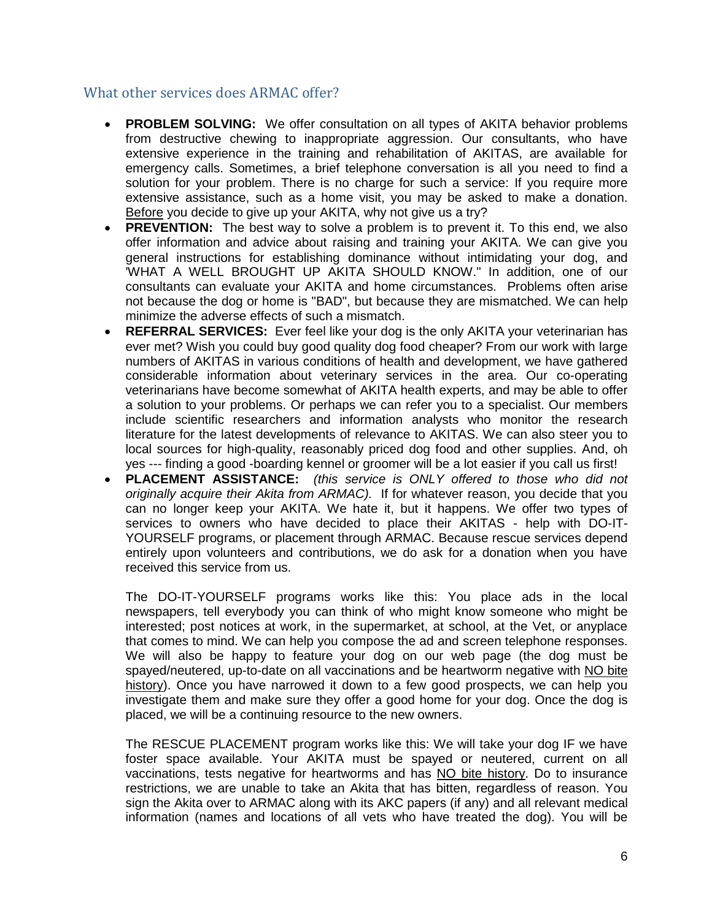## What other services does ARMAC offer?

- **PROBLEM SOLVING:** We offer consultation on all types of AKITA behavior problems from destructive chewing to inappropriate aggression. Our consultants, who have extensive experience in the training and rehabilitation of AKITAS, are available for emergency calls. Sometimes, a brief telephone conversation is all you need to find a solution for your problem. There is no charge for such a service: If you require more extensive assistance, such as a home visit, you may be asked to make a donation. <u>Before</u> you decide to give up your AKITA, why not give us a try?
- **PREVENTION:** The best way to solve a problem is to prevent it. To this end, we also offer information and advice about raising and training your AKITA. We can give you general instructions for establishing dominance without intimidating your dog, and 'WHAT A WELL BROUGHT UP AKITA SHOULD KNOW." In addition, one of our consultants can evaluate your AKITA and home circumstances. Problems often arise not because the dog or home is "BAD", but because they are mismatched. We can help minimize the adverse effects of such a mismatch.
- **REFERRAL SERVICES:** Ever feel like your dog is the only AKITA your veterinarian has ever met? Wish you could buy good quality dog food cheaper? From our work with large numbers of AKITAS in various conditions of health and development, we have gathered considerable information about veterinary services in the area. Our co-operating veterinarians have become somewhat of AKITA health experts, and may be able to offer a solution to your problems. Or perhaps we can refer you to a specialist. Our members include scientific researchers and information analysts who monitor the research literature for the latest developments of relevance to AKITAS. We can also steer you to local sources for high-quality, reasonably priced dog food and other supplies. And, oh yes --- finding a good -boarding kennel or groomer will be a lot easier if you call us first!
- **PLACEMENT ASSISTANCE:** *(this service is ONLY offered to those who did not originally acquire their Akita from ARMAC).* If for whatever reason, you decide that you can no longer keep your AKITA. We hate it, but it happens. We offer two types of services to owners who have decided to place their AKITAS - help with DO-IT-YOURSELF programs, or placement through ARMAC. Because rescue services depend entirely upon volunteers and contributions, we do ask for a donation when you have received this service from us.

  The DO-IT-YOURSELF programs works like this: You place ads in the local newspapers, tell everybody you can think of who might know someone who might be interested; post notices at work, in the supermarket, at school, at the Vet, or anyplace that comes to mind. We can help you compose the ad and screen telephone responses. We will also be happy to feature your dog on our web page (the dog must be spayed/neutered, up-to-date on all vaccinations and be heartworm negative with <u>NO bite history</u>). Once you have narrowed it down to a few good prospects, we can help you investigate them and make sure they offer a good home for your dog. Once the dog is placed, we will be a continuing resource to the new owners.

  The RESCUE PLACEMENT program works like this: We will take your dog IF we have foster space available. Your AKITA must be spayed or neutered, current on all vaccinations, tests negative for heartworms and has <u>NO bite history</u>. Do to insurance restrictions, we are unable to take an Akita that has bitten, regardless of reason. You sign the Akita over to ARMAC along with its AKC papers (if any) and all relevant medical information (names and locations of all vets who have treated the dog). You will be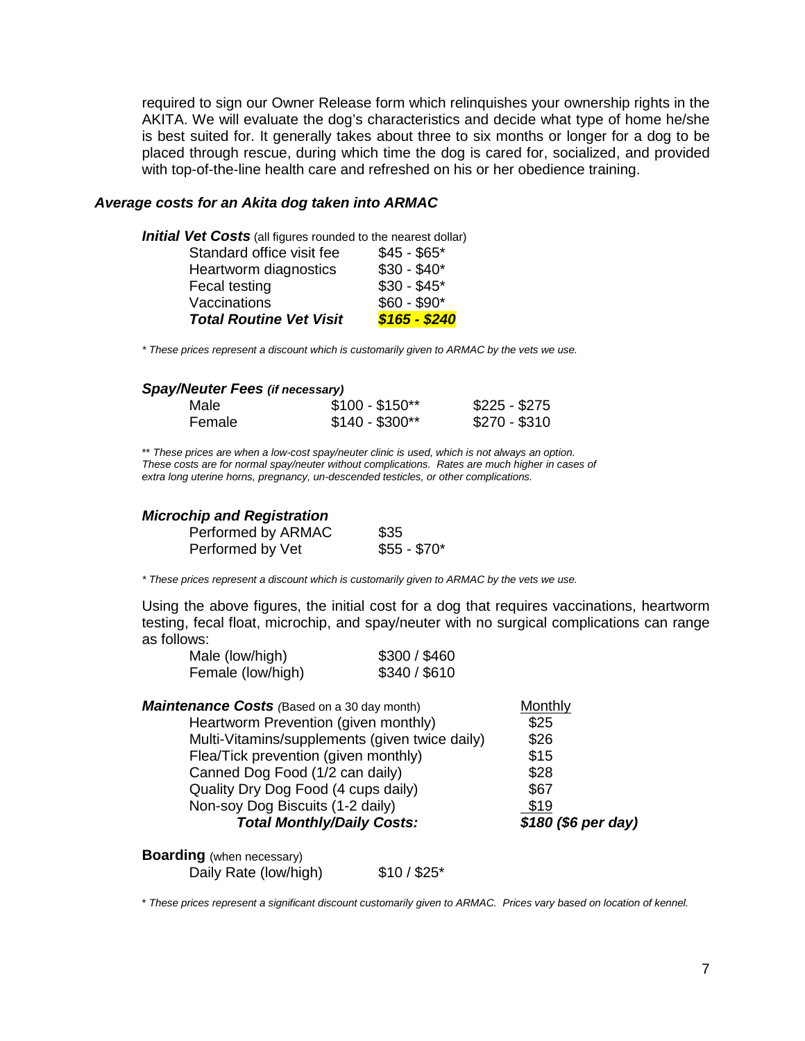required to sign our Owner Release form which relinquishes your ownership rights in the AKITA. We will evaluate the dog's characteristics and decide what type of home he/she is best suited for. It generally takes about three to six months or longer for a dog to be placed through rescue, during which time the dog is cared for, socialized, and provided with top-of-the-line health care and refreshed on his or her obedience training.

### *Average costs for an Akita dog taken into ARMAC*

***Initial Vet Costs*** (all figures rounded to the nearest dollar)

| | |
|---|---|
| Standard office visit fee | $45 - $65* |
| Heartworm diagnostics | $30 - $40* |
| Fecal testing | $30 - $45* |
| Vaccinations | $60 - $90* |
| ***Total Routine Vet Visit*** | ***$165 - $240*** |

*\* These prices represent a discount which is customarily given to ARMAC by the vets we use.*

***Spay/Neuter Fees*** ***(if necessary)***

| | | |
|---|---|---|
| Male | $100 - $150** | $225 - $275 |
| Female | $140 - $300** | $270 - $310 |

*\*\* These prices are when a low-cost spay/neuter clinic is used, which is not always an option. These costs are for normal spay/neuter without complications. Rates are much higher in cases of extra long uterine horns, pregnancy, un-descended testicles, or other complications.*

***Microchip and Registration***

| | |
|---|---|
| Performed by ARMAC | $35 |
| Performed by Vet | $55 - $70* |

*\* These prices represent a discount which is customarily given to ARMAC by the vets we use.*

Using the above figures, the initial cost for a dog that requires vaccinations, heartworm testing, fecal float, microchip, and spay/neuter with no surgical complications can range as follows:

| | |
|---|---|
| Male (low/high) | $300 / $460 |
| Female (low/high) | $340 / $610 |

| ***Maintenance Costs*** *(Based on a 30 day month)* | Monthly |
|---|---|
| Heartworm Prevention (given monthly) | $25 |
| Multi-Vitamins/supplements (given twice daily) | $26 |
| Flea/Tick prevention (given monthly) | $15 |
| Canned Dog Food (1/2 can daily) | $28 |
| Quality Dry Dog Food (4 cups daily) | $67 |
| Non-soy Dog Biscuits (1-2 daily) | $19 |
| ***Total Monthly/Daily Costs:*** | ***$180 ($6 per day)*** |

**Boarding** (when necessary)

| | |
|---|---|
| Daily Rate (low/high) | $10 / $25* |

*\* These prices represent a significant discount customarily given to ARMAC. Prices vary based on location of kennel.*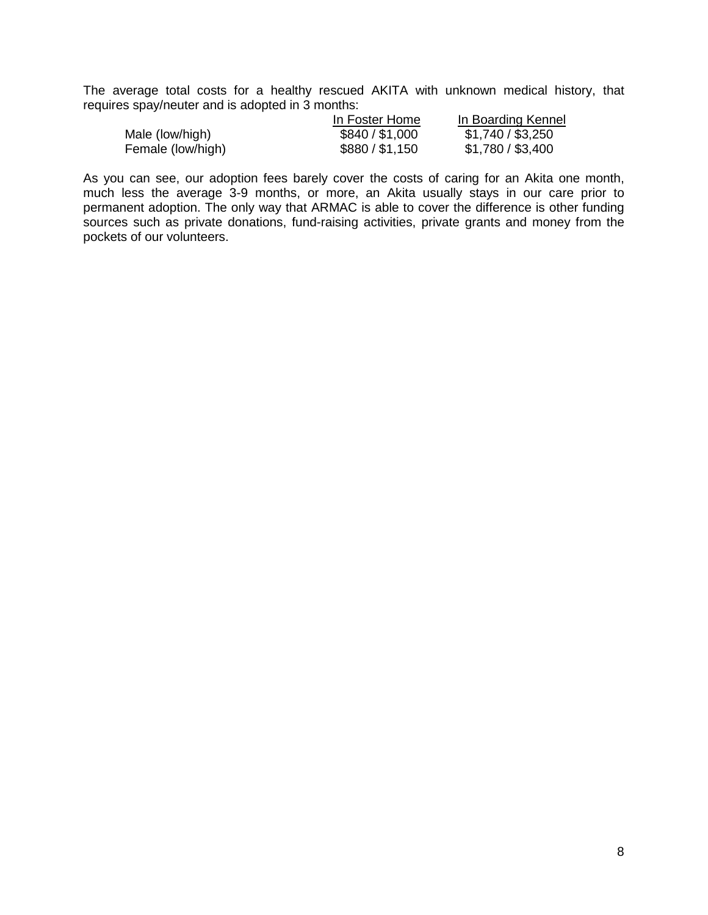The average total costs for a healthy rescued AKITA with unknown medical history, that requires spay/neuter and is adopted in 3 months:

| | In Foster Home | In Boarding Kennel |
|---|---|---|
| Male (low/high) | $840 / $1,000 | $1,740 / $3,250 |
| Female (low/high) | $880 / $1,150 | $1,780 / $3,400 |

As you can see, our adoption fees barely cover the costs of caring for an Akita one month, much less the average 3-9 months, or more, an Akita usually stays in our care prior to permanent adoption. The only way that ARMAC is able to cover the difference is other funding sources such as private donations, fund-raising activities, private grants and money from the pockets of our volunteers.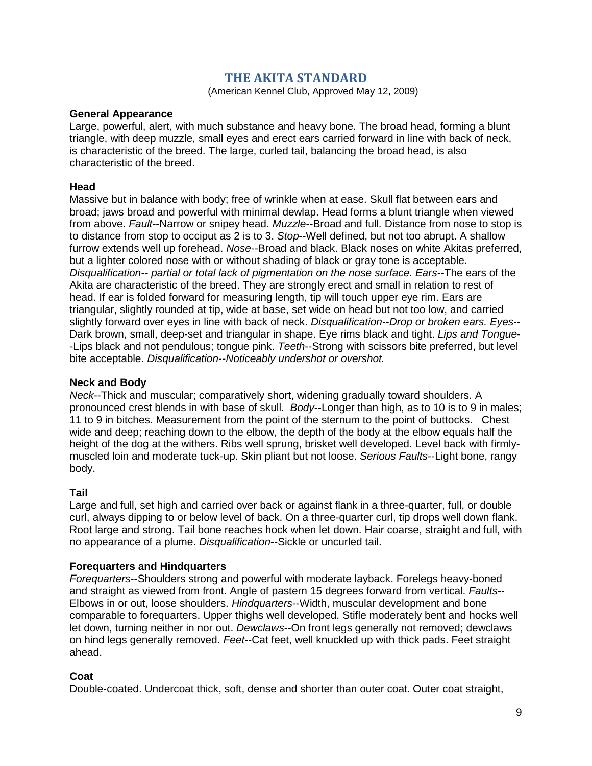# THE AKITA STANDARD

(American Kennel Club, Approved May 12, 2009)

**General Appearance**

Large, powerful, alert, with much substance and heavy bone. The broad head, forming a blunt triangle, with deep muzzle, small eyes and erect ears carried forward in line with back of neck, is characteristic of the breed. The large, curled tail, balancing the broad head, is also characteristic of the breed.

**Head**

Massive but in balance with body; free of wrinkle when at ease. Skull flat between ears and broad; jaws broad and powerful with minimal dewlap. Head forms a blunt triangle when viewed from above. *Fault*--Narrow or snipey head. *Muzzle*--Broad and full. Distance from nose to stop is to distance from stop to occiput as 2 is to 3. *Stop*--Well defined, but not too abrupt. A shallow furrow extends well up forehead. *Nose*--Broad and black. Black noses on white Akitas preferred, but a lighter colored nose with or without shading of black or gray tone is acceptable. *Disqualification-- partial or total lack of pigmentation on the nose surface. Ears*--The ears of the Akita are characteristic of the breed. They are strongly erect and small in relation to rest of head. If ear is folded forward for measuring length, tip will touch upper eye rim. Ears are triangular, slightly rounded at tip, wide at base, set wide on head but not too low, and carried slightly forward over eyes in line with back of neck. *Disqualification--Drop or broken ears. Eyes*--Dark brown, small, deep-set and triangular in shape. Eye rims black and tight. *Lips and Tongue*--Lips black and not pendulous; tongue pink. *Teeth*--Strong with scissors bite preferred, but level bite acceptable. *Disqualification--Noticeably undershot or overshot.*

**Neck and Body**

*Neck*--Thick and muscular; comparatively short, widening gradually toward shoulders. A pronounced crest blends in with base of skull. *Body*--Longer than high, as to 10 is to 9 in males; 11 to 9 in bitches. Measurement from the point of the sternum to the point of buttocks. Chest wide and deep; reaching down to the elbow, the depth of the body at the elbow equals half the height of the dog at the withers. Ribs well sprung, brisket well developed. Level back with firmly-muscled loin and moderate tuck-up. Skin pliant but not loose. *Serious Faults*--Light bone, rangy body.

**Tail**

Large and full, set high and carried over back or against flank in a three-quarter, full, or double curl, always dipping to or below level of back. On a three-quarter curl, tip drops well down flank. Root large and strong. Tail bone reaches hock when let down. Hair coarse, straight and full, with no appearance of a plume. *Disqualification*--Sickle or uncurled tail.

**Forequarters and Hindquarters**

*Forequarters*--Shoulders strong and powerful with moderate layback. Forelegs heavy-boned and straight as viewed from front. Angle of pastern 15 degrees forward from vertical. *Faults*--Elbows in or out, loose shoulders. *Hindquarters*--Width, muscular development and bone comparable to forequarters. Upper thighs well developed. Stifle moderately bent and hocks well let down, turning neither in nor out. *Dewclaws*--On front legs generally not removed; dewclaws on hind legs generally removed. *Feet*--Cat feet, well knuckled up with thick pads. Feet straight ahead.

**Coat**

Double-coated. Undercoat thick, soft, dense and shorter than outer coat. Outer coat straight,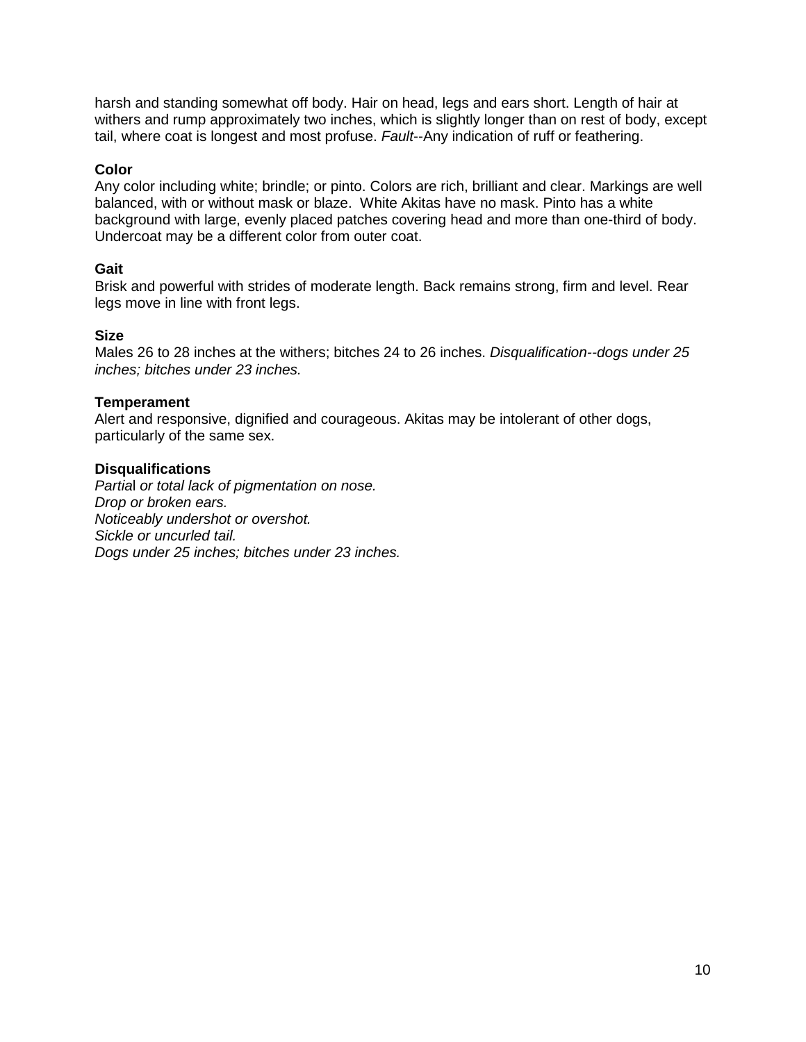harsh and standing somewhat off body. Hair on head, legs and ears short. Length of hair at withers and rump approximately two inches, which is slightly longer than on rest of body, except tail, where coat is longest and most profuse. *Fault*--Any indication of ruff or feathering.

**Color**
Any color including white; brindle; or pinto. Colors are rich, brilliant and clear. Markings are well balanced, with or without mask or blaze. White Akitas have no mask. Pinto has a white background with large, evenly placed patches covering head and more than one-third of body. Undercoat may be a different color from outer coat.

**Gait**
Brisk and powerful with strides of moderate length. Back remains strong, firm and level. Rear legs move in line with front legs.

**Size**
Males 26 to 28 inches at the withers; bitches 24 to 26 inches. *Disqualification--dogs under 25 inches; bitches under 23 inches.*

**Temperament**
Alert and responsive, dignified and courageous. Akitas may be intolerant of other dogs, particularly of the same sex.

**Disqualifications**
*Partial or total lack of pigmentation on nose.*
*Drop or broken ears.*
*Noticeably undershot or overshot.*
*Sickle or uncurled tail.*
*Dogs under 25 inches; bitches under 23 inches.*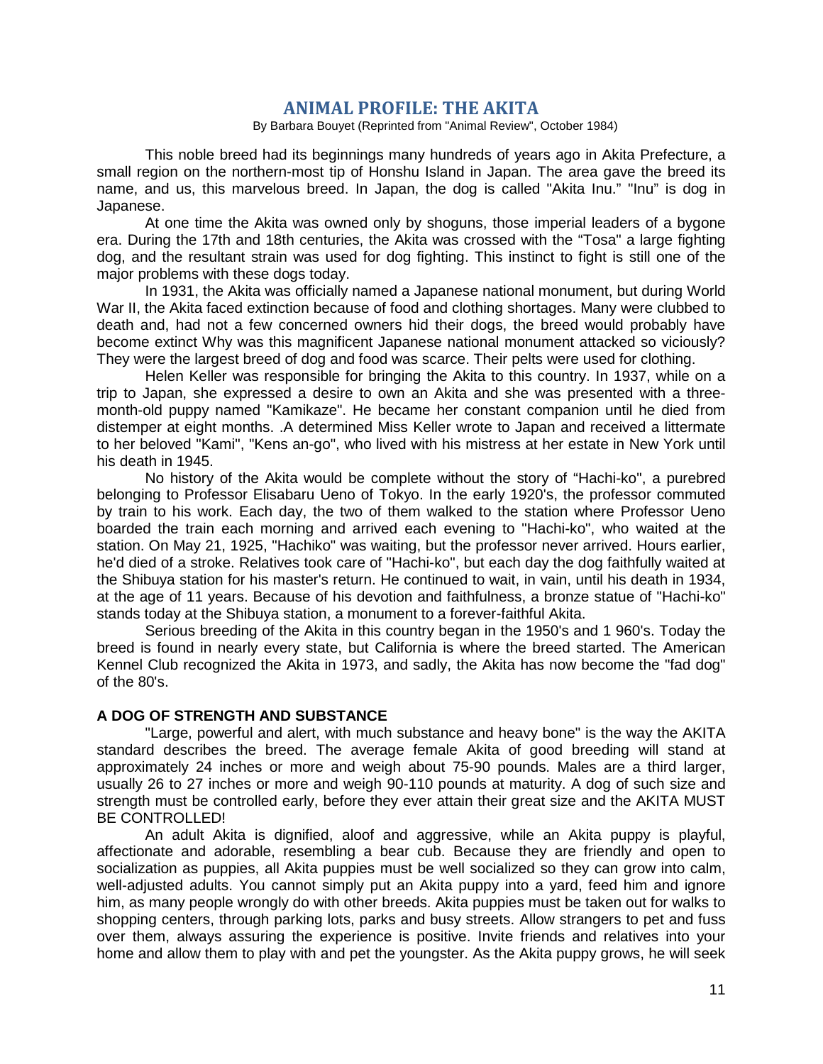## ANIMAL PROFILE: THE AKITA

By Barbara Bouyet (Reprinted from "Animal Review", October 1984)

This noble breed had its beginnings many hundreds of years ago in Akita Prefecture, a small region on the northern-most tip of Honshu Island in Japan. The area gave the breed its name, and us, this marvelous breed. In Japan, the dog is called "Akita Inu." "Inu" is dog in Japanese.

At one time the Akita was owned only by shoguns, those imperial leaders of a bygone era. During the 17th and 18th centuries, the Akita was crossed with the "Tosa" a large fighting dog, and the resultant strain was used for dog fighting. This instinct to fight is still one of the major problems with these dogs today.

In 1931, the Akita was officially named a Japanese national monument, but during World War II, the Akita faced extinction because of food and clothing shortages. Many were clubbed to death and, had not a few concerned owners hid their dogs, the breed would probably have become extinct Why was this magnificent Japanese national monument attacked so viciously? They were the largest breed of dog and food was scarce. Their pelts were used for clothing.

Helen Keller was responsible for bringing the Akita to this country. In 1937, while on a trip to Japan, she expressed a desire to own an Akita and she was presented with a three-month-old puppy named "Kamikaze". He became her constant companion until he died from distemper at eight months. .A determined Miss Keller wrote to Japan and received a littermate to her beloved "Kami", "Kens an-go", who lived with his mistress at her estate in New York until his death in 1945.

No history of the Akita would be complete without the story of "Hachi-ko", a purebred belonging to Professor Elisabaru Ueno of Tokyo. In the early 1920's, the professor commuted by train to his work. Each day, the two of them walked to the station where Professor Ueno boarded the train each morning and arrived each evening to "Hachi-ko", who waited at the station. On May 21, 1925, "Hachiko" was waiting, but the professor never arrived. Hours earlier, he'd died of a stroke. Relatives took care of "Hachi-ko", but each day the dog faithfully waited at the Shibuya station for his master's return. He continued to wait, in vain, until his death in 1934, at the age of 11 years. Because of his devotion and faithfulness, a bronze statue of "Hachi-ko" stands today at the Shibuya station, a monument to a forever-faithful Akita.

Serious breeding of the Akita in this country began in the 1950's and 1 960's. Today the breed is found in nearly every state, but California is where the breed started. The American Kennel Club recognized the Akita in 1973, and sadly, the Akita has now become the "fad dog" of the 80's.

**A DOG OF STRENGTH AND SUBSTANCE**

"Large, powerful and alert, with much substance and heavy bone" is the way the AKITA standard describes the breed. The average female Akita of good breeding will stand at approximately 24 inches or more and weigh about 75-90 pounds. Males are a third larger, usually 26 to 27 inches or more and weigh 90-110 pounds at maturity. A dog of such size and strength must be controlled early, before they ever attain their great size and the AKITA MUST BE CONTROLLED!

An adult Akita is dignified, aloof and aggressive, while an Akita puppy is playful, affectionate and adorable, resembling a bear cub. Because they are friendly and open to socialization as puppies, all Akita puppies must be well socialized so they can grow into calm, well-adjusted adults. You cannot simply put an Akita puppy into a yard, feed him and ignore him, as many people wrongly do with other breeds. Akita puppies must be taken out for walks to shopping centers, through parking lots, parks and busy streets. Allow strangers to pet and fuss over them, always assuring the experience is positive. Invite friends and relatives into your home and allow them to play with and pet the youngster. As the Akita puppy grows, he will seek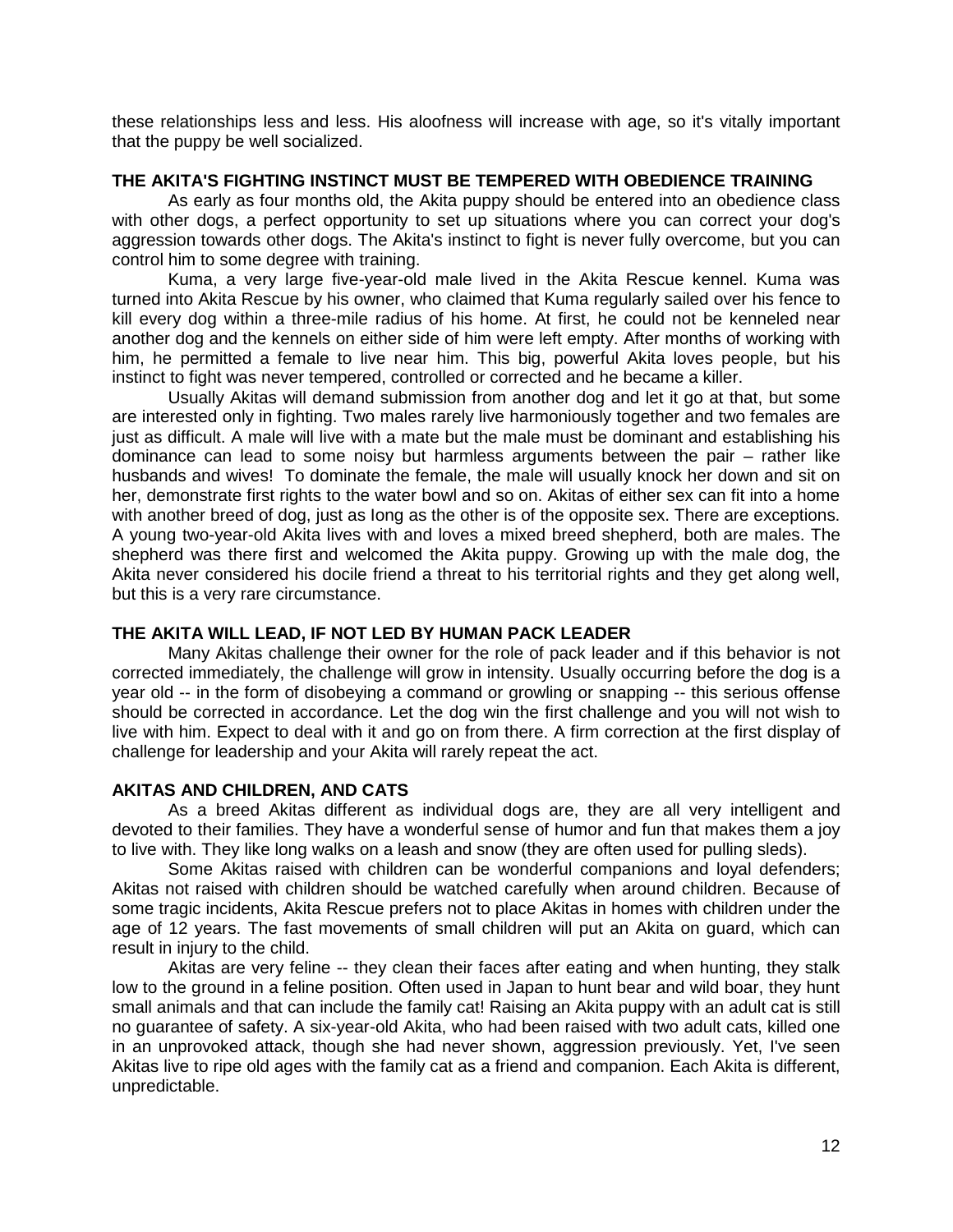these relationships less and less. His aloofness will increase with age, so it's vitally important that the puppy be well socialized.

### THE AKITA'S FIGHTING INSTINCT MUST BE TEMPERED WITH OBEDIENCE TRAINING

As early as four months old, the Akita puppy should be entered into an obedience class with other dogs, a perfect opportunity to set up situations where you can correct your dog's aggression towards other dogs. The Akita's instinct to fight is never fully overcome, but you can control him to some degree with training.

Kuma, a very large five-year-old male lived in the Akita Rescue kennel. Kuma was turned into Akita Rescue by his owner, who claimed that Kuma regularly sailed over his fence to kill every dog within a three-mile radius of his home. At first, he could not be kenneled near another dog and the kennels on either side of him were left empty. After months of working with him, he permitted a female to live near him. This big, powerful Akita loves people, but his instinct to fight was never tempered, controlled or corrected and he became a killer.

Usually Akitas will demand submission from another dog and let it go at that, but some are interested only in fighting. Two males rarely live harmoniously together and two females are just as difficult. A male will live with a mate but the male must be dominant and establishing his dominance can lead to some noisy but harmless arguments between the pair – rather like husbands and wives! To dominate the female, the male will usually knock her down and sit on her, demonstrate first rights to the water bowl and so on. Akitas of either sex can fit into a home with another breed of dog, just as Iong as the other is of the opposite sex. There are exceptions. A young two-year-old Akita lives with and loves a mixed breed shepherd, both are males. The shepherd was there first and welcomed the Akita puppy. Growing up with the male dog, the Akita never considered his docile friend a threat to his territorial rights and they get along well, but this is a very rare circumstance.

### THE AKITA WILL LEAD, IF NOT LED BY HUMAN PACK LEADER

Many Akitas challenge their owner for the role of pack leader and if this behavior is not corrected immediately, the challenge will grow in intensity. Usually occurring before the dog is a year old -- in the form of disobeying a command or growling or snapping -- this serious offense should be corrected in accordance. Let the dog win the first challenge and you will not wish to live with him. Expect to deal with it and go on from there. A firm correction at the first display of challenge for leadership and your Akita will rarely repeat the act.

### AKITAS AND CHILDREN, AND CATS

As a breed Akitas different as individual dogs are, they are all very intelligent and devoted to their families. They have a wonderful sense of humor and fun that makes them a joy to live with. They like long walks on a leash and snow (they are often used for pulling sleds).

Some Akitas raised with children can be wonderful companions and loyal defenders; Akitas not raised with children should be watched carefully when around children. Because of some tragic incidents, Akita Rescue prefers not to place Akitas in homes with children under the age of 12 years. The fast movements of small children will put an Akita on guard, which can result in injury to the child.

Akitas are very feline -- they clean their faces after eating and when hunting, they stalk low to the ground in a feline position. Often used in Japan to hunt bear and wild boar, they hunt small animals and that can include the family cat! Raising an Akita puppy with an adult cat is still no guarantee of safety. A six-year-old Akita, who had been raised with two adult cats, killed one in an unprovoked attack, though she had never shown, aggression previously. Yet, I've seen Akitas live to ripe old ages with the family cat as a friend and companion. Each Akita is different, unpredictable.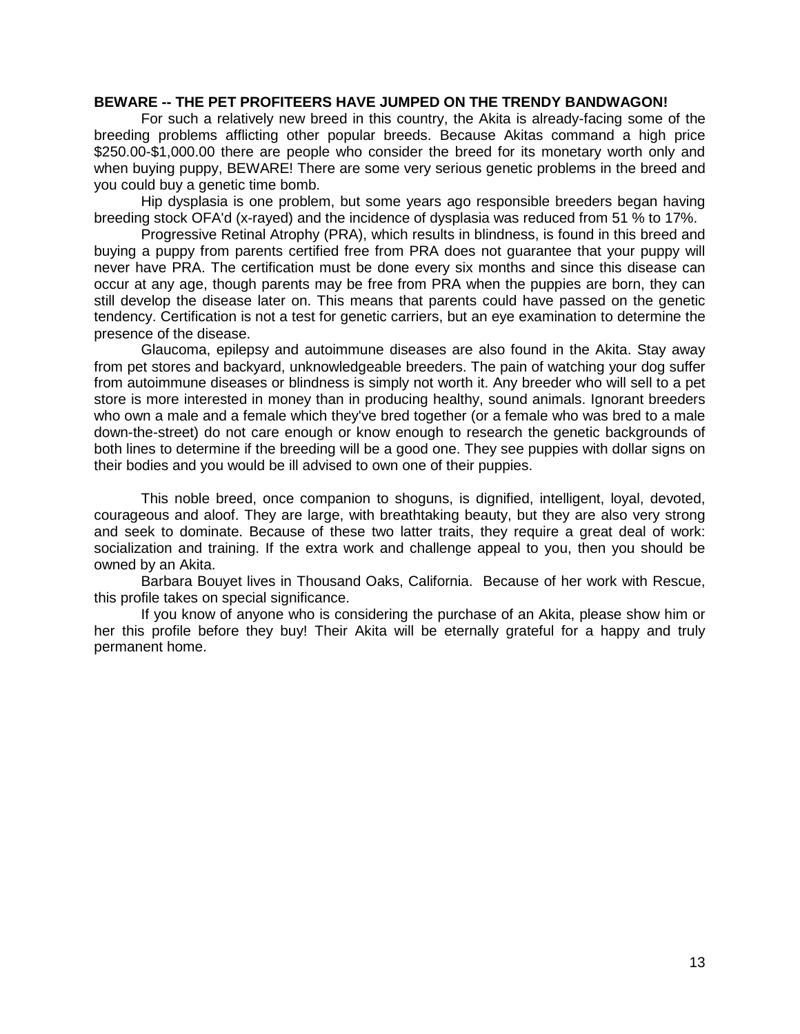**BEWARE -- THE PET PROFITEERS HAVE JUMPED ON THE TRENDY BANDWAGON!**

For such a relatively new breed in this country, the Akita is already-facing some of the breeding problems afflicting other popular breeds. Because Akitas command a high price $250.00-$1,000.00 there are people who consider the breed for its monetary worth only and when buying puppy, BEWARE! There are some very serious genetic problems in the breed and you could buy a genetic time bomb.

Hip dysplasia is one problem, but some years ago responsible breeders began having breeding stock OFA'd (x-rayed) and the incidence of dysplasia was reduced from 51 % to 17%.

Progressive Retinal Atrophy (PRA), which results in blindness, is found in this breed and buying a puppy from parents certified free from PRA does not guarantee that your puppy will never have PRA. The certification must be done every six months and since this disease can occur at any age, though parents may be free from PRA when the puppies are born, they can still develop the disease later on. This means that parents could have passed on the genetic tendency. Certification is not a test for genetic carriers, but an eye examination to determine the presence of the disease.

Glaucoma, epilepsy and autoimmune diseases are also found in the Akita. Stay away from pet stores and backyard, unknowledgeable breeders. The pain of watching your dog suffer from autoimmune diseases or blindness is simply not worth it. Any breeder who will sell to a pet store is more interested in money than in producing healthy, sound animals. Ignorant breeders who own a male and a female which they've bred together (or a female who was bred to a male down-the-street) do not care enough or know enough to research the genetic backgrounds of both lines to determine if the breeding will be a good one. They see puppies with dollar signs on their bodies and you would be ill advised to own one of their puppies.

This noble breed, once companion to shoguns, is dignified, intelligent, loyal, devoted, courageous and aloof. They are large, with breathtaking beauty, but they are also very strong and seek to dominate. Because of these two latter traits, they require a great deal of work: socialization and training. If the extra work and challenge appeal to you, then you should be owned by an Akita.

Barbara Bouyet lives in Thousand Oaks, California. Because of her work with Rescue, this profile takes on special significance.

If you know of anyone who is considering the purchase of an Akita, please show him or her this profile before they buy! Their Akita will be eternally grateful for a happy and truly permanent home.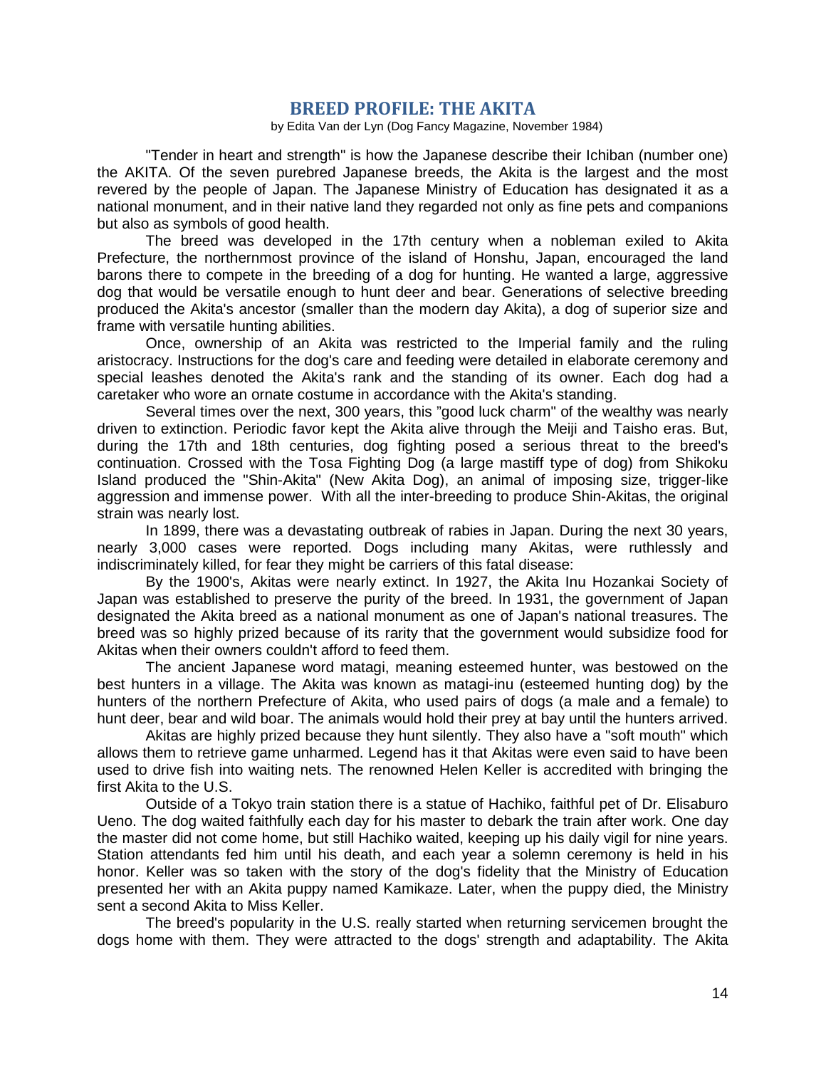# BREED PROFILE: THE AKITA

by Edita Van der Lyn (Dog Fancy Magazine, November 1984)

"Tender in heart and strength" is how the Japanese describe their Ichiban (number one) the AKITA. Of the seven purebred Japanese breeds, the Akita is the largest and the most revered by the people of Japan. The Japanese Ministry of Education has designated it as a national monument, and in their native land they regarded not only as fine pets and companions but also as symbols of good health.

The breed was developed in the 17th century when a nobleman exiled to Akita Prefecture, the northernmost province of the island of Honshu, Japan, encouraged the land barons there to compete in the breeding of a dog for hunting. He wanted a large, aggressive dog that would be versatile enough to hunt deer and bear. Generations of selective breeding produced the Akita's ancestor (smaller than the modern day Akita), a dog of superior size and frame with versatile hunting abilities.

Once, ownership of an Akita was restricted to the Imperial family and the ruling aristocracy. Instructions for the dog's care and feeding were detailed in elaborate ceremony and special leashes denoted the Akita's rank and the standing of its owner. Each dog had a caretaker who wore an ornate costume in accordance with the Akita's standing.

Several times over the next, 300 years, this "good luck charm" of the wealthy was nearly driven to extinction. Periodic favor kept the Akita alive through the Meiji and Taisho eras. But, during the 17th and 18th centuries, dog fighting posed a serious threat to the breed's continuation. Crossed with the Tosa Fighting Dog (a large mastiff type of dog) from Shikoku Island produced the "Shin-Akita" (New Akita Dog), an animal of imposing size, trigger-like aggression and immense power. With all the inter-breeding to produce Shin-Akitas, the original strain was nearly lost.

In 1899, there was a devastating outbreak of rabies in Japan. During the next 30 years, nearly 3,000 cases were reported. Dogs including many Akitas, were ruthlessly and indiscriminately killed, for fear they might be carriers of this fatal disease:

By the 1900's, Akitas were nearly extinct. In 1927, the Akita Inu Hozankai Society of Japan was established to preserve the purity of the breed. In 1931, the government of Japan designated the Akita breed as a national monument as one of Japan's national treasures. The breed was so highly prized because of its rarity that the government would subsidize food for Akitas when their owners couldn't afford to feed them.

The ancient Japanese word matagi, meaning esteemed hunter, was bestowed on the best hunters in a village. The Akita was known as matagi-inu (esteemed hunting dog) by the hunters of the northern Prefecture of Akita, who used pairs of dogs (a male and a female) to hunt deer, bear and wild boar. The animals would hold their prey at bay until the hunters arrived.

Akitas are highly prized because they hunt silently. They also have a "soft mouth" which allows them to retrieve game unharmed. Legend has it that Akitas were even said to have been used to drive fish into waiting nets. The renowned Helen Keller is accredited with bringing the first Akita to the U.S.

Outside of a Tokyo train station there is a statue of Hachiko, faithful pet of Dr. Elisaburo Ueno. The dog waited faithfully each day for his master to debark the train after work. One day the master did not come home, but still Hachiko waited, keeping up his daily vigil for nine years. Station attendants fed him until his death, and each year a solemn ceremony is held in his honor. Keller was so taken with the story of the dog's fidelity that the Ministry of Education presented her with an Akita puppy named Kamikaze. Later, when the puppy died, the Ministry sent a second Akita to Miss Keller.

The breed's popularity in the U.S. really started when returning servicemen brought the dogs home with them. They were attracted to the dogs' strength and adaptability. The Akita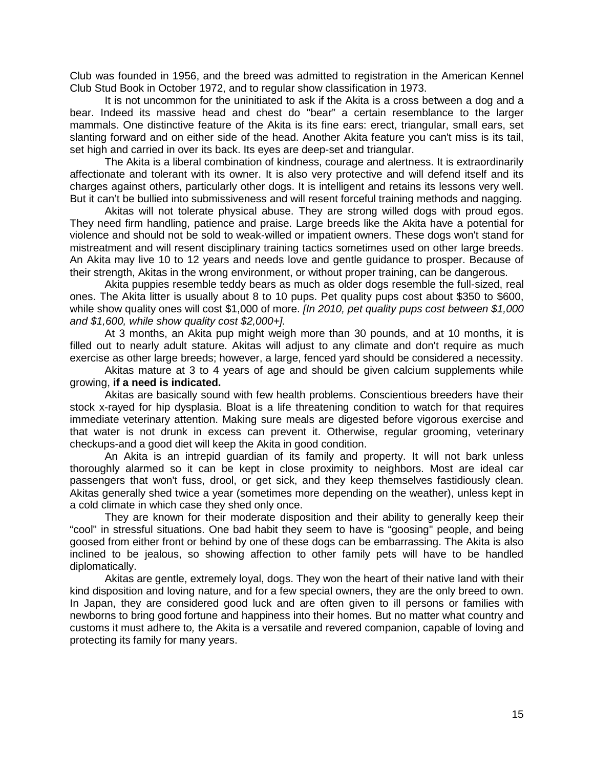Club was founded in 1956, and the breed was admitted to registration in the American Kennel Club Stud Book in October 1972, and to regular show classification in 1973.

It is not uncommon for the uninitiated to ask if the Akita is a cross between a dog and a bear. Indeed its massive head and chest do "bear" a certain resemblance to the larger mammals. One distinctive feature of the Akita is its fine ears: erect, triangular, small ears, set slanting forward and on either side of the head. Another Akita feature you can't miss is its tail, set high and carried in over its back. Its eyes are deep-set and triangular.

The Akita is a liberal combination of kindness, courage and alertness. It is extraordinarily affectionate and tolerant with its owner. It is also very protective and will defend itself and its charges against others, particularly other dogs. It is intelligent and retains its lessons very well. But it can't be bullied into submissiveness and will resent forceful training methods and nagging.

Akitas will not tolerate physical abuse. They are strong willed dogs with proud egos. They need firm handling, patience and praise. Large breeds like the Akita have a potential for violence and should not be sold to weak-willed or impatient owners. These dogs won't stand for mistreatment and will resent disciplinary training tactics sometimes used on other large breeds. An Akita may live 10 to 12 years and needs love and gentle guidance to prosper. Because of their strength, Akitas in the wrong environment, or without proper training, can be dangerous.

Akita puppies resemble teddy bears as much as older dogs resemble the full-sized, real ones. The Akita litter is usually about 8 to 10 pups. Pet quality pups cost about $350 to $600, while show quality ones will cost $1,000 of more. *[In 2010, pet quality pups cost between $1,000 and $1,600, while show quality cost $2,000+].*

At 3 months, an Akita pup might weigh more than 30 pounds, and at 10 months, it is filled out to nearly adult stature. Akitas will adjust to any climate and don't require as much exercise as other large breeds; however, a large, fenced yard should be considered a necessity.

Akitas mature at 3 to 4 years of age and should be given calcium supplements while growing, **if a need is indicated.**

Akitas are basically sound with few health problems. Conscientious breeders have their stock x-rayed for hip dysplasia. Bloat is a life threatening condition to watch for that requires immediate veterinary attention. Making sure meals are digested before vigorous exercise and that water is not drunk in excess can prevent it. Otherwise, regular grooming, veterinary checkups-and a good diet will keep the Akita in good condition.

An Akita is an intrepid guardian of its family and property. It will not bark unless thoroughly alarmed so it can be kept in close proximity to neighbors. Most are ideal car passengers that won't fuss, drool, or get sick, and they keep themselves fastidiously clean. Akitas generally shed twice a year (sometimes more depending on the weather), unless kept in a cold climate in which case they shed only once.

They are known for their moderate disposition and their ability to generally keep their "cool" in stressful situations. One bad habit they seem to have is "goosing" people, and being goosed from either front or behind by one of these dogs can be embarrassing. The Akita is also inclined to be jealous, so showing affection to other family pets will have to be handled diplomatically.

Akitas are gentle, extremely loyal, dogs. They won the heart of their native land with their kind disposition and loving nature, and for a few special owners, they are the only breed to own. In Japan, they are considered good luck and are often given to ill persons or families with newborns to bring good fortune and happiness into their homes. But no matter what country and customs it must adhere to, the Akita is a versatile and revered companion, capable of loving and protecting its family for many years.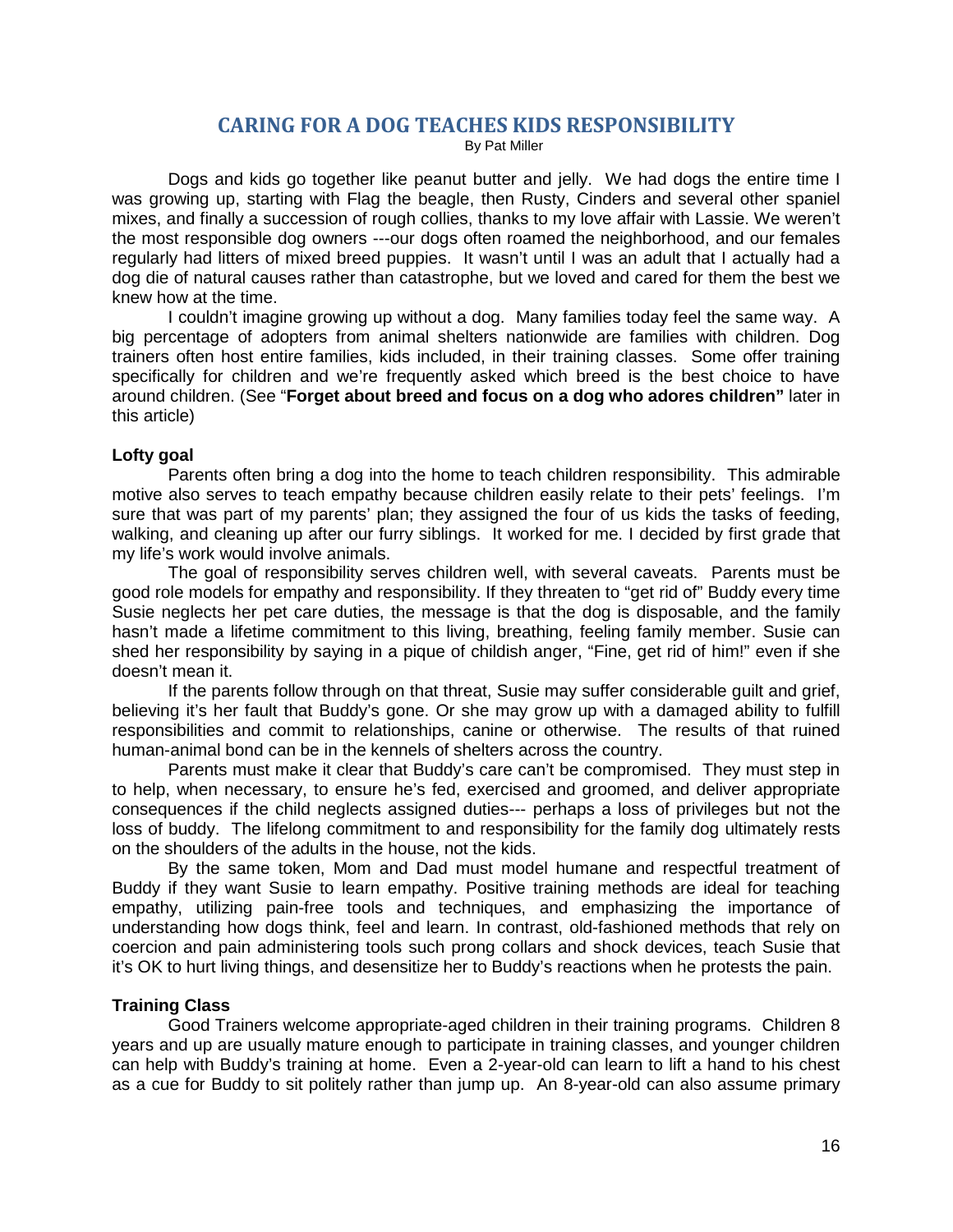# CARING FOR A DOG TEACHES KIDS RESPONSIBILITY

By Pat Miller

Dogs and kids go together like peanut butter and jelly. We had dogs the entire time I was growing up, starting with Flag the beagle, then Rusty, Cinders and several other spaniel mixes, and finally a succession of rough collies, thanks to my love affair with Lassie. We weren't the most responsible dog owners ---our dogs often roamed the neighborhood, and our females regularly had litters of mixed breed puppies. It wasn't until I was an adult that I actually had a dog die of natural causes rather than catastrophe, but we loved and cared for them the best we knew how at the time.

I couldn't imagine growing up without a dog. Many families today feel the same way. A big percentage of adopters from animal shelters nationwide are families with children. Dog trainers often host entire families, kids included, in their training classes. Some offer training specifically for children and we're frequently asked which breed is the best choice to have around children. (See "**Forget about breed and focus on a dog who adores children"** later in this article)

### Lofty goal

Parents often bring a dog into the home to teach children responsibility. This admirable motive also serves to teach empathy because children easily relate to their pets' feelings. I'm sure that was part of my parents' plan; they assigned the four of us kids the tasks of feeding, walking, and cleaning up after our furry siblings. It worked for me. I decided by first grade that my life's work would involve animals.

The goal of responsibility serves children well, with several caveats. Parents must be good role models for empathy and responsibility. If they threaten to "get rid of" Buddy every time Susie neglects her pet care duties, the message is that the dog is disposable, and the family hasn't made a lifetime commitment to this living, breathing, feeling family member. Susie can shed her responsibility by saying in a pique of childish anger, "Fine, get rid of him!" even if she doesn't mean it.

If the parents follow through on that threat, Susie may suffer considerable guilt and grief, believing it's her fault that Buddy's gone. Or she may grow up with a damaged ability to fulfill responsibilities and commit to relationships, canine or otherwise. The results of that ruined human-animal bond can be in the kennels of shelters across the country.

Parents must make it clear that Buddy's care can't be compromised. They must step in to help, when necessary, to ensure he's fed, exercised and groomed, and deliver appropriate consequences if the child neglects assigned duties--- perhaps a loss of privileges but not the loss of buddy. The lifelong commitment to and responsibility for the family dog ultimately rests on the shoulders of the adults in the house, not the kids.

By the same token, Mom and Dad must model humane and respectful treatment of Buddy if they want Susie to learn empathy. Positive training methods are ideal for teaching empathy, utilizing pain-free tools and techniques, and emphasizing the importance of understanding how dogs think, feel and learn. In contrast, old-fashioned methods that rely on coercion and pain administering tools such prong collars and shock devices, teach Susie that it's OK to hurt living things, and desensitize her to Buddy's reactions when he protests the pain.

### Training Class

Good Trainers welcome appropriate-aged children in their training programs. Children 8 years and up are usually mature enough to participate in training classes, and younger children can help with Buddy's training at home. Even a 2-year-old can learn to lift a hand to his chest as a cue for Buddy to sit politely rather than jump up. An 8-year-old can also assume primary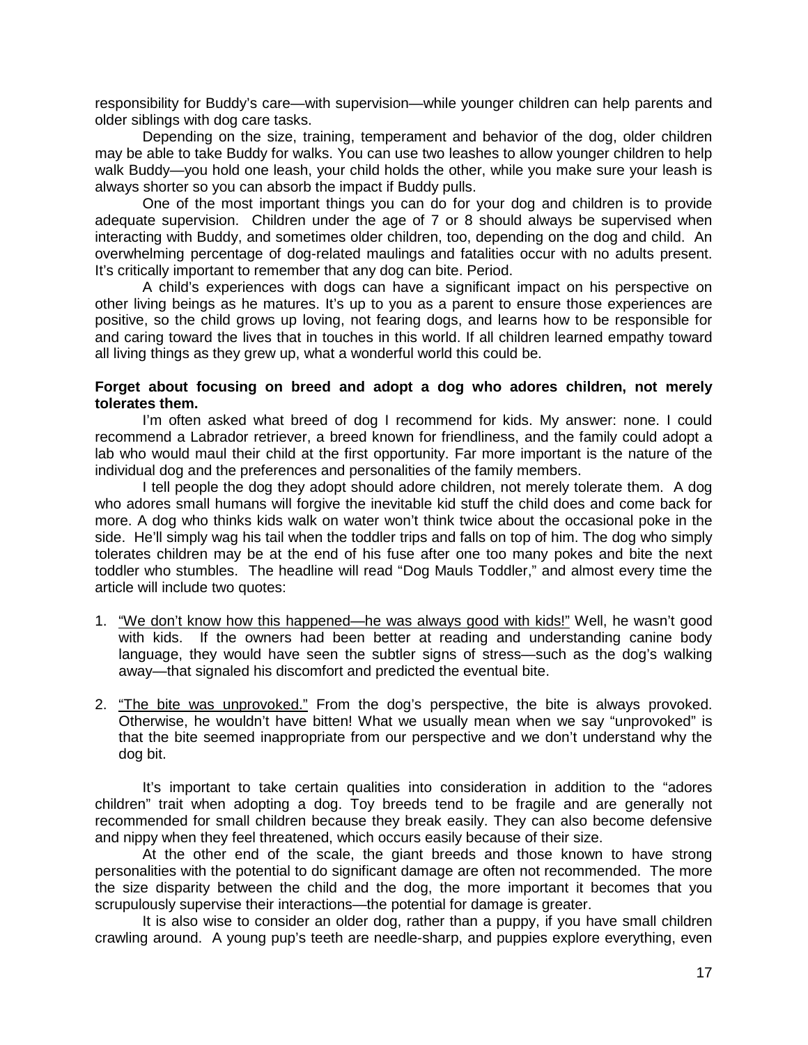responsibility for Buddy's care—with supervision—while younger children can help parents and older siblings with dog care tasks.

Depending on the size, training, temperament and behavior of the dog, older children may be able to take Buddy for walks. You can use two leashes to allow younger children to help walk Buddy—you hold one leash, your child holds the other, while you make sure your leash is always shorter so you can absorb the impact if Buddy pulls.

One of the most important things you can do for your dog and children is to provide adequate supervision. Children under the age of 7 or 8 should always be supervised when interacting with Buddy, and sometimes older children, too, depending on the dog and child. An overwhelming percentage of dog-related maulings and fatalities occur with no adults present. It's critically important to remember that any dog can bite. Period.

A child's experiences with dogs can have a significant impact on his perspective on other living beings as he matures. It's up to you as a parent to ensure those experiences are positive, so the child grows up loving, not fearing dogs, and learns how to be responsible for and caring toward the lives that in touches in this world. If all children learned empathy toward all living things as they grew up, what a wonderful world this could be.

**Forget about focusing on breed and adopt a dog who adores children, not merely tolerates them.**

I'm often asked what breed of dog I recommend for kids. My answer: none. I could recommend a Labrador retriever, a breed known for friendliness, and the family could adopt a lab who would maul their child at the first opportunity. Far more important is the nature of the individual dog and the preferences and personalities of the family members.

I tell people the dog they adopt should adore children, not merely tolerate them. A dog who adores small humans will forgive the inevitable kid stuff the child does and come back for more. A dog who thinks kids walk on water won't think twice about the occasional poke in the side. He'll simply wag his tail when the toddler trips and falls on top of him. The dog who simply tolerates children may be at the end of his fuse after one too many pokes and bite the next toddler who stumbles. The headline will read "Dog Mauls Toddler," and almost every time the article will include two quotes:

1. <u>"We don't know how this happened—he was always good with kids!"</u> Well, he wasn't good with kids. If the owners had been better at reading and understanding canine body language, they would have seen the subtler signs of stress—such as the dog's walking away—that signaled his discomfort and predicted the eventual bite.

2. <u>"The bite was unprovoked."</u> From the dog's perspective, the bite is always provoked. Otherwise, he wouldn't have bitten! What we usually mean when we say "unprovoked" is that the bite seemed inappropriate from our perspective and we don't understand why the dog bit.

It's important to take certain qualities into consideration in addition to the "adores children" trait when adopting a dog. Toy breeds tend to be fragile and are generally not recommended for small children because they break easily. They can also become defensive and nippy when they feel threatened, which occurs easily because of their size.

At the other end of the scale, the giant breeds and those known to have strong personalities with the potential to do significant damage are often not recommended. The more the size disparity between the child and the dog, the more important it becomes that you scrupulously supervise their interactions—the potential for damage is greater.

It is also wise to consider an older dog, rather than a puppy, if you have small children crawling around. A young pup's teeth are needle-sharp, and puppies explore everything, even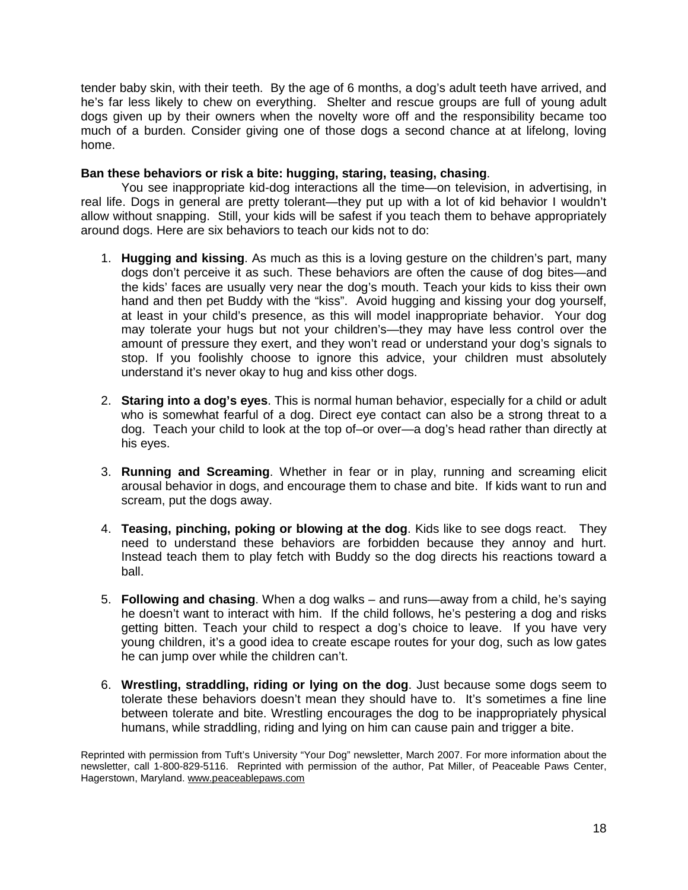tender baby skin, with their teeth. By the age of 6 months, a dog's adult teeth have arrived, and he's far less likely to chew on everything. Shelter and rescue groups are full of young adult dogs given up by their owners when the novelty wore off and the responsibility became too much of a burden. Consider giving one of those dogs a second chance at at lifelong, loving home.

**Ban these behaviors or risk a bite: hugging, staring, teasing, chasing**.

You see inappropriate kid-dog interactions all the time—on television, in advertising, in real life. Dogs in general are pretty tolerant—they put up with a lot of kid behavior I wouldn't allow without snapping. Still, your kids will be safest if you teach them to behave appropriately around dogs. Here are six behaviors to teach our kids not to do:

1. **Hugging and kissing**. As much as this is a loving gesture on the children's part, many dogs don't perceive it as such. These behaviors are often the cause of dog bites—and the kids' faces are usually very near the dog's mouth. Teach your kids to kiss their own hand and then pet Buddy with the "kiss". Avoid hugging and kissing your dog yourself, at least in your child's presence, as this will model inappropriate behavior. Your dog may tolerate your hugs but not your children's—they may have less control over the amount of pressure they exert, and they won't read or understand your dog's signals to stop. If you foolishly choose to ignore this advice, your children must absolutely understand it's never okay to hug and kiss other dogs.

2. **Staring into a dog's eyes**. This is normal human behavior, especially for a child or adult who is somewhat fearful of a dog. Direct eye contact can also be a strong threat to a dog. Teach your child to look at the top of–or over—a dog's head rather than directly at his eyes.

3. **Running and Screaming**. Whether in fear or in play, running and screaming elicit arousal behavior in dogs, and encourage them to chase and bite. If kids want to run and scream, put the dogs away.

4. **Teasing, pinching, poking or blowing at the dog**. Kids like to see dogs react. They need to understand these behaviors are forbidden because they annoy and hurt. Instead teach them to play fetch with Buddy so the dog directs his reactions toward a ball.

5. **Following and chasing**. When a dog walks – and runs—away from a child, he's saying he doesn't want to interact with him. If the child follows, he's pestering a dog and risks getting bitten. Teach your child to respect a dog's choice to leave. If you have very young children, it's a good idea to create escape routes for your dog, such as low gates he can jump over while the children can't.

6. **Wrestling, straddling, riding or lying on the dog**. Just because some dogs seem to tolerate these behaviors doesn't mean they should have to. It's sometimes a fine line between tolerate and bite. Wrestling encourages the dog to be inappropriately physical humans, while straddling, riding and lying on him can cause pain and trigger a bite.

Reprinted with permission from Tuft's University "Your Dog" newsletter, March 2007. For more information about the newsletter, call 1-800-829-5116. Reprinted with permission of the author, Pat Miller, of Peaceable Paws Center, Hagerstown, Maryland. www.peaceablepaws.com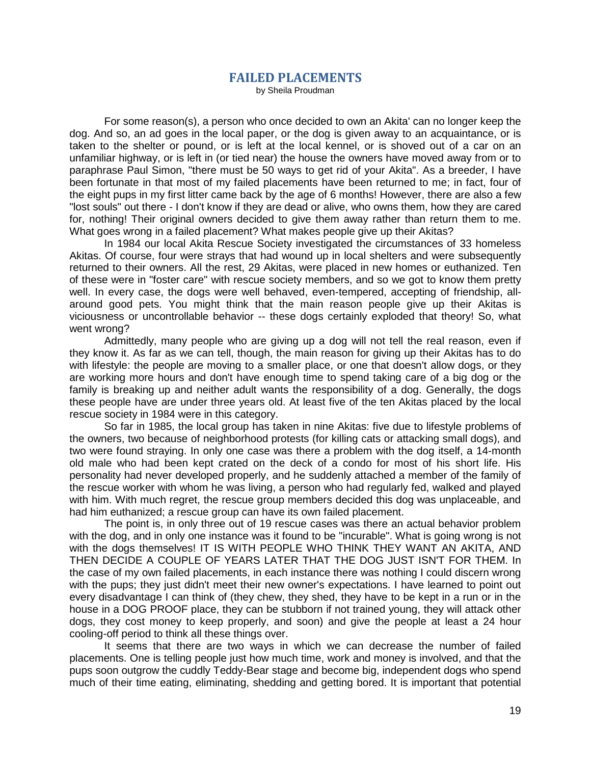## FAILED PLACEMENTS

by Sheila Proudman

For some reason(s), a person who once decided to own an Akita' can no longer keep the dog. And so, an ad goes in the local paper, or the dog is given away to an acquaintance, or is taken to the shelter or pound, or is left at the local kennel, or is shoved out of a car on an unfamiliar highway, or is left in (or tied near) the house the owners have moved away from or to paraphrase Paul Simon, "there must be 50 ways to get rid of your Akita". As a breeder, I have been fortunate in that most of my failed placements have been returned to me; in fact, four of the eight pups in my first litter came back by the age of 6 months! However, there are also a few "lost souls" out there - I don't know if they are dead or alive, who owns them, how they are cared for, nothing! Their original owners decided to give them away rather than return them to me. What goes wrong in a failed placement? What makes people give up their Akitas?

In 1984 our local Akita Rescue Society investigated the circumstances of 33 homeless Akitas. Of course, four were strays that had wound up in local shelters and were subsequently returned to their owners. All the rest, 29 Akitas, were placed in new homes or euthanized. Ten of these were in "foster care" with rescue society members, and so we got to know them pretty well. In every case, the dogs were well behaved, even-tempered, accepting of friendship, all-around good pets. You might think that the main reason people give up their Akitas is viciousness or uncontrollable behavior -- these dogs certainly exploded that theory! So, what went wrong?

Admittedly, many people who are giving up a dog will not tell the real reason, even if they know it. As far as we can tell, though, the main reason for giving up their Akitas has to do with lifestyle: the people are moving to a smaller place, or one that doesn't allow dogs, or they are working more hours and don't have enough time to spend taking care of a big dog or the family is breaking up and neither adult wants the responsibility of a dog. Generally, the dogs these people have are under three years old. At least five of the ten Akitas placed by the local rescue society in 1984 were in this category.

So far in 1985, the local group has taken in nine Akitas: five due to lifestyle problems of the owners, two because of neighborhood protests (for killing cats or attacking small dogs), and two were found straying. In only one case was there a problem with the dog itself, a 14-month old male who had been kept crated on the deck of a condo for most of his short life. His personality had never developed properly, and he suddenly attached a member of the family of the rescue worker with whom he was living, a person who had regularly fed, walked and played with him. With much regret, the rescue group members decided this dog was unplaceable, and had him euthanized; a rescue group can have its own failed placement.

The point is, in only three out of 19 rescue cases was there an actual behavior problem with the dog, and in only one instance was it found to be "incurable". What is going wrong is not with the dogs themselves! IT IS WITH PEOPLE WHO THINK THEY WANT AN AKITA, AND THEN DECIDE A COUPLE OF YEARS LATER THAT THE DOG JUST ISN'T FOR THEM. In the case of my own failed placements, in each instance there was nothing I could discern wrong with the pups; they just didn't meet their new owner's expectations. I have learned to point out every disadvantage I can think of (they chew, they shed, they have to be kept in a run or in the house in a DOG PROOF place, they can be stubborn if not trained young, they will attack other dogs, they cost money to keep properly, and soon) and give the people at least a 24 hour cooling-off period to think all these things over.

It seems that there are two ways in which we can decrease the number of failed placements. One is telling people just how much time, work and money is involved, and that the pups soon outgrow the cuddly Teddy-Bear stage and become big, independent dogs who spend much of their time eating, eliminating, shedding and getting bored. It is important that potential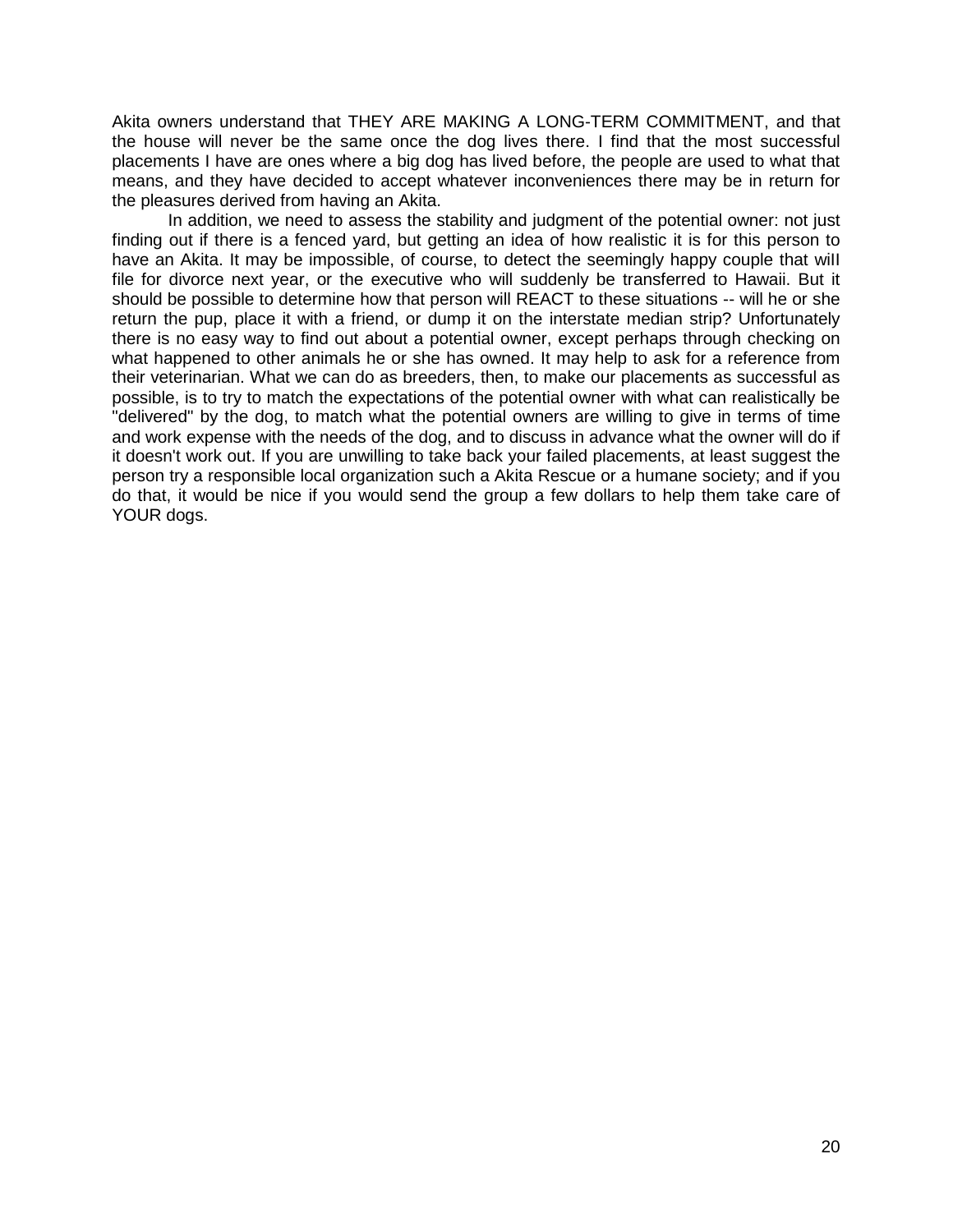Akita owners understand that THEY ARE MAKING A LONG-TERM COMMITMENT, and that the house will never be the same once the dog lives there. I find that the most successful placements I have are ones where a big dog has lived before, the people are used to what that means, and they have decided to accept whatever inconveniences there may be in return for the pleasures derived from having an Akita.

In addition, we need to assess the stability and judgment of the potential owner: not just finding out if there is a fenced yard, but getting an idea of how realistic it is for this person to have an Akita. It may be impossible, of course, to detect the seemingly happy couple that will file for divorce next year, or the executive who will suddenly be transferred to Hawaii. But it should be possible to determine how that person will REACT to these situations -- will he or she return the pup, place it with a friend, or dump it on the interstate median strip? Unfortunately there is no easy way to find out about a potential owner, except perhaps through checking on what happened to other animals he or she has owned. It may help to ask for a reference from their veterinarian. What we can do as breeders, then, to make our placements as successful as possible, is to try to match the expectations of the potential owner with what can realistically be "delivered" by the dog, to match what the potential owners are willing to give in terms of time and work expense with the needs of the dog, and to discuss in advance what the owner will do if it doesn't work out. If you are unwilling to take back your failed placements, at least suggest the person try a responsible local organization such a Akita Rescue or a humane society; and if you do that, it would be nice if you would send the group a few dollars to help them take care of YOUR dogs.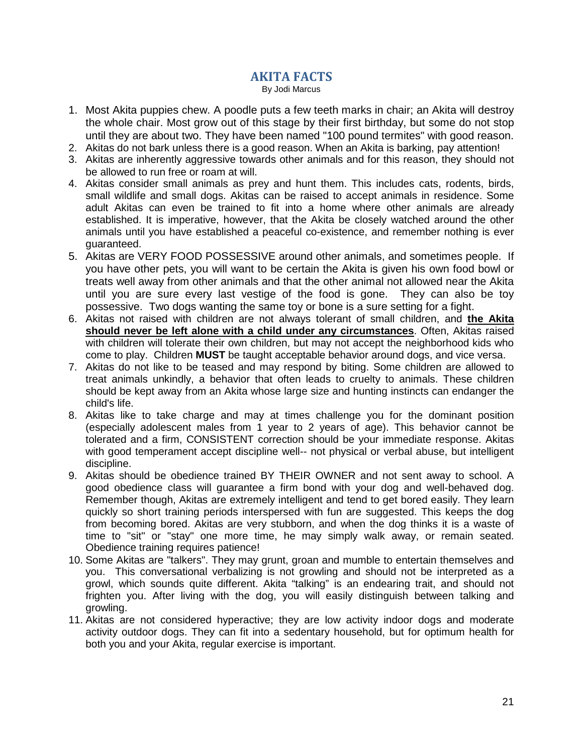# AKITA FACTS

By Jodi Marcus

1. Most Akita puppies chew. A poodle puts a few teeth marks in chair; an Akita will destroy the whole chair. Most grow out of this stage by their first birthday, but some do not stop until they are about two. They have been named "100 pound termites" with good reason.
2. Akitas do not bark unless there is a good reason. When an Akita is barking, pay attention!
3. Akitas are inherently aggressive towards other animals and for this reason, they should not be allowed to run free or roam at will.
4. Akitas consider small animals as prey and hunt them. This includes cats, rodents, birds, small wildlife and small dogs. Akitas can be raised to accept animals in residence. Some adult Akitas can even be trained to fit into a home where other animals are already established. It is imperative, however, that the Akita be closely watched around the other animals until you have established a peaceful co-existence, and remember nothing is ever guaranteed.
5. Akitas are VERY FOOD POSSESSIVE around other animals, and sometimes people. If you have other pets, you will want to be certain the Akita is given his own food bowl or treats well away from other animals and that the other animal not allowed near the Akita until you are sure every last vestige of the food is gone. They can also be toy possessive. Two dogs wanting the same toy or bone is a sure setting for a fight.
6. Akitas not raised with children are not always tolerant of small children, and **<u>the Akita should never be left alone with a child under any circumstances</u>**. Often, Akitas raised with children will tolerate their own children, but may not accept the neighborhood kids who come to play. Children **MUST** be taught acceptable behavior around dogs, and vice versa.
7. Akitas do not like to be teased and may respond by biting. Some children are allowed to treat animals unkindly, a behavior that often leads to cruelty to animals. These children should be kept away from an Akita whose large size and hunting instincts can endanger the child's life.
8. Akitas like to take charge and may at times challenge you for the dominant position (especially adolescent males from 1 year to 2 years of age). This behavior cannot be tolerated and a firm, CONSISTENT correction should be your immediate response. Akitas with good temperament accept discipline well-- not physical or verbal abuse, but intelligent discipline.
9. Akitas should be obedience trained BY THEIR OWNER and not sent away to school. A good obedience class will guarantee a firm bond with your dog and well-behaved dog. Remember though, Akitas are extremely intelligent and tend to get bored easily. They learn quickly so short training periods interspersed with fun are suggested. This keeps the dog from becoming bored. Akitas are very stubborn, and when the dog thinks it is a waste of time to "sit" or "stay" one more time, he may simply walk away, or remain seated. Obedience training requires patience!
10. Some Akitas are "talkers". They may grunt, groan and mumble to entertain themselves and you. This conversational verbalizing is not growling and should not be interpreted as a growl, which sounds quite different. Akita “talking” is an endearing trait, and should not frighten you. After living with the dog, you will easily distinguish between talking and growling.
11. Akitas are not considered hyperactive; they are low activity indoor dogs and moderate activity outdoor dogs. They can fit into a sedentary household, but for optimum health for both you and your Akita, regular exercise is important.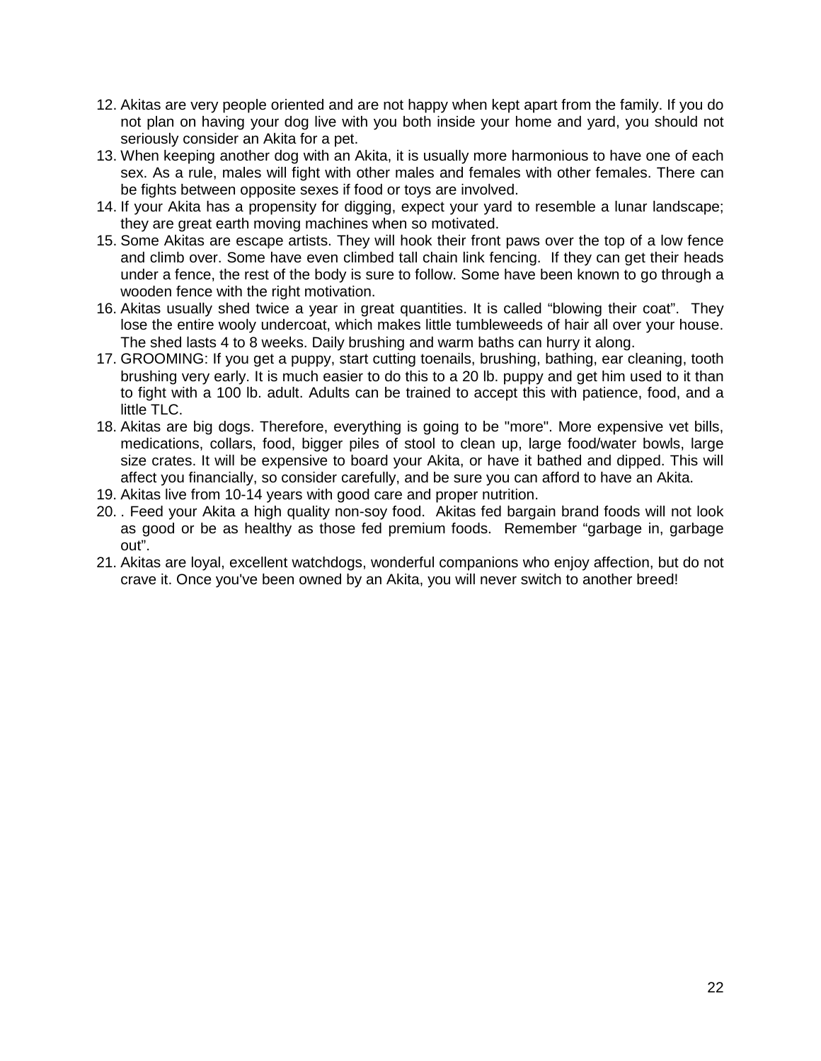12. Akitas are very people oriented and are not happy when kept apart from the family. If you do not plan on having your dog live with you both inside your home and yard, you should not seriously consider an Akita for a pet.
13. When keeping another dog with an Akita, it is usually more harmonious to have one of each sex. As a rule, males will fight with other males and females with other females. There can be fights between opposite sexes if food or toys are involved.
14. If your Akita has a propensity for digging, expect your yard to resemble a lunar landscape; they are great earth moving machines when so motivated.
15. Some Akitas are escape artists. They will hook their front paws over the top of a low fence and climb over. Some have even climbed tall chain link fencing. If they can get their heads under a fence, the rest of the body is sure to follow. Some have been known to go through a wooden fence with the right motivation.
16. Akitas usually shed twice a year in great quantities. It is called “blowing their coat”. They lose the entire wooly undercoat, which makes little tumbleweeds of hair all over your house. The shed lasts 4 to 8 weeks. Daily brushing and warm baths can hurry it along.
17. GROOMING: If you get a puppy, start cutting toenails, brushing, bathing, ear cleaning, tooth brushing very early. It is much easier to do this to a 20 lb. puppy and get him used to it than to fight with a 100 lb. adult. Adults can be trained to accept this with patience, food, and a little TLC.
18. Akitas are big dogs. Therefore, everything is going to be "more". More expensive vet bills, medications, collars, food, bigger piles of stool to clean up, large food/water bowls, large size crates. It will be expensive to board your Akita, or have it bathed and dipped. This will affect you financially, so consider carefully, and be sure you can afford to have an Akita.
19. Akitas live from 10-14 years with good care and proper nutrition.
20. . Feed your Akita a high quality non-soy food. Akitas fed bargain brand foods will not look as good or be as healthy as those fed premium foods. Remember “garbage in, garbage out”.
21. Akitas are loyal, excellent watchdogs, wonderful companions who enjoy affection, but do not crave it. Once you've been owned by an Akita, you will never switch to another breed!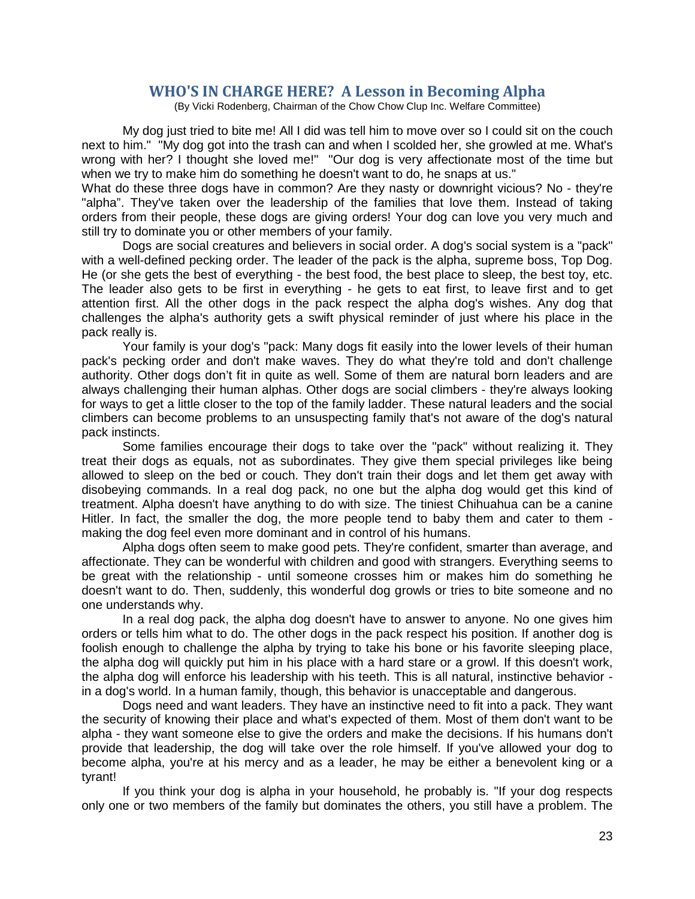## WHO'S IN CHARGE HERE? A Lesson in Becoming Alpha

(By Vicki Rodenberg, Chairman of the Chow Chow Clup Inc. Welfare Committee)

My dog just tried to bite me! All I did was tell him to move over so I could sit on the couch next to him." "My dog got into the trash can and when I scolded her, she growled at me. What's wrong with her? I thought she loved me!" "Our dog is very affectionate most of the time but when we try to make him do something he doesn't want to do, he snaps at us."

What do these three dogs have in common? Are they nasty or downright vicious? No - they're "alpha". They've taken over the leadership of the families that love them. Instead of taking orders from their people, these dogs are giving orders! Your dog can love you very much and still try to dominate you or other members of your family.

Dogs are social creatures and believers in social order. A dog's social system is a "pack" with a well-defined pecking order. The leader of the pack is the alpha, supreme boss, Top Dog. He (or she gets the best of everything - the best food, the best place to sleep, the best toy, etc. The leader also gets to be first in everything - he gets to eat first, to leave first and to get attention first. All the other dogs in the pack respect the alpha dog's wishes. Any dog that challenges the alpha's authority gets a swift physical reminder of just where his place in the pack really is.

Your family is your dog's "pack: Many dogs fit easily into the lower levels of their human pack's pecking order and don't make waves. They do what they're told and don't challenge authority. Other dogs don't fit in quite as well. Some of them are natural born leaders and are always challenging their human alphas. Other dogs are social climbers - they're always looking for ways to get a little closer to the top of the family ladder. These natural leaders and the social climbers can become problems to an unsuspecting family that's not aware of the dog's natural pack instincts.

Some families encourage their dogs to take over the "pack" without realizing it. They treat their dogs as equals, not as subordinates. They give them special privileges like being allowed to sleep on the bed or couch. They don't train their dogs and let them get away with disobeying commands. In a real dog pack, no one but the alpha dog would get this kind of treatment. Alpha doesn't have anything to do with size. The tiniest Chihuahua can be a canine Hitler. In fact, the smaller the dog, the more people tend to baby them and cater to them - making the dog feel even more dominant and in control of his humans.

Alpha dogs often seem to make good pets. They're confident, smarter than average, and affectionate. They can be wonderful with children and good with strangers. Everything seems to be great with the relationship - until someone crosses him or makes him do something he doesn't want to do. Then, suddenly, this wonderful dog growls or tries to bite someone and no one understands why.

In a real dog pack, the alpha dog doesn't have to answer to anyone. No one gives him orders or tells him what to do. The other dogs in the pack respect his position. If another dog is foolish enough to challenge the alpha by trying to take his bone or his favorite sleeping place, the alpha dog will quickly put him in his place with a hard stare or a growl. If this doesn't work, the alpha dog will enforce his leadership with his teeth. This is all natural, instinctive behavior - in a dog's world. In a human family, though, this behavior is unacceptable and dangerous.

Dogs need and want leaders. They have an instinctive need to fit into a pack. They want the security of knowing their place and what's expected of them. Most of them don't want to be alpha - they want someone else to give the orders and make the decisions. If his humans don't provide that leadership, the dog will take over the role himself. If you've allowed your dog to become alpha, you're at his mercy and as a leader, he may be either a benevolent king or a tyrant!

If you think your dog is alpha in your household, he probably is. "If your dog respects only one or two members of the family but dominates the others, you still have a problem. The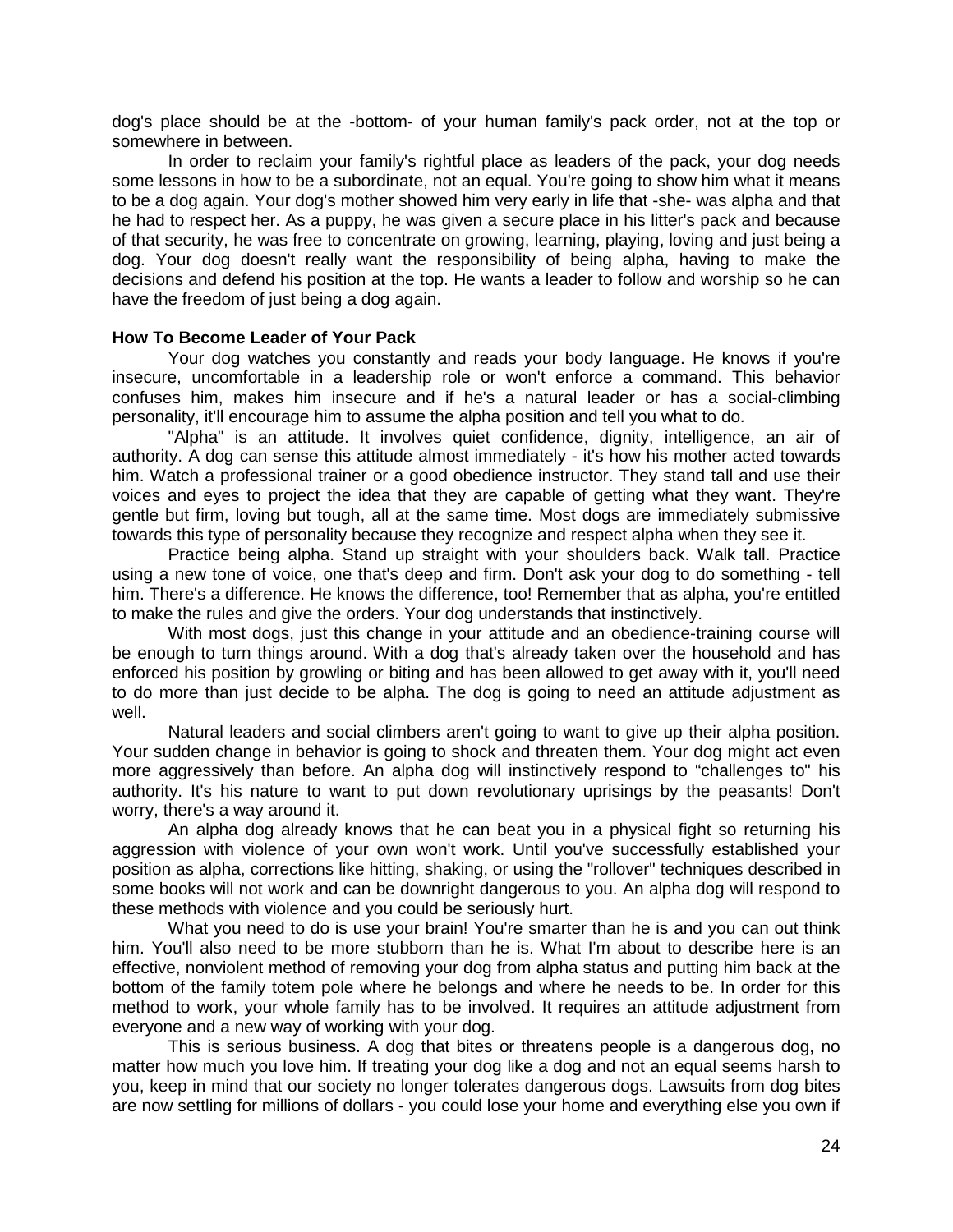dog's place should be at the -bottom- of your human family's pack order, not at the top or somewhere in between.

In order to reclaim your family's rightful place as leaders of the pack, your dog needs some lessons in how to be a subordinate, not an equal. You're going to show him what it means to be a dog again. Your dog's mother showed him very early in life that -she- was alpha and that he had to respect her. As a puppy, he was given a secure place in his litter's pack and because of that security, he was free to concentrate on growing, learning, playing, loving and just being a dog. Your dog doesn't really want the responsibility of being alpha, having to make the decisions and defend his position at the top. He wants a leader to follow and worship so he can have the freedom of just being a dog again.

**How To Become Leader of Your Pack**

Your dog watches you constantly and reads your body language. He knows if you're insecure, uncomfortable in a leadership role or won't enforce a command. This behavior confuses him, makes him insecure and if he's a natural leader or has a social-climbing personality, it'll encourage him to assume the alpha position and tell you what to do.

"Alpha" is an attitude. It involves quiet confidence, dignity, intelligence, an air of authority. A dog can sense this attitude almost immediately - it's how his mother acted towards him. Watch a professional trainer or a good obedience instructor. They stand tall and use their voices and eyes to project the idea that they are capable of getting what they want. They're gentle but firm, loving but tough, all at the same time. Most dogs are immediately submissive towards this type of personality because they recognize and respect alpha when they see it.

Practice being alpha. Stand up straight with your shoulders back. Walk tall. Practice using a new tone of voice, one that's deep and firm. Don't ask your dog to do something - tell him. There's a difference. He knows the difference, too! Remember that as alpha, you're entitled to make the rules and give the orders. Your dog understands that instinctively.

With most dogs, just this change in your attitude and an obedience-training course will be enough to turn things around. With a dog that's already taken over the household and has enforced his position by growling or biting and has been allowed to get away with it, you'll need to do more than just decide to be alpha. The dog is going to need an attitude adjustment as well.

Natural leaders and social climbers aren't going to want to give up their alpha position. Your sudden change in behavior is going to shock and threaten them. Your dog might act even more aggressively than before. An alpha dog will instinctively respond to "challenges to" his authority. It's his nature to want to put down revolutionary uprisings by the peasants! Don't worry, there's a way around it.

An alpha dog already knows that he can beat you in a physical fight so returning his aggression with violence of your own won't work. Until you've successfully established your position as alpha, corrections like hitting, shaking, or using the "rollover" techniques described in some books will not work and can be downright dangerous to you. An alpha dog will respond to these methods with violence and you could be seriously hurt.

What you need to do is use your brain! You're smarter than he is and you can out think him. You'll also need to be more stubborn than he is. What I'm about to describe here is an effective, nonviolent method of removing your dog from alpha status and putting him back at the bottom of the family totem pole where he belongs and where he needs to be. In order for this method to work, your whole family has to be involved. It requires an attitude adjustment from everyone and a new way of working with your dog.

This is serious business. A dog that bites or threatens people is a dangerous dog, no matter how much you love him. If treating your dog like a dog and not an equal seems harsh to you, keep in mind that our society no longer tolerates dangerous dogs. Lawsuits from dog bites are now settling for millions of dollars - you could lose your home and everything else you own if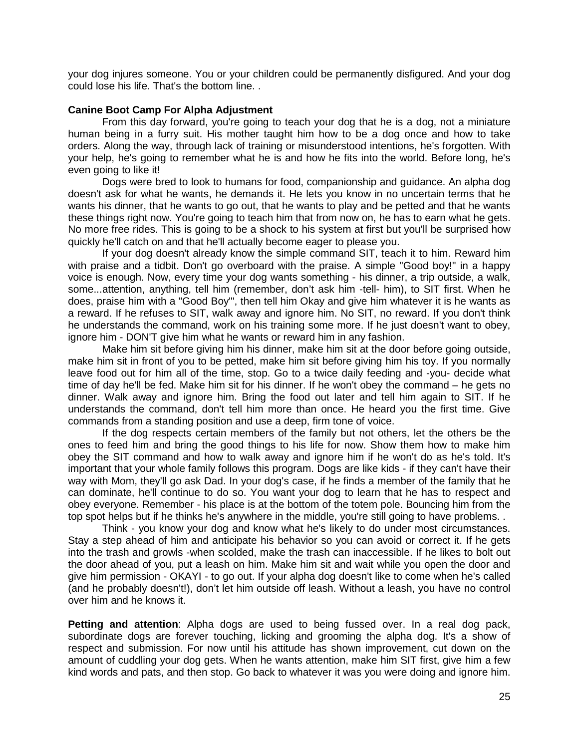your dog injures someone. You or your children could be permanently disfigured. And your dog could lose his life. That's the bottom line. .

**Canine Boot Camp For Alpha Adjustment**

From this day forward, you're going to teach your dog that he is a dog, not a miniature human being in a furry suit. His mother taught him how to be a dog once and how to take orders. Along the way, through lack of training or misunderstood intentions, he's forgotten. With your help, he's going to remember what he is and how he fits into the world. Before long, he's even going to like it!

Dogs were bred to look to humans for food, companionship and guidance. An alpha dog doesn't ask for what he wants, he demands it. He lets you know in no uncertain terms that he wants his dinner, that he wants to go out, that he wants to play and be petted and that he wants these things right now. You're going to teach him that from now on, he has to earn what he gets. No more free rides. This is going to be a shock to his system at first but you'll be surprised how quickly he'll catch on and that he'll actually become eager to please you.

If your dog doesn't already know the simple command SIT, teach it to him. Reward him with praise and a tidbit. Don't go overboard with the praise. A simple "Good boy!" in a happy voice is enough. Now, every time your dog wants something - his dinner, a trip outside, a walk, some...attention, anything, tell him (remember, don't ask him -tell- him), to SIT first. When he does, praise him with a "Good Boy'", then tell him Okay and give him whatever it is he wants as a reward. If he refuses to SIT, walk away and ignore him. No SIT, no reward. If you don't think he understands the command, work on his training some more. If he just doesn't want to obey, ignore him - DON'T give him what he wants or reward him in any fashion.

Make him sit before giving him his dinner, make him sit at the door before going outside, make him sit in front of you to be petted, make him sit before giving him his toy. If you normally leave food out for him all of the time, stop. Go to a twice daily feeding and -you- decide what time of day he'll be fed. Make him sit for his dinner. If he won't obey the command – he gets no dinner. Walk away and ignore him. Bring the food out later and tell him again to SIT. If he understands the command, don't tell him more than once. He heard you the first time. Give commands from a standing position and use a deep, firm tone of voice.

If the dog respects certain members of the family but not others, let the others be the ones to feed him and bring the good things to his life for now. Show them how to make him obey the SIT command and how to walk away and ignore him if he won't do as he's told. It's important that your whole family follows this program. Dogs are like kids - if they can't have their way with Mom, they'll go ask Dad. In your dog's case, if he finds a member of the family that he can dominate, he'll continue to do so. You want your dog to learn that he has to respect and obey everyone. Remember - his place is at the bottom of the totem pole. Bouncing him from the top spot helps but if he thinks he's anywhere in the middle, you're still going to have problems. .

Think - you know your dog and know what he's likely to do under most circumstances. Stay a step ahead of him and anticipate his behavior so you can avoid or correct it. If he gets into the trash and growls -when scolded, make the trash can inaccessible. If he likes to bolt out the door ahead of you, put a leash on him. Make him sit and wait while you open the door and give him permission - OKAYI - to go out. If your alpha dog doesn't like to come when he's called (and he probably doesn't!), don't let him outside off leash. Without a leash, you have no control over him and he knows it.

**Petting and attention**: Alpha dogs are used to being fussed over. In a real dog pack, subordinate dogs are forever touching, licking and grooming the alpha dog. It's a show of respect and submission. For now until his attitude has shown improvement, cut down on the amount of cuddling your dog gets. When he wants attention, make him SIT first, give him a few kind words and pats, and then stop. Go back to whatever it was you were doing and ignore him.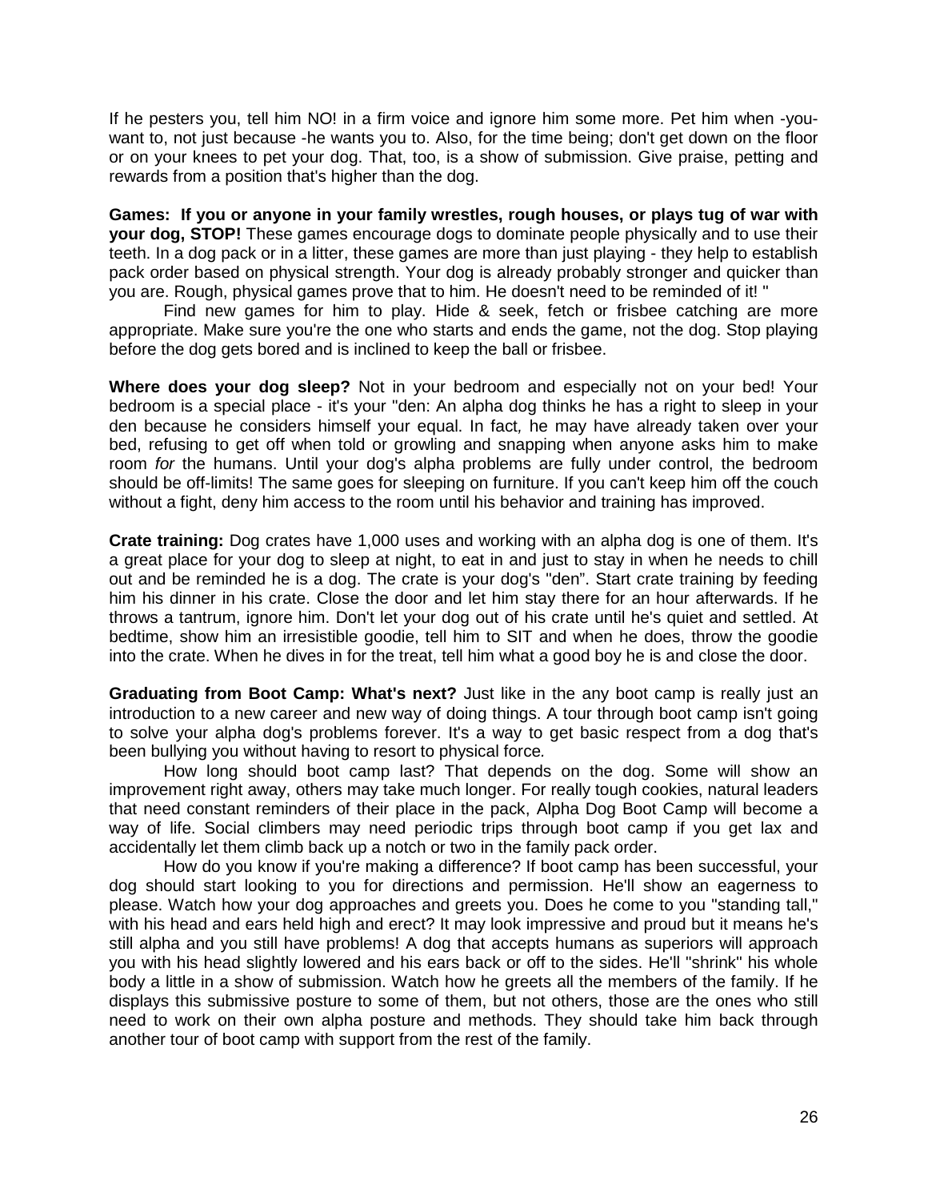If he pesters you, tell him NO! in a firm voice and ignore him some more. Pet him when -you- want to, not just because -he wants you to. Also, for the time being; don't get down on the floor or on your knees to pet your dog. That, too, is a show of submission. Give praise, petting and rewards from a position that's higher than the dog.

**Games: If you or anyone in your family wrestles, rough houses, or plays tug of war with your dog, STOP!** These games encourage dogs to dominate people physically and to use their teeth. In a dog pack or in a litter, these games are more than just playing - they help to establish pack order based on physical strength. Your dog is already probably stronger and quicker than you are. Rough, physical games prove that to him. He doesn't need to be reminded of it! "

Find new games for him to play. Hide & seek, fetch or frisbee catching are more appropriate. Make sure you're the one who starts and ends the game, not the dog. Stop playing before the dog gets bored and is inclined to keep the ball or frisbee.

**Where does your dog sleep?** Not in your bedroom and especially not on your bed! Your bedroom is a special place - it's your "den: An alpha dog thinks he has a right to sleep in your den because he considers himself your equal. In fact*,* he may have already taken over your bed, refusing to get off when told or growling and snapping when anyone asks him to make room *for* the humans. Until your dog's alpha problems are fully under control, the bedroom should be off-limits! The same goes for sleeping on furniture. If you can't keep him off the couch without a fight, deny him access to the room until his behavior and training has improved.

**Crate training:** Dog crates have 1,000 uses and working with an alpha dog is one of them. It's a great place for your dog to sleep at night, to eat in and just to stay in when he needs to chill out and be reminded he is a dog. The crate is your dog's "den". Start crate training by feeding him his dinner in his crate. Close the door and let him stay there for an hour afterwards. If he throws a tantrum, ignore him. Don't let your dog out of his crate until he's quiet and settled. At bedtime, show him an irresistible goodie, tell him to SIT and when he does, throw the goodie into the crate. When he dives in for the treat, tell him what a good boy he is and close the door.

**Graduating from Boot Camp: What's next?** Just like in the any boot camp is really just an introduction to a new career and new way of doing things. A tour through boot camp isn't going to solve your alpha dog's problems forever. It's a way to get basic respect from a dog that's been bullying you without having to resort to physical force*.*

How long should boot camp last? That depends on the dog. Some will show an improvement right away, others may take much longer. For really tough cookies, natural leaders that need constant reminders of their place in the pack, Alpha Dog Boot Camp will become a way of life. Social climbers may need periodic trips through boot camp if you get lax and accidentally let them climb back up a notch or two in the family pack order.

How do you know if you're making a difference? If boot camp has been successful, your dog should start looking to you for directions and permission. He'll show an eagerness to please. Watch how your dog approaches and greets you. Does he come to you "standing tall," with his head and ears held high and erect? It may look impressive and proud but it means he's still alpha and you still have problems! A dog that accepts humans as superiors will approach you with his head slightly lowered and his ears back or off to the sides. He'll "shrink" his whole body a little in a show of submission. Watch how he greets all the members of the family. If he displays this submissive posture to some of them, but not others, those are the ones who still need to work on their own alpha posture and methods. They should take him back through another tour of boot camp with support from the rest of the family.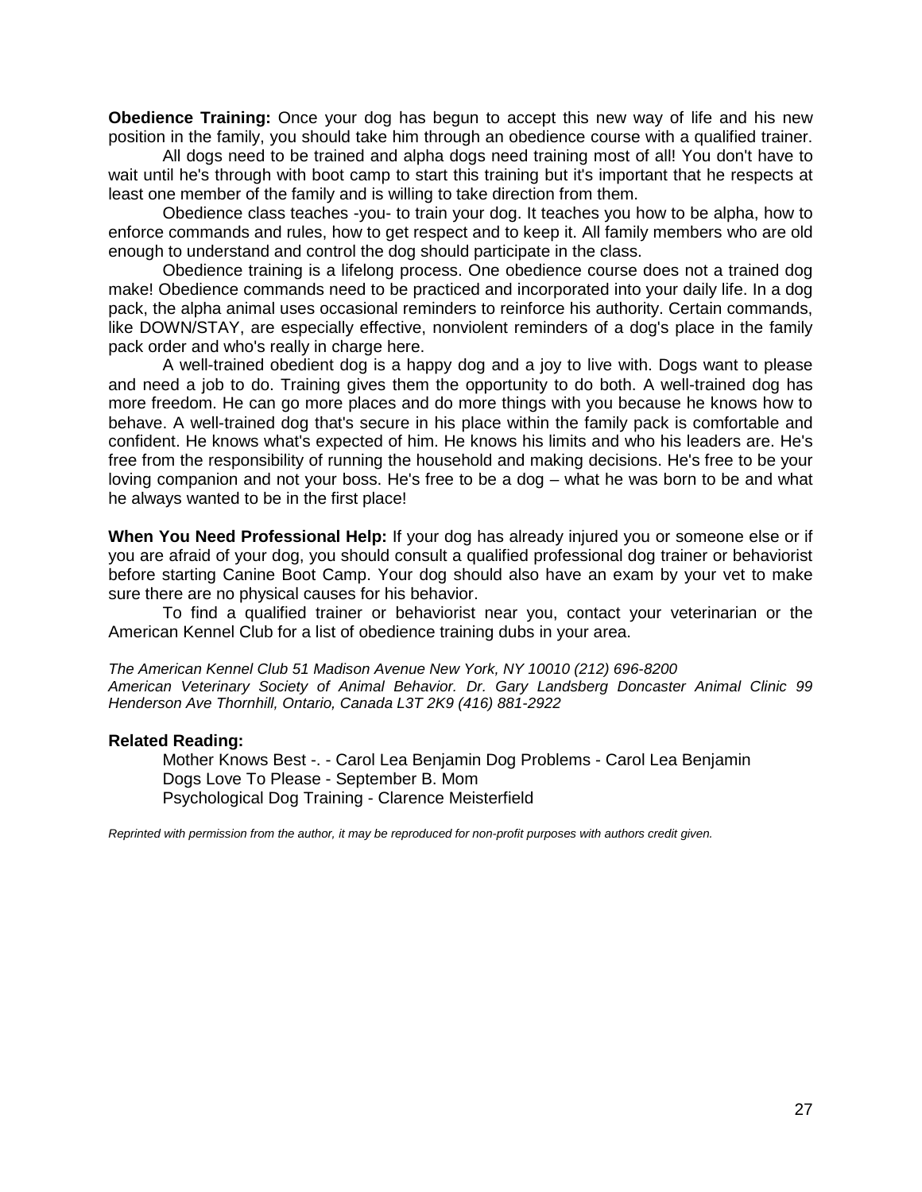**Obedience Training:** Once your dog has begun to accept this new way of life and his new position in the family, you should take him through an obedience course with a qualified trainer.

All dogs need to be trained and alpha dogs need training most of all! You don't have to wait until he's through with boot camp to start this training but it's important that he respects at least one member of the family and is willing to take direction from them.

Obedience class teaches -you- to train your dog. It teaches you how to be alpha, how to enforce commands and rules, how to get respect and to keep it. All family members who are old enough to understand and control the dog should participate in the class.

Obedience training is a lifelong process. One obedience course does not a trained dog make! Obedience commands need to be practiced and incorporated into your daily life. In a dog pack, the alpha animal uses occasional reminders to reinforce his authority. Certain commands, like DOWN/STAY, are especially effective, nonviolent reminders of a dog's place in the family pack order and who's really in charge here.

A well-trained obedient dog is a happy dog and a joy to live with. Dogs want to please and need a job to do. Training gives them the opportunity to do both. A well-trained dog has more freedom. He can go more places and do more things with you because he knows how to behave. A well-trained dog that's secure in his place within the family pack is comfortable and confident. He knows what's expected of him. He knows his limits and who his leaders are. He's free from the responsibility of running the household and making decisions. He's free to be your loving companion and not your boss. He's free to be a dog – what he was born to be and what he always wanted to be in the first place!

**When You Need Professional Help:** If your dog has already injured you or someone else or if you are afraid of your dog, you should consult a qualified professional dog trainer or behaviorist before starting Canine Boot Camp. Your dog should also have an exam by your vet to make sure there are no physical causes for his behavior.

To find a qualified trainer or behaviorist near you, contact your veterinarian or the American Kennel Club for a list of obedience training dubs in your area.

*The American Kennel Club 51 Madison Avenue New York, NY 10010 (212) 696-8200*
*American Veterinary Society of Animal Behavior. Dr. Gary Landsberg Doncaster Animal Clinic 99 Henderson Ave Thornhill, Ontario, Canada L3T 2K9 (416) 881-2922*

**Related Reading:**

Mother Knows Best -. - Carol Lea Benjamin Dog Problems - Carol Lea Benjamin
Dogs Love To Please - September B. Mom
Psychological Dog Training - Clarence Meisterfield

*Reprinted with permission from the author, it may be reproduced for non-profit purposes with authors credit given.*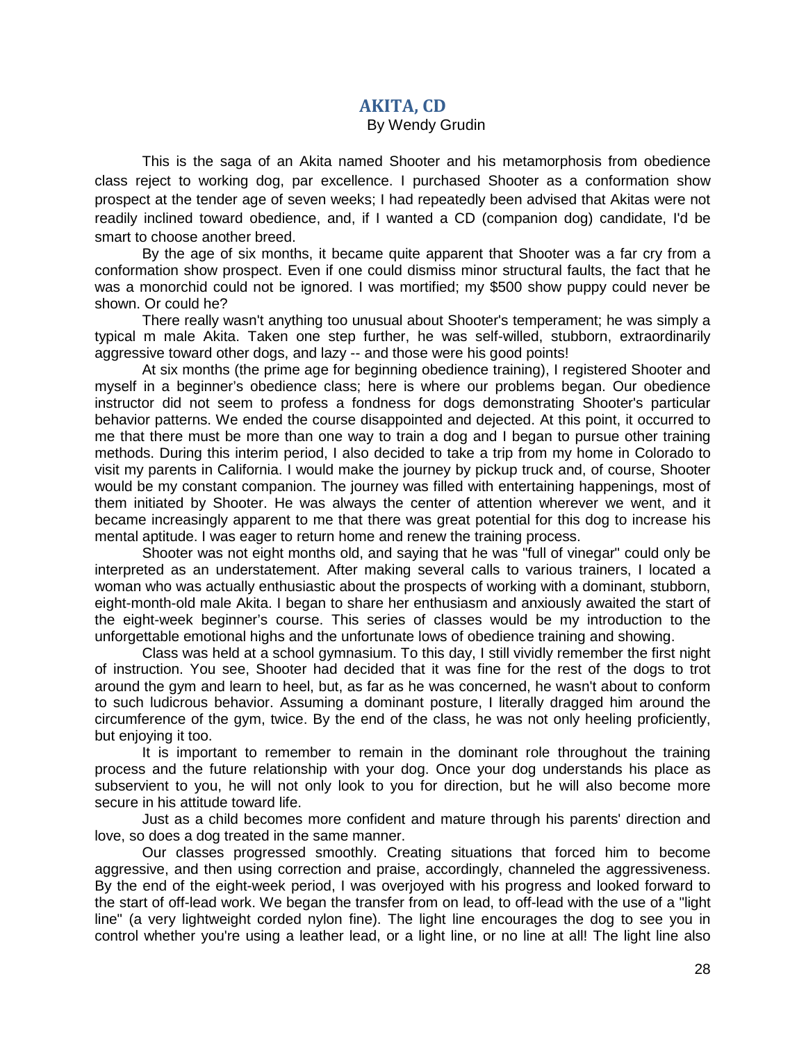## AKITA, CD

By Wendy Grudin

This is the saga of an Akita named Shooter and his metamorphosis from obedience class reject to working dog, par excellence. I purchased Shooter as a conformation show prospect at the tender age of seven weeks; I had repeatedly been advised that Akitas were not readily inclined toward obedience, and, if I wanted a CD (companion dog) candidate, I'd be smart to choose another breed.

By the age of six months, it became quite apparent that Shooter was a far cry from a conformation show prospect. Even if one could dismiss minor structural faults, the fact that he was a monorchid could not be ignored. I was mortified; my $500 show puppy could never be shown. Or could he?

There really wasn't anything too unusual about Shooter's temperament; he was simply a typical m male Akita. Taken one step further, he was self-willed, stubborn, extraordinarily aggressive toward other dogs, and lazy -- and those were his good points!

At six months (the prime age for beginning obedience training), I registered Shooter and myself in a beginner's obedience class; here is where our problems began. Our obedience instructor did not seem to profess a fondness for dogs demonstrating Shooter's particular behavior patterns. We ended the course disappointed and dejected. At this point, it occurred to me that there must be more than one way to train a dog and I began to pursue other training methods. During this interim period, I also decided to take a trip from my home in Colorado to visit my parents in California. I would make the journey by pickup truck and, of course, Shooter would be my constant companion. The journey was filled with entertaining happenings, most of them initiated by Shooter. He was always the center of attention wherever we went, and it became increasingly apparent to me that there was great potential for this dog to increase his mental aptitude. I was eager to return home and renew the training process.

Shooter was not eight months old, and saying that he was "full of vinegar" could only be interpreted as an understatement. After making several calls to various trainers, I located a woman who was actually enthusiastic about the prospects of working with a dominant, stubborn, eight-month-old male Akita. I began to share her enthusiasm and anxiously awaited the start of the eight-week beginner's course. This series of classes would be my introduction to the unforgettable emotional highs and the unfortunate lows of obedience training and showing.

Class was held at a school gymnasium. To this day, I still vividly remember the first night of instruction. You see, Shooter had decided that it was fine for the rest of the dogs to trot around the gym and learn to heel, but, as far as he was concerned, he wasn't about to conform to such ludicrous behavior. Assuming a dominant posture, I literally dragged him around the circumference of the gym, twice. By the end of the class, he was not only heeling proficiently, but enjoying it too.

It is important to remember to remain in the dominant role throughout the training process and the future relationship with your dog. Once your dog understands his place as subservient to you, he will not only look to you for direction, but he will also become more secure in his attitude toward life.

Just as a child becomes more confident and mature through his parents' direction and love, so does a dog treated in the same manner.

Our classes progressed smoothly. Creating situations that forced him to become aggressive, and then using correction and praise, accordingly, channeled the aggressiveness. By the end of the eight-week period, I was overjoyed with his progress and looked forward to the start of off-lead work. We began the transfer from on lead, to off-lead with the use of a "light line" (a very lightweight corded nylon fine). The light line encourages the dog to see you in control whether you're using a leather lead, or a light line, or no line at all! The light line also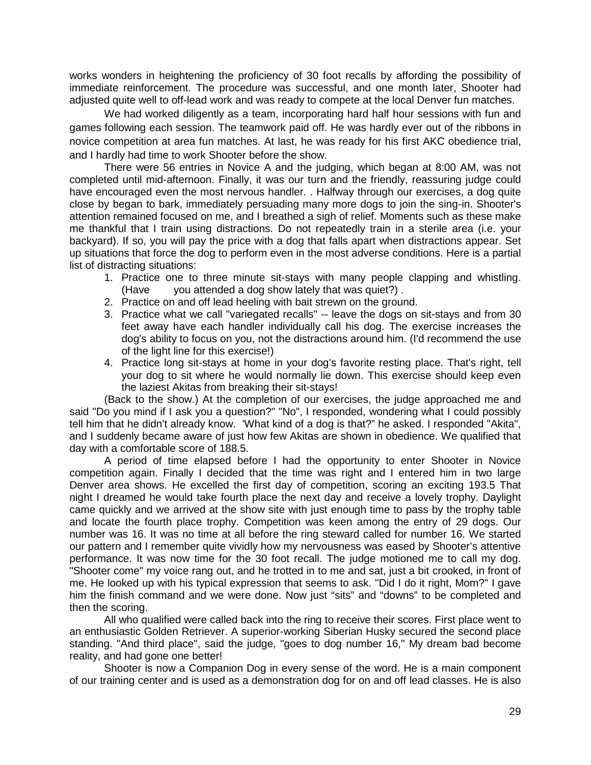works wonders in heightening the proficiency of 30 foot recalls by affording the possibility of immediate reinforcement. The procedure was successful, and one month later, Shooter had adjusted quite well to off-lead work and was ready to compete at the local Denver fun matches.

We had worked diligently as a team, incorporating hard half hour sessions with fun and games following each session. The teamwork paid off. He was hardly ever out of the ribbons in novice competition at area fun matches. At last, he was ready for his first AKC obedience trial, and I hardly had time to work Shooter before the show.

There were 56 entries in Novice A and the judging, which began at 8:00 AM, was not completed until mid-afternoon. Finally, it was our turn and the friendly, reassuring judge could have encouraged even the most nervous handler. . Halfway through our exercises, a dog quite close by began to bark, immediately persuading many more dogs to join the sing-in. Shooter's attention remained focused on me, and I breathed a sigh of relief. Moments such as these make me thankful that I train using distractions. Do not repeatedly train in a sterile area (i.e. your backyard). If so, you will pay the price with a dog that falls apart when distractions appear. Set up situations that force the dog to perform even in the most adverse conditions. Here is a partial list of distracting situations:

1. Practice one to three minute sit-stays with many people clapping and whistling. (Have you attended a dog show lately that was quiet?) .
2. Practice on and off lead heeling with bait strewn on the ground.
3. Practice what we call "variegated recalls" -- leave the dogs on sit-stays and from 30 feet away have each handler individually call his dog. The exercise increases the dog's ability to focus on you, not the distractions around him. (I'd recommend the use of the light line for this exercise!)
4. Practice long sit-stays at home in your dog's favorite resting place. That's right, tell your dog to sit where he would normally lie down. This exercise should keep even the laziest Akitas from breaking their sit-stays!

(Back to the show.) At the completion of our exercises, the judge approached me and said "Do you mind if I ask you a question?" "No", I responded, wondering what I could possibly tell him that he didn't already know. 'What kind of a dog is that?" he asked. I responded "Akita", and I suddenly became aware of just how few Akitas are shown in obedience. We qualified that day with a comfortable score of 188.5.

A period of time elapsed before I had the opportunity to enter Shooter in Novice competition again. Finally I decided that the time was right and I entered him in two large Denver area shows. He excelled the first day of competition, scoring an exciting 193.5 That night I dreamed he would take fourth place the next day and receive a lovely trophy. Daylight came quickly and we arrived at the show site with just enough time to pass by the trophy table and locate the fourth place trophy. Competition was keen among the entry of 29 dogs. Our number was 16. It was no time at all before the ring steward called for number 16. We started our pattern and I remember quite vividly how my nervousness was eased by Shooter's attentive performance. It was now time for the 30 foot recall. The judge motioned me to call my dog. "Shooter come" my voice rang out, and he trotted in to me and sat, just a bit crooked, in front of me. He looked up with his typical expression that seems to ask. "Did I do it right, Mom?" I gave him the finish command and we were done. Now just "sits" and "downs" to be completed and then the scoring.

All who qualified were called back into the ring to receive their scores. First place went to an enthusiastic Golden Retriever. A superior-working Siberian Husky secured the second place standing. "And third place", said the judge, "goes to dog number 16," My dream bad become reality, and had gone one better!

Shooter is now a Companion Dog in every sense of the word. He is a main component of our training center and is used as a demonstration dog for on and off lead classes. He is also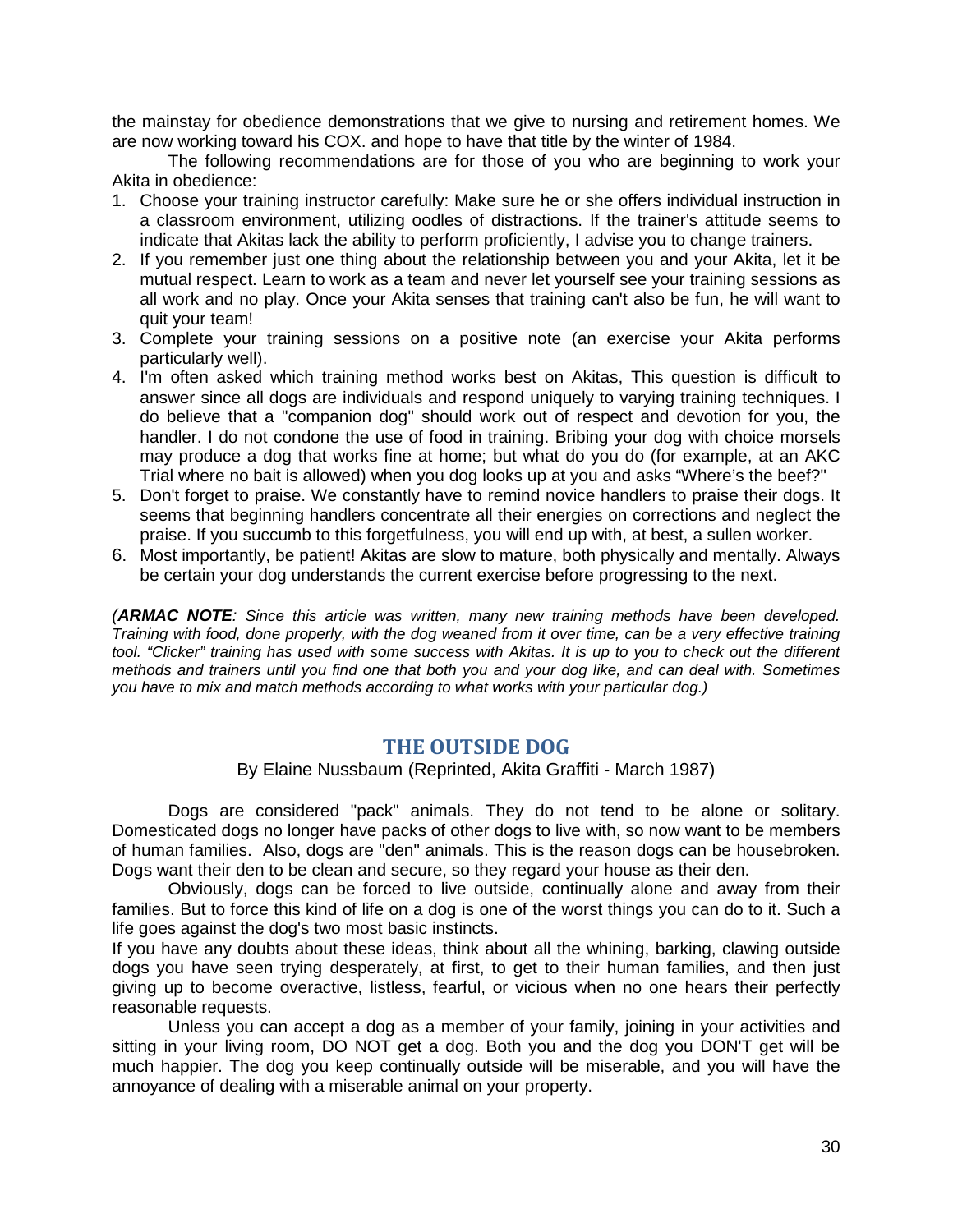the mainstay for obedience demonstrations that we give to nursing and retirement homes. We are now working toward his COX. and hope to have that title by the winter of 1984.

The following recommendations are for those of you who are beginning to work your Akita in obedience:

1. Choose your training instructor carefully: Make sure he or she offers individual instruction in a classroom environment, utilizing oodles of distractions. If the trainer's attitude seems to indicate that Akitas lack the ability to perform proficiently, I advise you to change trainers.
2. If you remember just one thing about the relationship between you and your Akita, let it be mutual respect. Learn to work as a team and never let yourself see your training sessions as all work and no play. Once your Akita senses that training can't also be fun, he will want to quit your team!
3. Complete your training sessions on a positive note (an exercise your Akita performs particularly well).
4. I'm often asked which training method works best on Akitas, This question is difficult to answer since all dogs are individuals and respond uniquely to varying training techniques. I do believe that a "companion dog" should work out of respect and devotion for you, the handler. I do not condone the use of food in training. Bribing your dog with choice morsels may produce a dog that works fine at home; but what do you do (for example, at an AKC Trial where no bait is allowed) when you dog looks up at you and asks "Where's the beef?"
5. Don't forget to praise. We constantly have to remind novice handlers to praise their dogs. It seems that beginning handlers concentrate all their energies on corrections and neglect the praise. If you succumb to this forgetfulness, you will end up with, at best, a sullen worker.
6. Most importantly, be patient! Akitas are slow to mature, both physically and mentally. Always be certain your dog understands the current exercise before progressing to the next.

*(**ARMAC NOTE**: Since this article was written, many new training methods have been developed. Training with food, done properly, with the dog weaned from it over time, can be a very effective training tool. "Clicker" training has used with some success with Akitas. It is up to you to check out the different methods and trainers until you find one that both you and your dog like, and can deal with. Sometimes you have to mix and match methods according to what works with your particular dog.)*

## THE OUTSIDE DOG

By Elaine Nussbaum (Reprinted, Akita Graffiti - March 1987)

Dogs are considered "pack" animals. They do not tend to be alone or solitary. Domesticated dogs no longer have packs of other dogs to live with, so now want to be members of human families. Also, dogs are "den" animals. This is the reason dogs can be housebroken. Dogs want their den to be clean and secure, so they regard your house as their den.

Obviously, dogs can be forced to live outside, continually alone and away from their families. But to force this kind of life on a dog is one of the worst things you can do to it. Such a life goes against the dog's two most basic instincts.

If you have any doubts about these ideas, think about all the whining, barking, clawing outside dogs you have seen trying desperately, at first, to get to their human families, and then just giving up to become overactive, listless, fearful, or vicious when no one hears their perfectly reasonable requests.

Unless you can accept a dog as a member of your family, joining in your activities and sitting in your living room, DO NOT get a dog. Both you and the dog you DON'T get will be much happier. The dog you keep continually outside will be miserable, and you will have the annoyance of dealing with a miserable animal on your property.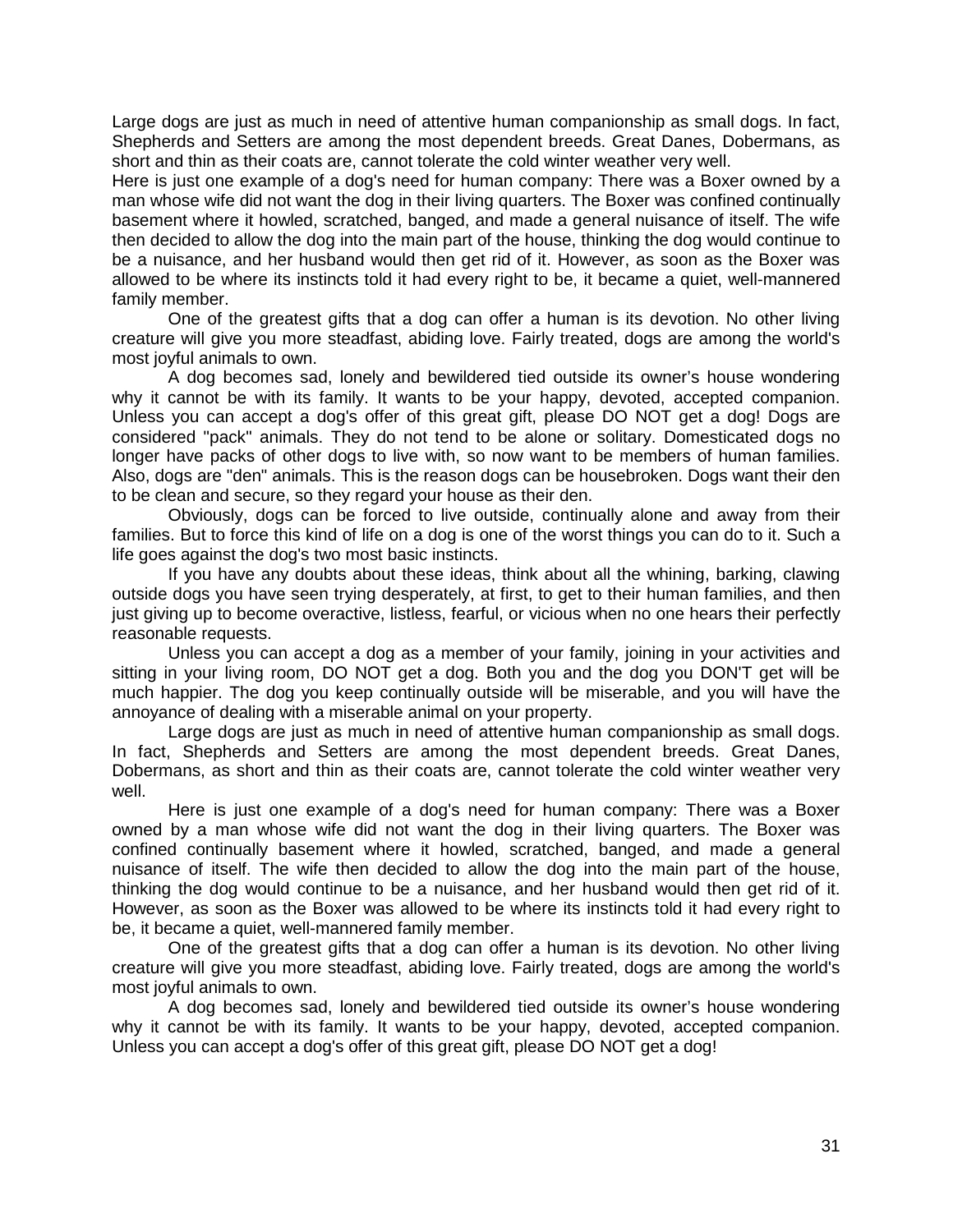Large dogs are just as much in need of attentive human companionship as small dogs. In fact, Shepherds and Setters are among the most dependent breeds. Great Danes, Dobermans, as short and thin as their coats are, cannot tolerate the cold winter weather very well.

Here is just one example of a dog's need for human company: There was a Boxer owned by a man whose wife did not want the dog in their living quarters. The Boxer was confined continually basement where it howled, scratched, banged, and made a general nuisance of itself. The wife then decided to allow the dog into the main part of the house, thinking the dog would continue to be a nuisance, and her husband would then get rid of it. However, as soon as the Boxer was allowed to be where its instincts told it had every right to be, it became a quiet, well-mannered family member.

One of the greatest gifts that a dog can offer a human is its devotion. No other living creature will give you more steadfast, abiding love. Fairly treated, dogs are among the world's most joyful animals to own.

A dog becomes sad, lonely and bewildered tied outside its owner's house wondering why it cannot be with its family. It wants to be your happy, devoted, accepted companion. Unless you can accept a dog's offer of this great gift, please DO NOT get a dog! Dogs are considered "pack" animals. They do not tend to be alone or solitary. Domesticated dogs no longer have packs of other dogs to live with, so now want to be members of human families. Also, dogs are "den" animals. This is the reason dogs can be housebroken. Dogs want their den to be clean and secure, so they regard your house as their den.

Obviously, dogs can be forced to live outside, continually alone and away from their families. But to force this kind of life on a dog is one of the worst things you can do to it. Such a life goes against the dog's two most basic instincts.

If you have any doubts about these ideas, think about all the whining, barking, clawing outside dogs you have seen trying desperately, at first, to get to their human families, and then just giving up to become overactive, listless, fearful, or vicious when no one hears their perfectly reasonable requests.

Unless you can accept a dog as a member of your family, joining in your activities and sitting in your living room, DO NOT get a dog. Both you and the dog you DON'T get will be much happier. The dog you keep continually outside will be miserable, and you will have the annoyance of dealing with a miserable animal on your property.

Large dogs are just as much in need of attentive human companionship as small dogs. In fact, Shepherds and Setters are among the most dependent breeds. Great Danes, Dobermans, as short and thin as their coats are, cannot tolerate the cold winter weather very well.

Here is just one example of a dog's need for human company: There was a Boxer owned by a man whose wife did not want the dog in their living quarters. The Boxer was confined continually basement where it howled, scratched, banged, and made a general nuisance of itself. The wife then decided to allow the dog into the main part of the house, thinking the dog would continue to be a nuisance, and her husband would then get rid of it. However, as soon as the Boxer was allowed to be where its instincts told it had every right to be, it became a quiet, well-mannered family member.

One of the greatest gifts that a dog can offer a human is its devotion. No other living creature will give you more steadfast, abiding love. Fairly treated, dogs are among the world's most joyful animals to own.

A dog becomes sad, lonely and bewildered tied outside its owner's house wondering why it cannot be with its family. It wants to be your happy, devoted, accepted companion. Unless you can accept a dog's offer of this great gift, please DO NOT get a dog!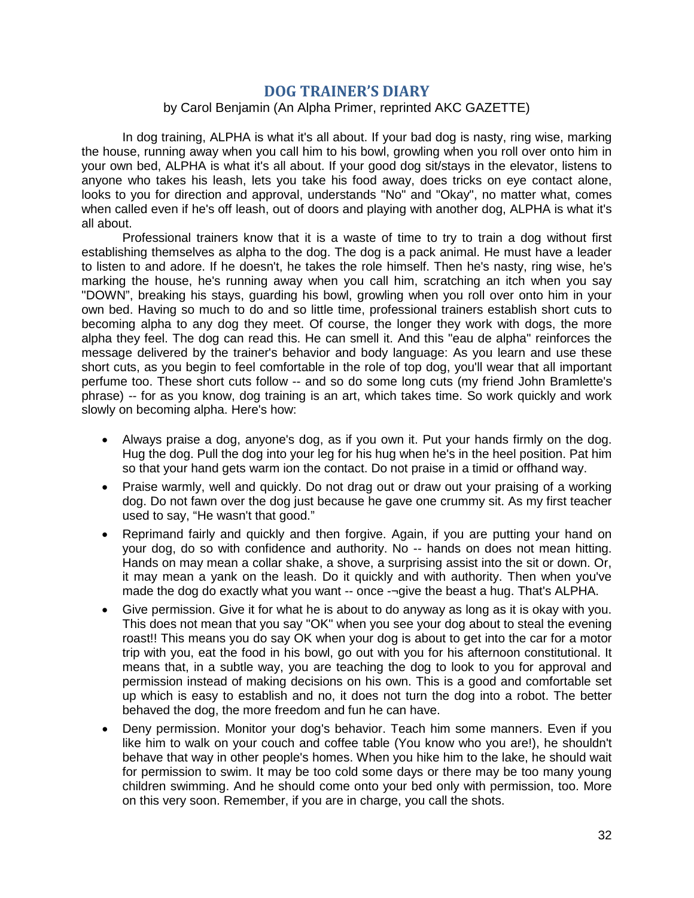# DOG TRAINER'S DIARY

by Carol Benjamin (An Alpha Primer, reprinted AKC GAZETTE)

In dog training, ALPHA is what it's all about. If your bad dog is nasty, ring wise, marking the house, running away when you call him to his bowl, growling when you roll over onto him in your own bed, ALPHA is what it's all about. If your good dog sit/stays in the elevator, listens to anyone who takes his leash, lets you take his food away, does tricks on eye contact alone, looks to you for direction and approval, understands "No" and "Okay", no matter what, comes when called even if he's off leash, out of doors and playing with another dog, ALPHA is what it's all about.

Professional trainers know that it is a waste of time to try to train a dog without first establishing themselves as alpha to the dog. The dog is a pack animal. He must have a leader to listen to and adore. If he doesn't, he takes the role himself. Then he's nasty, ring wise, he's marking the house, he's running away when you call him, scratching an itch when you say "DOWN", breaking his stays, guarding his bowl, growling when you roll over onto him in your own bed. Having so much to do and so little time, professional trainers establish short cuts to becoming alpha to any dog they meet. Of course, the longer they work with dogs, the more alpha they feel. The dog can read this. He can smell it. And this "eau de alpha" reinforces the message delivered by the trainer's behavior and body language: As you learn and use these short cuts, as you begin to feel comfortable in the role of top dog, you'll wear that all important perfume too. These short cuts follow -- and so do some long cuts (my friend John Bramlette's phrase) -- for as you know, dog training is an art, which takes time. So work quickly and work slowly on becoming alpha. Here's how:

- Always praise a dog, anyone's dog, as if you own it. Put your hands firmly on the dog. Hug the dog. Pull the dog into your leg for his hug when he's in the heel position. Pat him so that your hand gets warm ion the contact. Do not praise in a timid or offhand way.
- Praise warmly, well and quickly. Do not drag out or draw out your praising of a working dog. Do not fawn over the dog just because he gave one crummy sit. As my first teacher used to say, "He wasn't that good."
- Reprimand fairly and quickly and then forgive. Again, if you are putting your hand on your dog, do so with confidence and authority. No -- hands on does not mean hitting. Hands on may mean a collar shake, a shove, a surprising assist into the sit or down. Or, it may mean a yank on the leash. Do it quickly and with authority. Then when you've made the dog do exactly what you want -- once -¬give the beast a hug. That's ALPHA.
- Give permission. Give it for what he is about to do anyway as long as it is okay with you. This does not mean that you say "OK" when you see your dog about to steal the evening roast!! This means you do say OK when your dog is about to get into the car for a motor trip with you, eat the food in his bowl, go out with you for his afternoon constitutional. It means that, in a subtle way, you are teaching the dog to look to you for approval and permission instead of making decisions on his own. This is a good and comfortable set up which is easy to establish and no, it does not turn the dog into a robot. The better behaved the dog, the more freedom and fun he can have.
- Deny permission. Monitor your dog's behavior. Teach him some manners. Even if you like him to walk on your couch and coffee table (You know who you are!), he shouldn't behave that way in other people's homes. When you hike him to the lake, he should wait for permission to swim. It may be too cold some days or there may be too many young children swimming. And he should come onto your bed only with permission, too. More on this very soon. Remember, if you are in charge, you call the shots.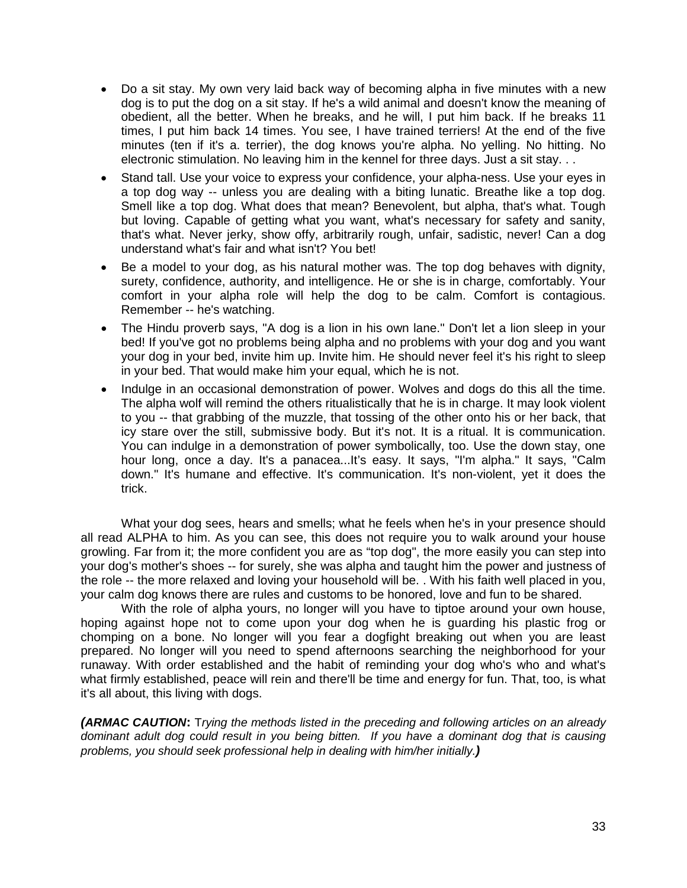- Do a sit stay. My own very laid back way of becoming alpha in five minutes with a new dog is to put the dog on a sit stay. If he's a wild animal and doesn't know the meaning of obedient, all the better. When he breaks, and he will, I put him back. If he breaks 11 times, I put him back 14 times. You see, I have trained terriers! At the end of the five minutes (ten if it's a. terrier), the dog knows you're alpha. No yelling. No hitting. No electronic stimulation. No leaving him in the kennel for three days. Just a sit stay. . .
- Stand tall. Use your voice to express your confidence, your alpha-ness. Use your eyes in a top dog way -- unless you are dealing with a biting lunatic. Breathe like a top dog. Smell like a top dog. What does that mean? Benevolent, but alpha, that's what. Tough but loving. Capable of getting what you want, what's necessary for safety and sanity, that's what. Never jerky, show offy, arbitrarily rough, unfair, sadistic, never! Can a dog understand what's fair and what isn't? You bet!
- Be a model to your dog, as his natural mother was. The top dog behaves with dignity, surety, confidence, authority, and intelligence. He or she is in charge, comfortably. Your comfort in your alpha role will help the dog to be calm. Comfort is contagious. Remember -- he's watching.
- The Hindu proverb says, "A dog is a lion in his own lane." Don't let a lion sleep in your bed! If you've got no problems being alpha and no problems with your dog and you want your dog in your bed, invite him up. Invite him. He should never feel it's his right to sleep in your bed. That would make him your equal, which he is not.
- Indulge in an occasional demonstration of power. Wolves and dogs do this all the time. The alpha wolf will remind the others ritualistically that he is in charge. It may look violent to you -- that grabbing of the muzzle, that tossing of the other onto his or her back, that icy stare over the still, submissive body. But it's not. It is a ritual. It is communication. You can indulge in a demonstration of power symbolically, too. Use the down stay, one hour long, once a day. It's a panacea...It's easy. It says, "I'm alpha." It says, "Calm down." It's humane and effective. It's communication. It's non-violent, yet it does the trick.

What your dog sees, hears and smells; what he feels when he's in your presence should all read ALPHA to him. As you can see, this does not require you to walk around your house growling. Far from it; the more confident you are as "top dog", the more easily you can step into your dog's mother's shoes -- for surely, she was alpha and taught him the power and justness of the role -- the more relaxed and loving your household will be. . With his faith well placed in you, your calm dog knows there are rules and customs to be honored, love and fun to be shared.

With the role of alpha yours, no longer will you have to tiptoe around your own house, hoping against hope not to come upon your dog when he is guarding his plastic frog or chomping on a bone. No longer will you fear a dogfight breaking out when you are least prepared. No longer will you need to spend afternoons searching the neighborhood for your runaway. With order established and the habit of reminding your dog who's who and what's what firmly established, peace will rein and there'll be time and energy for fun. That, too, is what it's all about, this living with dogs.

***(ARMAC CAUTION*****:** *Trying the methods listed in the preceding and following articles on an already dominant adult dog could result in you being bitten. If you have a dominant dog that is causing problems, you should seek professional help in dealing with him/her initially.****)***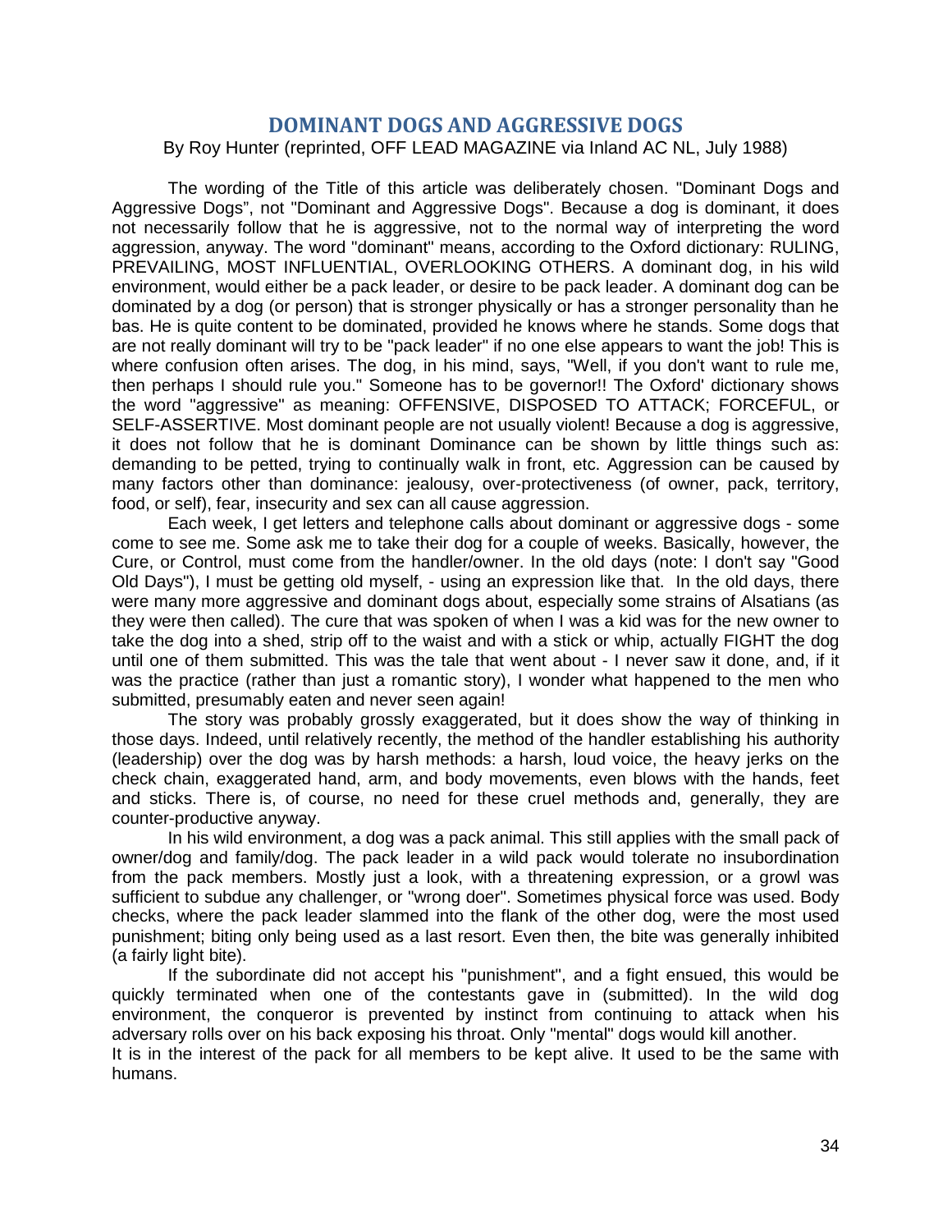## DOMINANT DOGS AND AGGRESSIVE DOGS

By Roy Hunter (reprinted, OFF LEAD MAGAZINE via Inland AC NL, July 1988)

The wording of the Title of this article was deliberately chosen. "Dominant Dogs and Aggressive Dogs", not "Dominant and Aggressive Dogs". Because a dog is dominant, it does not necessarily follow that he is aggressive, not to the normal way of interpreting the word aggression, anyway. The word "dominant" means, according to the Oxford dictionary: RULING, PREVAILING, MOST INFLUENTIAL, OVERLOOKING OTHERS. A dominant dog, in his wild environment, would either be a pack leader, or desire to be pack leader. A dominant dog can be dominated by a dog (or person) that is stronger physically or has a stronger personality than he bas. He is quite content to be dominated, provided he knows where he stands. Some dogs that are not really dominant will try to be "pack leader" if no one else appears to want the job! This is where confusion often arises. The dog, in his mind, says, "Well, if you don't want to rule me, then perhaps I should rule you." Someone has to be governor!! The Oxford' dictionary shows the word "aggressive" as meaning: OFFENSIVE, DISPOSED TO ATTACK; FORCEFUL, or SELF-ASSERTIVE. Most dominant people are not usually violent! Because a dog is aggressive, it does not follow that he is dominant Dominance can be shown by little things such as: demanding to be petted, trying to continually walk in front, etc. Aggression can be caused by many factors other than dominance: jealousy, over-protectiveness (of owner, pack, territory, food, or self), fear, insecurity and sex can all cause aggression.

Each week, I get letters and telephone calls about dominant or aggressive dogs - some come to see me. Some ask me to take their dog for a couple of weeks. Basically, however, the Cure, or Control, must come from the handler/owner. In the old days (note: I don't say "Good Old Days"), I must be getting old myself, - using an expression like that. In the old days, there were many more aggressive and dominant dogs about, especially some strains of Alsatians (as they were then called). The cure that was spoken of when I was a kid was for the new owner to take the dog into a shed, strip off to the waist and with a stick or whip, actually FIGHT the dog until one of them submitted. This was the tale that went about - I never saw it done, and, if it was the practice (rather than just a romantic story), I wonder what happened to the men who submitted, presumably eaten and never seen again!

The story was probably grossly exaggerated, but it does show the way of thinking in those days. Indeed, until relatively recently, the method of the handler establishing his authority (leadership) over the dog was by harsh methods: a harsh, loud voice, the heavy jerks on the check chain, exaggerated hand, arm, and body movements, even blows with the hands, feet and sticks. There is, of course, no need for these cruel methods and, generally, they are counter-productive anyway.

In his wild environment, a dog was a pack animal. This still applies with the small pack of owner/dog and family/dog. The pack leader in a wild pack would tolerate no insubordination from the pack members. Mostly just a look, with a threatening expression, or a growl was sufficient to subdue any challenger, or "wrong doer". Sometimes physical force was used. Body checks, where the pack leader slammed into the flank of the other dog, were the most used punishment; biting only being used as a last resort. Even then, the bite was generally inhibited (a fairly light bite).

If the subordinate did not accept his "punishment", and a fight ensued, this would be quickly terminated when one of the contestants gave in (submitted). In the wild dog environment, the conqueror is prevented by instinct from continuing to attack when his adversary rolls over on his back exposing his throat. Only "mental" dogs would kill another.

It is in the interest of the pack for all members to be kept alive. It used to be the same with humans.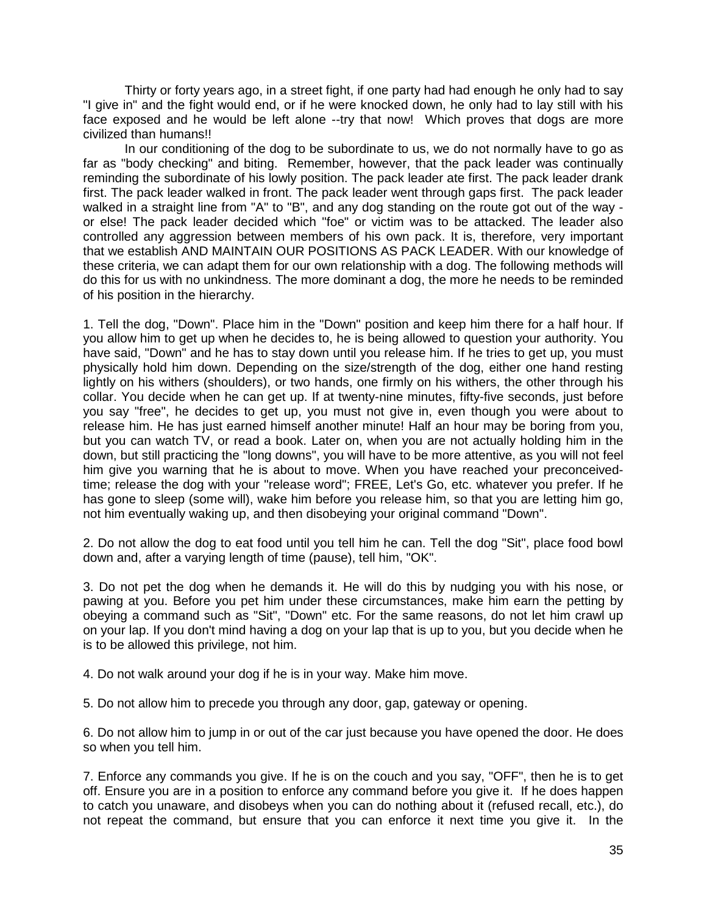Thirty or forty years ago, in a street fight, if one party had had enough he only had to say "I give in" and the fight would end, or if he were knocked down, he only had to lay still with his face exposed and he would be left alone --try that now! Which proves that dogs are more civilized than humans!!

In our conditioning of the dog to be subordinate to us, we do not normally have to go as far as "body checking" and biting. Remember, however, that the pack leader was continually reminding the subordinate of his lowly position. The pack leader ate first. The pack leader drank first. The pack leader walked in front. The pack leader went through gaps first. The pack leader walked in a straight line from "A" to "B", and any dog standing on the route got out of the way - or else! The pack leader decided which "foe" or victim was to be attacked. The leader also controlled any aggression between members of his own pack. It is, therefore, very important that we establish AND MAINTAIN OUR POSITIONS AS PACK LEADER. With our knowledge of these criteria, we can adapt them for our own relationship with a dog. The following methods will do this for us with no unkindness. The more dominant a dog, the more he needs to be reminded of his position in the hierarchy.

1. Tell the dog, "Down". Place him in the "Down" position and keep him there for a half hour. If you allow him to get up when he decides to, he is being allowed to question your authority. You have said, "Down" and he has to stay down until you release him. If he tries to get up, you must physically hold him down. Depending on the size/strength of the dog, either one hand resting lightly on his withers (shoulders), or two hands, one firmly on his withers, the other through his collar. You decide when he can get up. If at twenty-nine minutes, fifty-five seconds, just before you say "free", he decides to get up, you must not give in, even though you were about to release him. He has just earned himself another minute! Half an hour may be boring from you, but you can watch TV, or read a book. Later on, when you are not actually holding him in the down, but still practicing the "long downs", you will have to be more attentive, as you will not feel him give you warning that he is about to move. When you have reached your preconceived-time; release the dog with your "release word"; FREE, Let's Go, etc. whatever you prefer. If he has gone to sleep (some will), wake him before you release him, so that you are letting him go, not him eventually waking up, and then disobeying your original command "Down".

2. Do not allow the dog to eat food until you tell him he can. Tell the dog "Sit", place food bowl down and, after a varying length of time (pause), tell him, "OK".

3. Do not pet the dog when he demands it. He will do this by nudging you with his nose, or pawing at you. Before you pet him under these circumstances, make him earn the petting by obeying a command such as "Sit", "Down" etc. For the same reasons, do not let him crawl up on your lap. If you don't mind having a dog on your lap that is up to you, but you decide when he is to be allowed this privilege, not him.

4. Do not walk around your dog if he is in your way. Make him move.

5. Do not allow him to precede you through any door, gap, gateway or opening.

6. Do not allow him to jump in or out of the car just because you have opened the door. He does so when you tell him.

7. Enforce any commands you give. If he is on the couch and you say, "OFF", then he is to get off. Ensure you are in a position to enforce any command before you give it. If he does happen to catch you unaware, and disobeys when you can do nothing about it (refused recall, etc.), do not repeat the command, but ensure that you can enforce it next time you give it. In the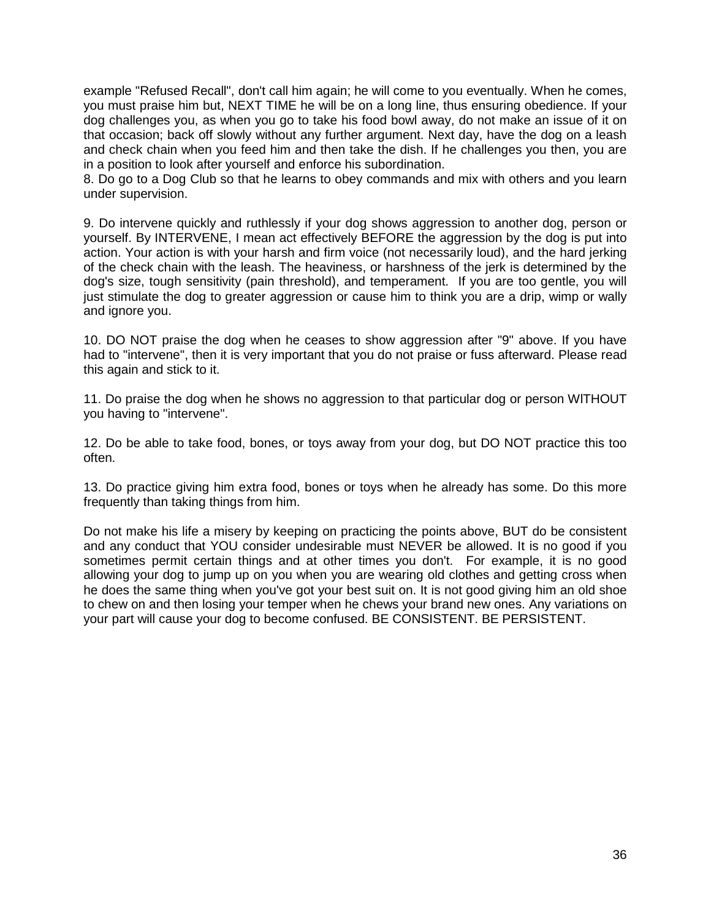example "Refused Recall", don't call him again; he will come to you eventually. When he comes, you must praise him but, NEXT TIME he will be on a long line, thus ensuring obedience. If your dog challenges you, as when you go to take his food bowl away, do not make an issue of it on that occasion; back off slowly without any further argument. Next day, have the dog on a leash and check chain when you feed him and then take the dish. If he challenges you then, you are in a position to look after yourself and enforce his subordination.

8. Do go to a Dog Club so that he learns to obey commands and mix with others and you learn under supervision.

9. Do intervene quickly and ruthlessly if your dog shows aggression to another dog, person or yourself. By INTERVENE, I mean act effectively BEFORE the aggression by the dog is put into action. Your action is with your harsh and firm voice (not necessarily loud), and the hard jerking of the check chain with the leash. The heaviness, or harshness of the jerk is determined by the dog's size, tough sensitivity (pain threshold), and temperament. If you are too gentle, you will just stimulate the dog to greater aggression or cause him to think you are a drip, wimp or wally and ignore you.

10. DO NOT praise the dog when he ceases to show aggression after "9" above. If you have had to "intervene", then it is very important that you do not praise or fuss afterward. Please read this again and stick to it.

11. Do praise the dog when he shows no aggression to that particular dog or person WITHOUT you having to "intervene".

12. Do be able to take food, bones, or toys away from your dog, but DO NOT practice this too often.

13. Do practice giving him extra food, bones or toys when he already has some. Do this more frequently than taking things from him.

Do not make his life a misery by keeping on practicing the points above, BUT do be consistent and any conduct that YOU consider undesirable must NEVER be allowed. It is no good if you sometimes permit certain things and at other times you don't. For example, it is no good allowing your dog to jump up on you when you are wearing old clothes and getting cross when he does the same thing when you've got your best suit on. It is not good giving him an old shoe to chew on and then losing your temper when he chews your brand new ones. Any variations on your part will cause your dog to become confused. BE CONSISTENT. BE PERSISTENT.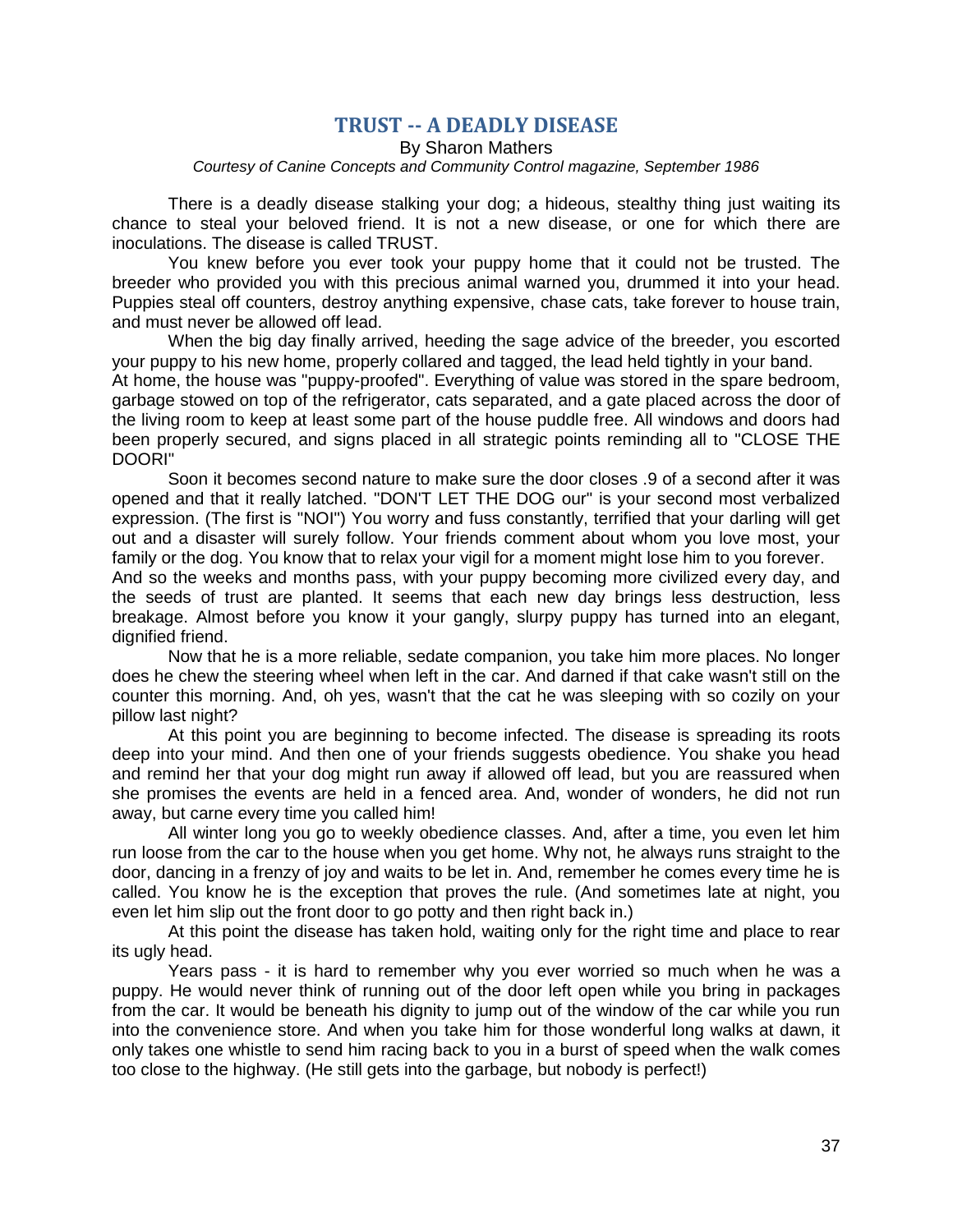## TRUST -- A DEADLY DISEASE

By Sharon Mathers

*Courtesy of Canine Concepts and Community Control magazine, September 1986*

There is a deadly disease stalking your dog; a hideous, stealthy thing just waiting its chance to steal your beloved friend. It is not a new disease, or one for which there are inoculations. The disease is called TRUST.

You knew before you ever took your puppy home that it could not be trusted. The breeder who provided you with this precious animal warned you, drummed it into your head. Puppies steal off counters, destroy anything expensive, chase cats, take forever to house train, and must never be allowed off lead.

When the big day finally arrived, heeding the sage advice of the breeder, you escorted your puppy to his new home, properly collared and tagged, the lead held tightly in your band.

At home, the house was "puppy-proofed". Everything of value was stored in the spare bedroom, garbage stowed on top of the refrigerator, cats separated, and a gate placed across the door of the living room to keep at least some part of the house puddle free. All windows and doors had been properly secured, and signs placed in all strategic points reminding all to "CLOSE THE DOORI"

Soon it becomes second nature to make sure the door closes .9 of a second after it was opened and that it really latched. "DON'T LET THE DOG our" is your second most verbalized expression. (The first is "NOI") You worry and fuss constantly, terrified that your darling will get out and a disaster will surely follow. Your friends comment about whom you love most, your family or the dog. You know that to relax your vigil for a moment might lose him to you forever.

And so the weeks and months pass, with your puppy becoming more civilized every day, and the seeds of trust are planted. It seems that each new day brings less destruction, less breakage. Almost before you know it your gangly, slurpy puppy has turned into an elegant, dignified friend.

Now that he is a more reliable, sedate companion, you take him more places. No longer does he chew the steering wheel when left in the car. And darned if that cake wasn't still on the counter this morning. And, oh yes, wasn't that the cat he was sleeping with so cozily on your pillow last night?

At this point you are beginning to become infected. The disease is spreading its roots deep into your mind. And then one of your friends suggests obedience. You shake you head and remind her that your dog might run away if allowed off lead, but you are reassured when she promises the events are held in a fenced area. And, wonder of wonders, he did not run away, but carne every time you called him!

All winter long you go to weekly obedience classes. And, after a time, you even let him run loose from the car to the house when you get home. Why not, he always runs straight to the door, dancing in a frenzy of joy and waits to be let in. And, remember he comes every time he is called. You know he is the exception that proves the rule. (And sometimes late at night, you even let him slip out the front door to go potty and then right back in.)

At this point the disease has taken hold, waiting only for the right time and place to rear its ugly head.

Years pass - it is hard to remember why you ever worried so much when he was a puppy. He would never think of running out of the door left open while you bring in packages from the car. It would be beneath his dignity to jump out of the window of the car while you run into the convenience store. And when you take him for those wonderful long walks at dawn, it only takes one whistle to send him racing back to you in a burst of speed when the walk comes too close to the highway. (He still gets into the garbage, but nobody is perfect!)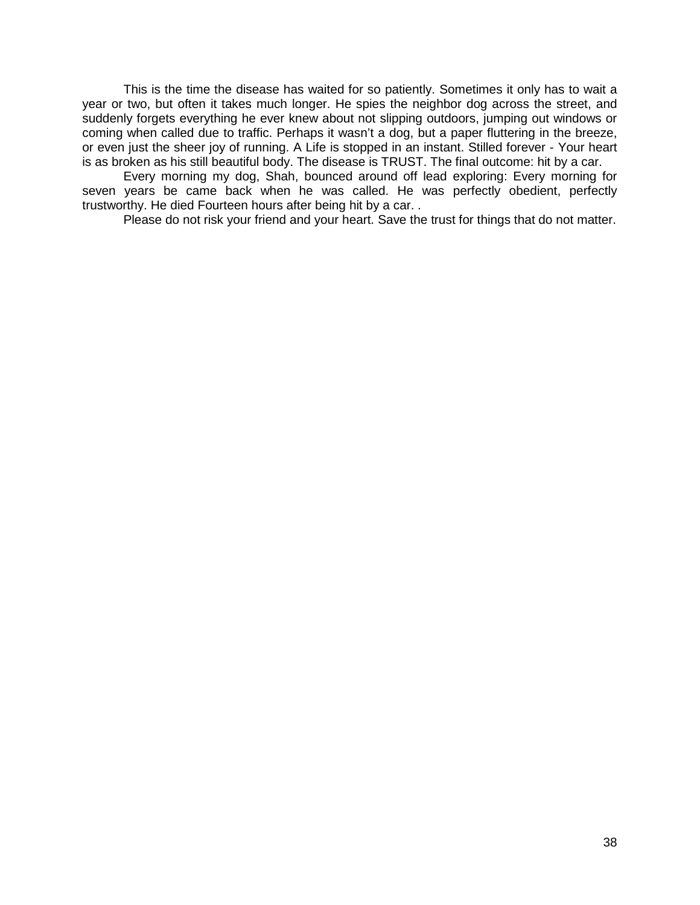This is the time the disease has waited for so patiently. Sometimes it only has to wait a year or two, but often it takes much longer. He spies the neighbor dog across the street, and suddenly forgets everything he ever knew about not slipping outdoors, jumping out windows or coming when called due to traffic. Perhaps it wasn't a dog, but a paper fluttering in the breeze, or even just the sheer joy of running. A Life is stopped in an instant. Stilled forever - Your heart is as broken as his still beautiful body. The disease is TRUST. The final outcome: hit by a car.

Every morning my dog, Shah, bounced around off lead exploring: Every morning for seven years be came back when he was called. He was perfectly obedient, perfectly trustworthy. He died Fourteen hours after being hit by a car. .

Please do not risk your friend and your heart. Save the trust for things that do not matter.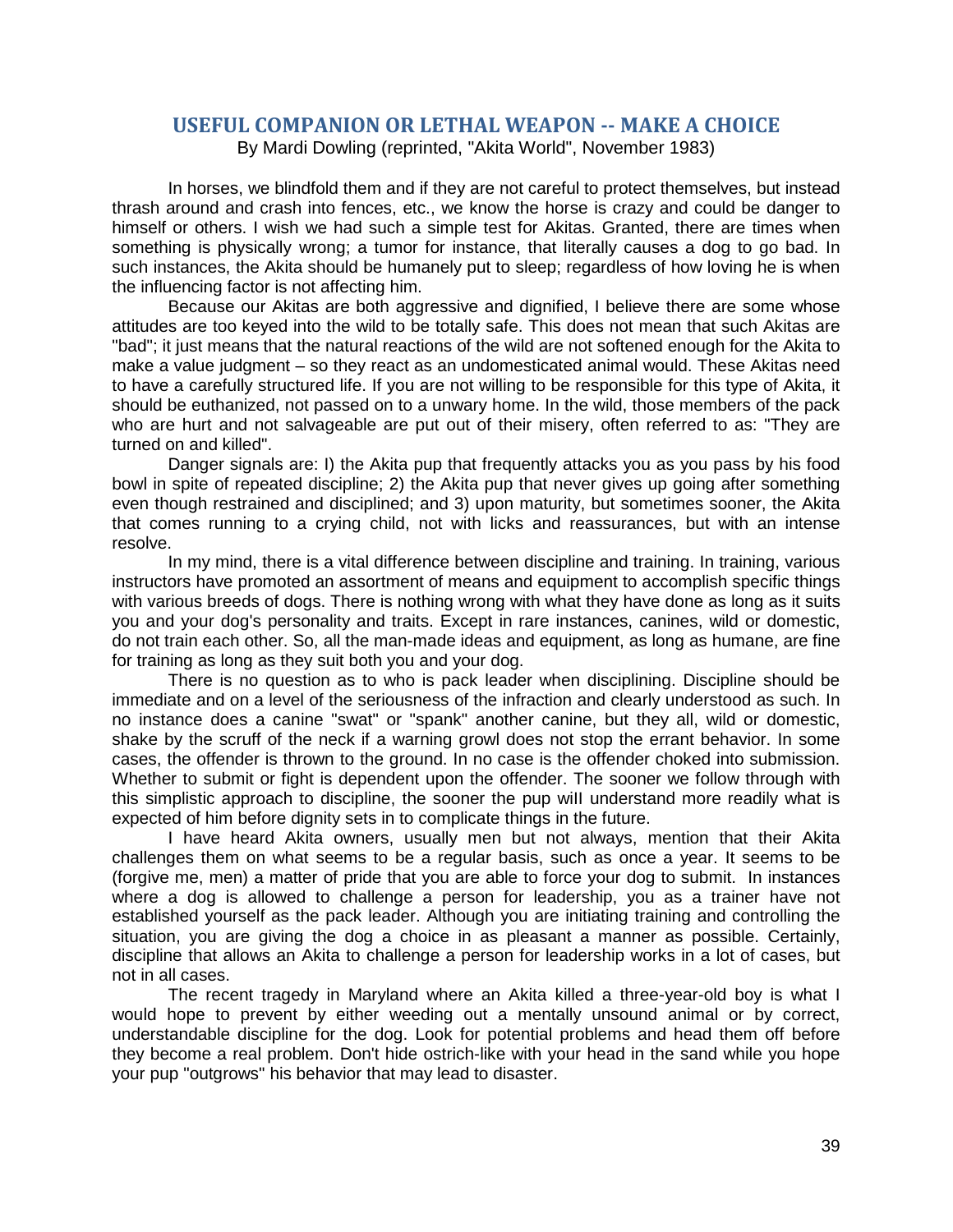## USEFUL COMPANION OR LETHAL WEAPON -- MAKE A CHOICE

By Mardi Dowling (reprinted, "Akita World", November 1983)

In horses, we blindfold them and if they are not careful to protect themselves, but instead thrash around and crash into fences, etc., we know the horse is crazy and could be danger to himself or others. I wish we had such a simple test for Akitas. Granted, there are times when something is physically wrong; a tumor for instance, that literally causes a dog to go bad. In such instances, the Akita should be humanely put to sleep; regardless of how loving he is when the influencing factor is not affecting him.

Because our Akitas are both aggressive and dignified, I believe there are some whose attitudes are too keyed into the wild to be totally safe. This does not mean that such Akitas are "bad"; it just means that the natural reactions of the wild are not softened enough for the Akita to make a value judgment – so they react as an undomesticated animal would. These Akitas need to have a carefully structured life. If you are not willing to be responsible for this type of Akita, it should be euthanized, not passed on to a unwary home. In the wild, those members of the pack who are hurt and not salvageable are put out of their misery, often referred to as: "They are turned on and killed".

Danger signals are: I) the Akita pup that frequently attacks you as you pass by his food bowl in spite of repeated discipline; 2) the Akita pup that never gives up going after something even though restrained and disciplined; and 3) upon maturity, but sometimes sooner, the Akita that comes running to a crying child, not with licks and reassurances, but with an intense resolve.

In my mind, there is a vital difference between discipline and training. In training, various instructors have promoted an assortment of means and equipment to accomplish specific things with various breeds of dogs. There is nothing wrong with what they have done as long as it suits you and your dog's personality and traits. Except in rare instances, canines, wild or domestic, do not train each other. So, all the man-made ideas and equipment, as long as humane, are fine for training as long as they suit both you and your dog.

There is no question as to who is pack leader when disciplining. Discipline should be immediate and on a level of the seriousness of the infraction and clearly understood as such. In no instance does a canine "swat" or "spank" another canine, but they all, wild or domestic, shake by the scruff of the neck if a warning growl does not stop the errant behavior. In some cases, the offender is thrown to the ground. In no case is the offender choked into submission. Whether to submit or fight is dependent upon the offender. The sooner we follow through with this simplistic approach to discipline, the sooner the pup wilI understand more readily what is expected of him before dignity sets in to complicate things in the future.

I have heard Akita owners, usually men but not always, mention that their Akita challenges them on what seems to be a regular basis, such as once a year. It seems to be (forgive me, men) a matter of pride that you are able to force your dog to submit. In instances where a dog is allowed to challenge a person for leadership, you as a trainer have not established yourself as the pack leader. Although you are initiating training and controlling the situation, you are giving the dog a choice in as pleasant a manner as possible. Certainly, discipline that allows an Akita to challenge a person for leadership works in a lot of cases, but not in all cases.

The recent tragedy in Maryland where an Akita killed a three-year-old boy is what I would hope to prevent by either weeding out a mentally unsound animal or by correct, understandable discipline for the dog. Look for potential problems and head them off before they become a real problem. Don't hide ostrich-like with your head in the sand while you hope your pup "outgrows" his behavior that may lead to disaster.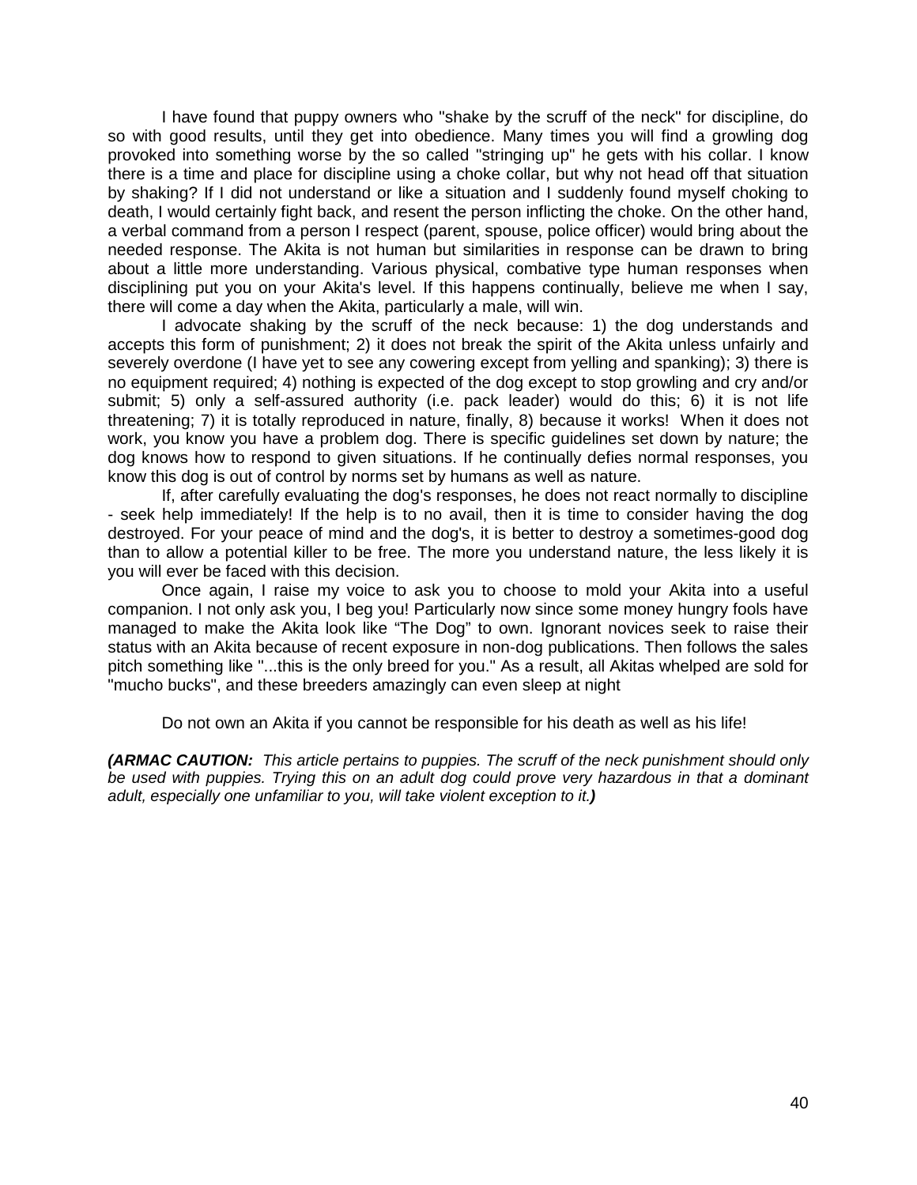I have found that puppy owners who "shake by the scruff of the neck" for discipline, do so with good results, until they get into obedience. Many times you will find a growling dog provoked into something worse by the so called "stringing up" he gets with his collar. I know there is a time and place for discipline using a choke collar, but why not head off that situation by shaking? If I did not understand or like a situation and I suddenly found myself choking to death, I would certainly fight back, and resent the person inflicting the choke. On the other hand, a verbal command from a person I respect (parent, spouse, police officer) would bring about the needed response. The Akita is not human but similarities in response can be drawn to bring about a little more understanding. Various physical, combative type human responses when disciplining put you on your Akita's level. If this happens continually, believe me when I say, there will come a day when the Akita, particularly a male, will win.

I advocate shaking by the scruff of the neck because: 1) the dog understands and accepts this form of punishment; 2) it does not break the spirit of the Akita unless unfairly and severely overdone (I have yet to see any cowering except from yelling and spanking); 3) there is no equipment required; 4) nothing is expected of the dog except to stop growling and cry and/or submit; 5) only a self-assured authority (i.e. pack leader) would do this; 6) it is not life threatening; 7) it is totally reproduced in nature, finally, 8) because it works! When it does not work, you know you have a problem dog. There is specific guidelines set down by nature; the dog knows how to respond to given situations. If he continually defies normal responses, you know this dog is out of control by norms set by humans as well as nature.

If, after carefully evaluating the dog's responses, he does not react normally to discipline - seek help immediately! If the help is to no avail, then it is time to consider having the dog destroyed. For your peace of mind and the dog's, it is better to destroy a sometimes-good dog than to allow a potential killer to be free. The more you understand nature, the less likely it is you will ever be faced with this decision.

Once again, I raise my voice to ask you to choose to mold your Akita into a useful companion. I not only ask you, I beg you! Particularly now since some money hungry fools have managed to make the Akita look like "The Dog" to own. Ignorant novices seek to raise their status with an Akita because of recent exposure in non-dog publications. Then follows the sales pitch something like "...this is the only breed for you." As a result, all Akitas whelped are sold for "mucho bucks", and these breeders amazingly can even sleep at night

Do not own an Akita if you cannot be responsible for his death as well as his life!

***(ARMAC CAUTION:** This article pertains to puppies. The scruff of the neck punishment should only be used with puppies. Trying this on an adult dog could prove very hazardous in that a dominant adult, especially one unfamiliar to you, will take violent exception to it.**)***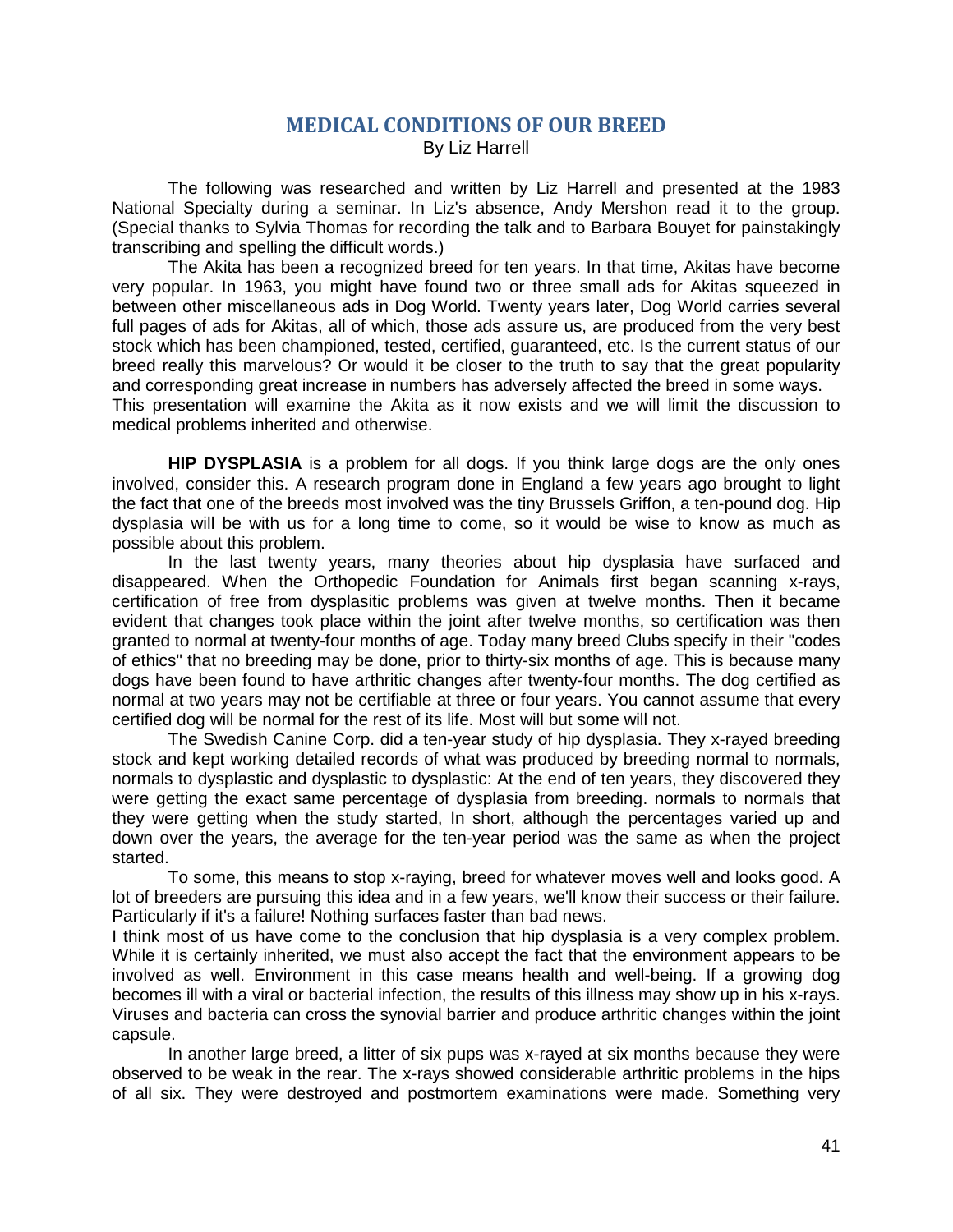# MEDICAL CONDITIONS OF OUR BREED

By Liz Harrell

The following was researched and written by Liz Harrell and presented at the 1983 National Specialty during a seminar. In Liz's absence, Andy Mershon read it to the group. (Special thanks to Sylvia Thomas for recording the talk and to Barbara Bouyet for painstakingly transcribing and spelling the difficult words.)

The Akita has been a recognized breed for ten years. In that time, Akitas have become very popular. In 1963, you might have found two or three small ads for Akitas squeezed in between other miscellaneous ads in Dog World. Twenty years later, Dog World carries several full pages of ads for Akitas, all of which, those ads assure us, are produced from the very best stock which has been championed, tested, certified, guaranteed, etc. Is the current status of our breed really this marvelous? Or would it be closer to the truth to say that the great popularity and corresponding great increase in numbers has adversely affected the breed in some ways.
This presentation will examine the Akita as it now exists and we will limit the discussion to medical problems inherited and otherwise.

**HIP DYSPLASIA** is a problem for all dogs. If you think large dogs are the only ones involved, consider this. A research program done in England a few years ago brought to light the fact that one of the breeds most involved was the tiny Brussels Griffon, a ten-pound dog. Hip dysplasia will be with us for a long time to come, so it would be wise to know as much as possible about this problem.

In the last twenty years, many theories about hip dysplasia have surfaced and disappeared. When the Orthopedic Foundation for Animals first began scanning x-rays, certification of free from dysplasitic problems was given at twelve months. Then it became evident that changes took place within the joint after twelve months, so certification was then granted to normal at twenty-four months of age. Today many breed Clubs specify in their "codes of ethics" that no breeding may be done, prior to thirty-six months of age. This is because many dogs have been found to have arthritic changes after twenty-four months. The dog certified as normal at two years may not be certifiable at three or four years. You cannot assume that every certified dog will be normal for the rest of its life. Most will but some will not.

The Swedish Canine Corp. did a ten-year study of hip dysplasia. They x-rayed breeding stock and kept working detailed records of what was produced by breeding normal to normals, normals to dysplastic and dysplastic to dysplastic: At the end of ten years, they discovered they were getting the exact same percentage of dysplasia from breeding. normals to normals that they were getting when the study started, In short, although the percentages varied up and down over the years, the average for the ten-year period was the same as when the project started.

To some, this means to stop x-raying, breed for whatever moves well and looks good. A lot of breeders are pursuing this idea and in a few years, we'll know their success or their failure. Particularly if it's a failure! Nothing surfaces faster than bad news.
I think most of us have come to the conclusion that hip dysplasia is a very complex problem. While it is certainly inherited, we must also accept the fact that the environment appears to be involved as well. Environment in this case means health and well-being. If a growing dog becomes ill with a viral or bacterial infection, the results of this illness may show up in his x-rays. Viruses and bacteria can cross the synovial barrier and produce arthritic changes within the joint capsule.

In another large breed, a litter of six pups was x-rayed at six months because they were observed to be weak in the rear. The x-rays showed considerable arthritic problems in the hips of all six. They were destroyed and postmortem examinations were made. Something very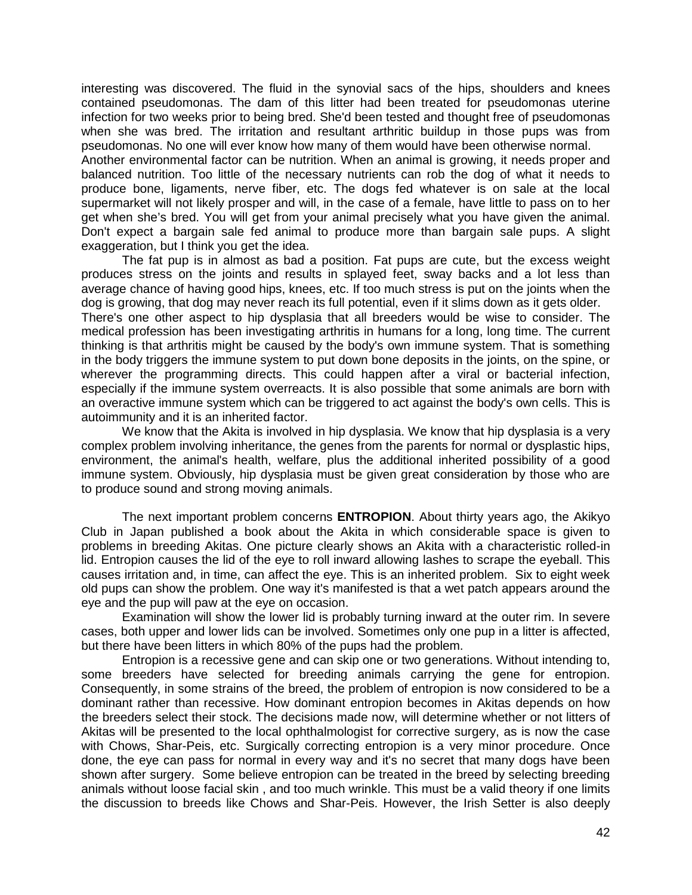interesting was discovered. The fluid in the synovial sacs of the hips, shoulders and knees contained pseudomonas. The dam of this litter had been treated for pseudomonas uterine infection for two weeks prior to being bred. She'd been tested and thought free of pseudomonas when she was bred. The irritation and resultant arthritic buildup in those pups was from pseudomonas. No one will ever know how many of them would have been otherwise normal.

Another environmental factor can be nutrition. When an animal is growing, it needs proper and balanced nutrition. Too little of the necessary nutrients can rob the dog of what it needs to produce bone, ligaments, nerve fiber, etc. The dogs fed whatever is on sale at the local supermarket will not likely prosper and will, in the case of a female, have little to pass on to her get when she's bred. You will get from your animal precisely what you have given the animal. Don't expect a bargain sale fed animal to produce more than bargain sale pups. A slight exaggeration, but I think you get the idea.

The fat pup is in almost as bad a position. Fat pups are cute, but the excess weight produces stress on the joints and results in splayed feet, sway backs and a lot less than average chance of having good hips, knees, etc. If too much stress is put on the joints when the dog is growing, that dog may never reach its full potential, even if it slims down as it gets older.

There's one other aspect to hip dysplasia that all breeders would be wise to consider. The medical profession has been investigating arthritis in humans for a long, long time. The current thinking is that arthritis might be caused by the body's own immune system. That is something in the body triggers the immune system to put down bone deposits in the joints, on the spine, or wherever the programming directs. This could happen after a viral or bacterial infection, especially if the immune system overreacts. It is also possible that some animals are born with an overactive immune system which can be triggered to act against the body's own cells. This is autoimmunity and it is an inherited factor.

We know that the Akita is involved in hip dysplasia. We know that hip dysplasia is a very complex problem involving inheritance, the genes from the parents for normal or dysplastic hips, environment, the animal's health, welfare, plus the additional inherited possibility of a good immune system. Obviously, hip dysplasia must be given great consideration by those who are to produce sound and strong moving animals.

The next important problem concerns **ENTROPION**. About thirty years ago, the Akikyo Club in Japan published a book about the Akita in which considerable space is given to problems in breeding Akitas. One picture clearly shows an Akita with a characteristic rolled-in lid. Entropion causes the lid of the eye to roll inward allowing lashes to scrape the eyeball. This causes irritation and, in time, can affect the eye. This is an inherited problem. Six to eight week old pups can show the problem. One way it's manifested is that a wet patch appears around the eye and the pup will paw at the eye on occasion.

Examination will show the lower lid is probably turning inward at the outer rim. In severe cases, both upper and lower lids can be involved. Sometimes only one pup in a litter is affected, but there have been litters in which 80% of the pups had the problem.

Entropion is a recessive gene and can skip one or two generations. Without intending to, some breeders have selected for breeding animals carrying the gene for entropion. Consequently, in some strains of the breed, the problem of entropion is now considered to be a dominant rather than recessive. How dominant entropion becomes in Akitas depends on how the breeders select their stock. The decisions made now, will determine whether or not litters of Akitas will be presented to the local ophthalmologist for corrective surgery, as is now the case with Chows, Shar-Peis, etc. Surgically correcting entropion is a very minor procedure. Once done, the eye can pass for normal in every way and it's no secret that many dogs have been shown after surgery. Some believe entropion can be treated in the breed by selecting breeding animals without loose facial skin , and too much wrinkle. This must be a valid theory if one limits the discussion to breeds like Chows and Shar-Peis. However, the Irish Setter is also deeply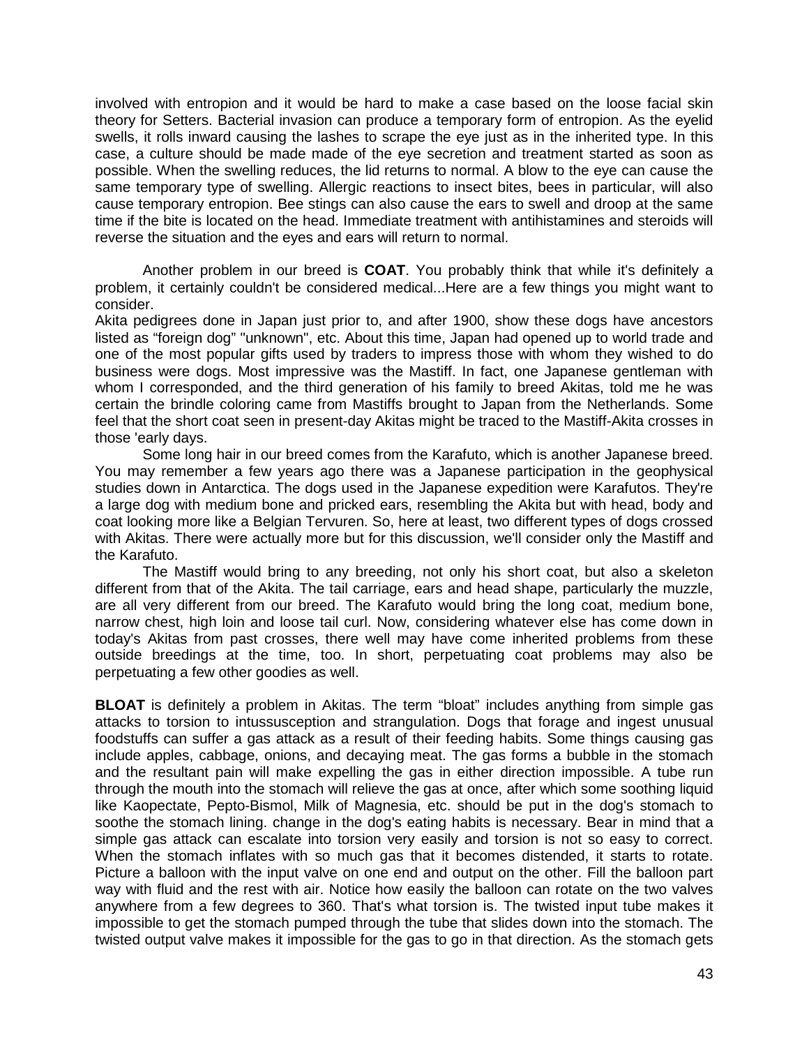involved with entropion and it would be hard to make a case based on the loose facial skin theory for Setters. Bacterial invasion can produce a temporary form of entropion. As the eyelid swells, it rolls inward causing the lashes to scrape the eye just as in the inherited type. In this case, a culture should be made made of the eye secretion and treatment started as soon as possible. When the swelling reduces, the lid returns to normal. A blow to the eye can cause the same temporary type of swelling. Allergic reactions to insect bites, bees in particular, will also cause temporary entropion. Bee stings can also cause the ears to swell and droop at the same time if the bite is located on the head. Immediate treatment with antihistamines and steroids will reverse the situation and the eyes and ears will return to normal.

Another problem in our breed is **COAT**. You probably think that while it's definitely a problem, it certainly couldn't be considered medical...Here are a few things you might want to consider.

Akita pedigrees done in Japan just prior to, and after 1900, show these dogs have ancestors listed as "foreign dog" "unknown", etc. About this time, Japan had opened up to world trade and one of the most popular gifts used by traders to impress those with whom they wished to do business were dogs. Most impressive was the Mastiff. In fact, one Japanese gentleman with whom I corresponded, and the third generation of his family to breed Akitas, told me he was certain the brindle coloring came from Mastiffs brought to Japan from the Netherlands. Some feel that the short coat seen in present-day Akitas might be traced to the Mastiff-Akita crosses in those 'early days.

Some long hair in our breed comes from the Karafuto, which is another Japanese breed. You may remember a few years ago there was a Japanese participation in the geophysical studies down in Antarctica. The dogs used in the Japanese expedition were Karafutos. They're a large dog with medium bone and pricked ears, resembling the Akita but with head, body and coat looking more like a Belgian Tervuren. So, here at least, two different types of dogs crossed with Akitas. There were actually more but for this discussion, we'll consider only the Mastiff and the Karafuto.

The Mastiff would bring to any breeding, not only his short coat, but also a skeleton different from that of the Akita. The tail carriage, ears and head shape, particularly the muzzle, are all very different from our breed. The Karafuto would bring the long coat, medium bone, narrow chest, high loin and loose tail curl. Now, considering whatever else has come down in today's Akitas from past crosses, there well may have come inherited problems from these outside breedings at the time, too. In short, perpetuating coat problems may also be perpetuating a few other goodies as well.

**BLOAT** is definitely a problem in Akitas. The term "bloat" includes anything from simple gas attacks to torsion to intussusception and strangulation. Dogs that forage and ingest unusual foodstuffs can suffer a gas attack as a result of their feeding habits. Some things causing gas include apples, cabbage, onions, and decaying meat. The gas forms a bubble in the stomach and the resultant pain will make expelling the gas in either direction impossible. A tube run through the mouth into the stomach will relieve the gas at once, after which some soothing liquid like Kaopectate, Pepto-Bismol, Milk of Magnesia, etc. should be put in the dog's stomach to soothe the stomach lining. change in the dog's eating habits is necessary. Bear in mind that a simple gas attack can escalate into torsion very easily and torsion is not so easy to correct. When the stomach inflates with so much gas that it becomes distended, it starts to rotate. Picture a balloon with the input valve on one end and output on the other. Fill the balloon part way with fluid and the rest with air. Notice how easily the balloon can rotate on the two valves anywhere from a few degrees to 360. That's what torsion is. The twisted input tube makes it impossible to get the stomach pumped through the tube that slides down into the stomach. The twisted output valve makes it impossible for the gas to go in that direction. As the stomach gets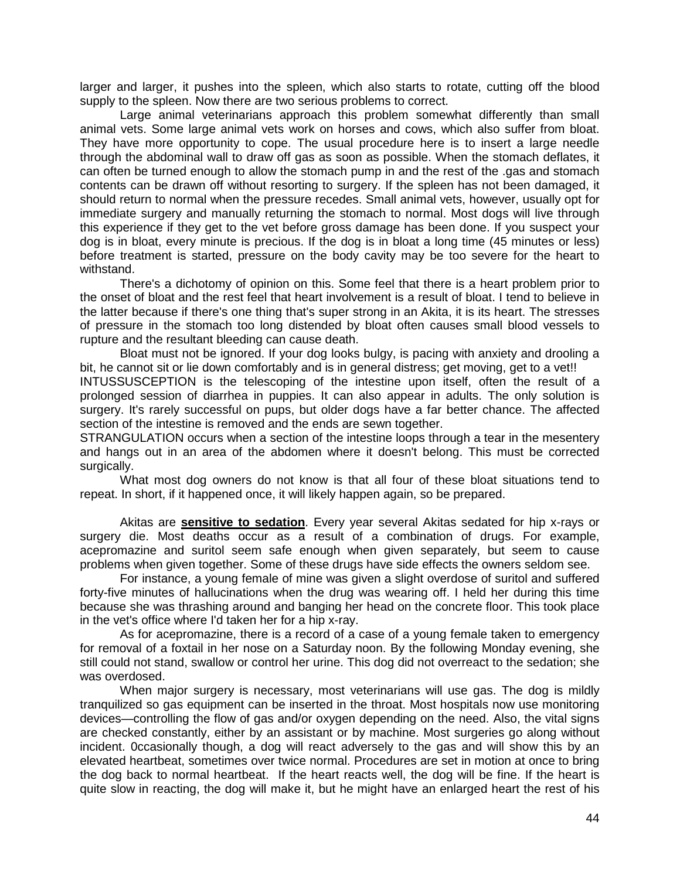larger and larger, it pushes into the spleen, which also starts to rotate, cutting off the blood supply to the spleen. Now there are two serious problems to correct.

Large animal veterinarians approach this problem somewhat differently than small animal vets. Some large animal vets work on horses and cows, which also suffer from bloat. They have more opportunity to cope. The usual procedure here is to insert a large needle through the abdominal wall to draw off gas as soon as possible. When the stomach deflates, it can often be turned enough to allow the stomach pump in and the rest of the .gas and stomach contents can be drawn off without resorting to surgery. If the spleen has not been damaged, it should return to normal when the pressure recedes. Small animal vets, however, usually opt for immediate surgery and manually returning the stomach to normal. Most dogs will live through this experience if they get to the vet before gross damage has been done. If you suspect your dog is in bloat, every minute is precious. If the dog is in bloat a long time (45 minutes or less) before treatment is started, pressure on the body cavity may be too severe for the heart to withstand.

There's a dichotomy of opinion on this. Some feel that there is a heart problem prior to the onset of bloat and the rest feel that heart involvement is a result of bloat. I tend to believe in the latter because if there's one thing that's super strong in an Akita, it is its heart. The stresses of pressure in the stomach too long distended by bloat often causes small blood vessels to rupture and the resultant bleeding can cause death.

Bloat must not be ignored. If your dog looks bulgy, is pacing with anxiety and drooling a bit, he cannot sit or lie down comfortably and is in general distress; get moving, get to a vet!!

INTUSSUSCEPTION is the telescoping of the intestine upon itself, often the result of a prolonged session of diarrhea in puppies. It can also appear in adults. The only solution is surgery. It's rarely successful on pups, but older dogs have a far better chance. The affected section of the intestine is removed and the ends are sewn together.

STRANGULATION occurs when a section of the intestine loops through a tear in the mesentery and hangs out in an area of the abdomen where it doesn't belong. This must be corrected surgically.

What most dog owners do not know is that all four of these bloat situations tend to repeat. In short, if it happened once, it will likely happen again, so be prepared.

Akitas are **sensitive to sedation**. Every year several Akitas sedated for hip x-rays or surgery die. Most deaths occur as a result of a combination of drugs. For example, acepromazine and suritol seem safe enough when given separately, but seem to cause problems when given together. Some of these drugs have side effects the owners seldom see.

For instance, a young female of mine was given a slight overdose of suritol and suffered forty-five minutes of hallucinations when the drug was wearing off. I held her during this time because she was thrashing around and banging her head on the concrete floor. This took place in the vet's office where I'd taken her for a hip x-ray.

As for acepromazine, there is a record of a case of a young female taken to emergency for removal of a foxtail in her nose on a Saturday noon. By the following Monday evening, she still could not stand, swallow or control her urine. This dog did not overreact to the sedation; she was overdosed.

When major surgery is necessary, most veterinarians will use gas. The dog is mildly tranquilized so gas equipment can be inserted in the throat. Most hospitals now use monitoring devices—controlling the flow of gas and/or oxygen depending on the need. Also, the vital signs are checked constantly, either by an assistant or by machine. Most surgeries go along without incident. 0ccasionally though, a dog will react adversely to the gas and will show this by an elevated heartbeat, sometimes over twice normal. Procedures are set in motion at once to bring the dog back to normal heartbeat. If the heart reacts well, the dog will be fine. If the heart is quite slow in reacting, the dog will make it, but he might have an enlarged heart the rest of his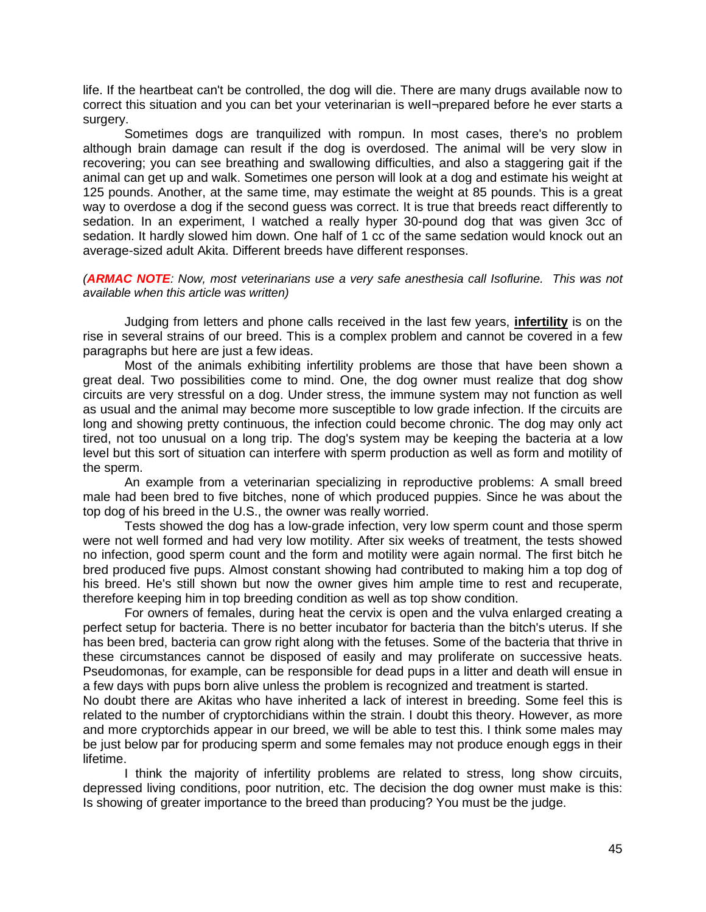life. If the heartbeat can't be controlled, the dog will die. There are many drugs available now to correct this situation and you can bet your veterinarian is well¬prepared before he ever starts a surgery.

Sometimes dogs are tranquilized with rompun. In most cases, there's no problem although brain damage can result if the dog is overdosed. The animal will be very slow in recovering; you can see breathing and swallowing difficulties, and also a staggering gait if the animal can get up and walk. Sometimes one person will look at a dog and estimate his weight at 125 pounds. Another, at the same time, may estimate the weight at 85 pounds. This is a great way to overdose a dog if the second guess was correct. It is true that breeds react differently to sedation. In an experiment, I watched a really hyper 30-pound dog that was given 3cc of sedation. It hardly slowed him down. One half of 1 cc of the same sedation would knock out an average-sized adult Akita. Different breeds have different responses.

*(**ARMAC NOTE**: Now, most veterinarians use a very safe anesthesia call Isoflurine. This was not available when this article was written)*

Judging from letters and phone calls received in the last few years, **infertility** is on the rise in several strains of our breed. This is a complex problem and cannot be covered in a few paragraphs but here are just a few ideas.

Most of the animals exhibiting infertility problems are those that have been shown a great deal. Two possibilities come to mind. One, the dog owner must realize that dog show circuits are very stressful on a dog. Under stress, the immune system may not function as well as usual and the animal may become more susceptible to low grade infection. If the circuits are long and showing pretty continuous, the infection could become chronic. The dog may only act tired, not too unusual on a long trip. The dog's system may be keeping the bacteria at a low level but this sort of situation can interfere with sperm production as well as form and motility of the sperm.

An example from a veterinarian specializing in reproductive problems: A small breed male had been bred to five bitches, none of which produced puppies. Since he was about the top dog of his breed in the U.S., the owner was really worried.

Tests showed the dog has a low-grade infection, very low sperm count and those sperm were not well formed and had very low motility. After six weeks of treatment, the tests showed no infection, good sperm count and the form and motility were again normal. The first bitch he bred produced five pups. Almost constant showing had contributed to making him a top dog of his breed. He's still shown but now the owner gives him ample time to rest and recuperate, therefore keeping him in top breeding condition as well as top show condition.

For owners of females, during heat the cervix is open and the vulva enlarged creating a perfect setup for bacteria. There is no better incubator for bacteria than the bitch's uterus. If she has been bred, bacteria can grow right along with the fetuses. Some of the bacteria that thrive in these circumstances cannot be disposed of easily and may proliferate on successive heats. Pseudomonas, for example, can be responsible for dead pups in a litter and death will ensue in a few days with pups born alive unless the problem is recognized and treatment is started.

No doubt there are Akitas who have inherited a lack of interest in breeding. Some feel this is related to the number of cryptorchidians within the strain. I doubt this theory. However, as more and more cryptorchids appear in our breed, we will be able to test this. I think some males may be just below par for producing sperm and some females may not produce enough eggs in their lifetime.

I think the majority of infertility problems are related to stress, long show circuits, depressed living conditions, poor nutrition, etc. The decision the dog owner must make is this: Is showing of greater importance to the breed than producing? You must be the judge.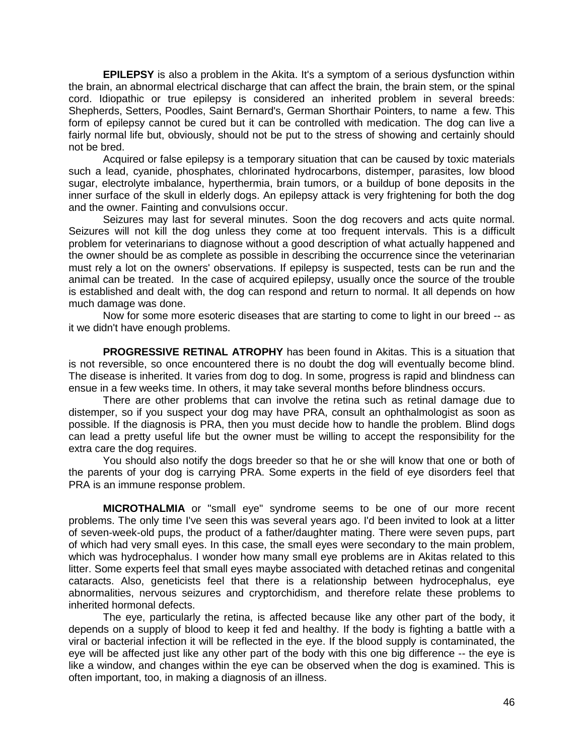**EPILEPSY** is also a problem in the Akita. It's a symptom of a serious dysfunction within the brain, an abnormal electrical discharge that can affect the brain, the brain stem, or the spinal cord. Idiopathic or true epilepsy is considered an inherited problem in several breeds: Shepherds, Setters, Poodles, Saint Bernard's, German Shorthair Pointers, to name a few. This form of epilepsy cannot be cured but it can be controlled with medication. The dog can live a fairly normal life but, obviously, should not be put to the stress of showing and certainly should not be bred.

Acquired or false epilepsy is a temporary situation that can be caused by toxic materials such a lead, cyanide, phosphates, chlorinated hydrocarbons, distemper, parasites, low blood sugar, electrolyte imbalance, hyperthermia, brain tumors, or a buildup of bone deposits in the inner surface of the skull in elderly dogs. An epilepsy attack is very frightening for both the dog and the owner. Fainting and convulsions occur.

Seizures may last for several minutes. Soon the dog recovers and acts quite normal. Seizures will not kill the dog unless they come at too frequent intervals. This is a difficult problem for veterinarians to diagnose without a good description of what actually happened and the owner should be as complete as possible in describing the occurrence since the veterinarian must rely a lot on the owners' observations. If epilepsy is suspected, tests can be run and the animal can be treated. In the case of acquired epilepsy, usually once the source of the trouble is established and dealt with, the dog can respond and return to normal. It all depends on how much damage was done.

Now for some more esoteric diseases that are starting to come to light in our breed -- as it we didn't have enough problems.

**PROGRESSIVE RETINAL ATROPHY** has been found in Akitas. This is a situation that is not reversible, so once encountered there is no doubt the dog will eventually become blind. The disease is inherited. It varies from dog to dog. In some, progress is rapid and blindness can ensue in a few weeks time. In others, it may take several months before blindness occurs.

There are other problems that can involve the retina such as retinal damage due to distemper, so if you suspect your dog may have PRA, consult an ophthalmologist as soon as possible. If the diagnosis is PRA, then you must decide how to handle the problem. Blind dogs can lead a pretty useful life but the owner must be willing to accept the responsibility for the extra care the dog requires.

You should also notify the dogs breeder so that he or she will know that one or both of the parents of your dog is carrying PRA. Some experts in the field of eye disorders feel that PRA is an immune response problem.

**MICROTHALMIA** or "small eye" syndrome seems to be one of our more recent problems. The only time I've seen this was several years ago. I'd been invited to look at a litter of seven-week-old pups, the product of a father/daughter mating. There were seven pups, part of which had very small eyes. In this case, the small eyes were secondary to the main problem, which was hydrocephalus. I wonder how many small eye problems are in Akitas related to this litter. Some experts feel that small eyes maybe associated with detached retinas and congenital cataracts. Also, geneticists feel that there is a relationship between hydrocephalus, eye abnormalities, nervous seizures and cryptorchidism, and therefore relate these problems to inherited hormonal defects.

The eye, particularly the retina, is affected because like any other part of the body, it depends on a supply of blood to keep it fed and healthy. If the body is fighting a battle with a viral or bacterial infection it will be reflected in the eye. If the blood supply is contaminated, the eye will be affected just like any other part of the body with this one big difference -- the eye is like a window, and changes within the eye can be observed when the dog is examined. This is often important, too, in making a diagnosis of an illness.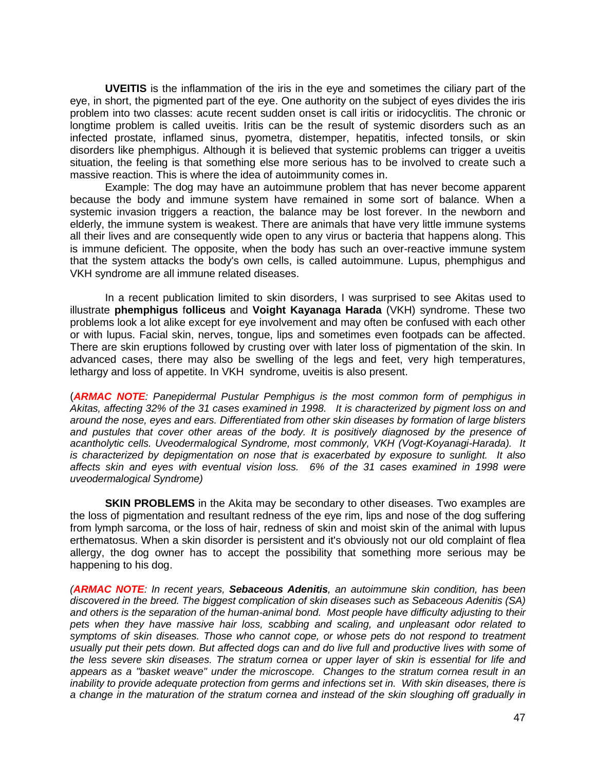**UVEITIS** is the inflammation of the iris in the eye and sometimes the ciliary part of the eye, in short, the pigmented part of the eye. One authority on the subject of eyes divides the iris problem into two classes: acute recent sudden onset is call iritis or iridocyclitis. The chronic or longtime problem is called uveitis. Iritis can be the result of systemic disorders such as an infected prostate, inflamed sinus, pyometra, distemper, hepatitis, infected tonsils, or skin disorders like phemphigus. Although it is believed that systemic problems can trigger a uveitis situation, the feeling is that something else more serious has to be involved to create such a massive reaction. This is where the idea of autoimmunity comes in.

Example: The dog may have an autoimmune problem that has never become apparent because the body and immune system have remained in some sort of balance. When a systemic invasion triggers a reaction, the balance may be lost forever. In the newborn and elderly, the immune system is weakest. There are animals that have very little immune systems all their lives and are consequently wide open to any virus or bacteria that happens along. This is immune deficient. The opposite, when the body has such an over-reactive immune system that the system attacks the body's own cells, is called autoimmune. Lupus, phemphigus and VKH syndrome are all immune related diseases.

In a recent publication limited to skin disorders, I was surprised to see Akitas used to illustrate **phemphigus** f**olliceus** and **Voight Kayanaga Harada** (VKH) syndrome. These two problems look a lot alike except for eye involvement and may often be confused with each other or with lupus. Facial skin, nerves, tongue, lips and sometimes even footpads can be affected. There are skin eruptions followed by crusting over with later loss of pigmentation of the skin. In advanced cases, there may also be swelling of the legs and feet, very high temperatures, lethargy and loss of appetite. In VKH syndrome, uveitis is also present.

(***ARMAC NOTE****: Panepidermal Pustular Pemphigus is the most common form of pemphigus in Akitas, affecting 32% of the 31 cases examined in 1998. It is characterized by pigment loss on and around the nose, eyes and ears. Differentiated from other skin diseases by formation of large blisters and pustules that cover other areas of the body. It is positively diagnosed by the presence of acantholytic cells. Uveodermalogical Syndrome, most commonly, VKH (Vogt-Koyanagi-Harada). It is characterized by depigmentation on nose that is exacerbated by exposure to sunlight. It also affects skin and eyes with eventual vision loss. 6% of the 31 cases examined in 1998 were uveodermalogical Syndrome)*

**SKIN PROBLEMS** in the Akita may be secondary to other diseases. Two examples are the loss of pigmentation and resultant redness of the eye rim, lips and nose of the dog suffering from lymph sarcoma, or the loss of hair, redness of skin and moist skin of the animal with lupus erthematosus. When a skin disorder is persistent and it's obviously not our old complaint of flea allergy, the dog owner has to accept the possibility that something more serious may be happening to his dog.

*(**ARMAC NOTE**: In recent years, **Sebaceous Adenitis**, an autoimmune skin condition, has been discovered in the breed. The biggest complication of skin diseases such as Sebaceous Adenitis (SA) and others is the separation of the human-animal bond. Most people have difficulty adjusting to their pets when they have massive hair loss, scabbing and scaling, and unpleasant odor related to symptoms of skin diseases. Those who cannot cope, or whose pets do not respond to treatment usually put their pets down. But affected dogs can and do live full and productive lives with some of the less severe skin diseases. The stratum cornea or upper layer of skin is essential for life and appears as a "basket weave" under the microscope. Changes to the stratum cornea result in an inability to provide adequate protection from germs and infections set in. With skin diseases, there is a change in the maturation of the stratum cornea and instead of the skin sloughing off gradually in*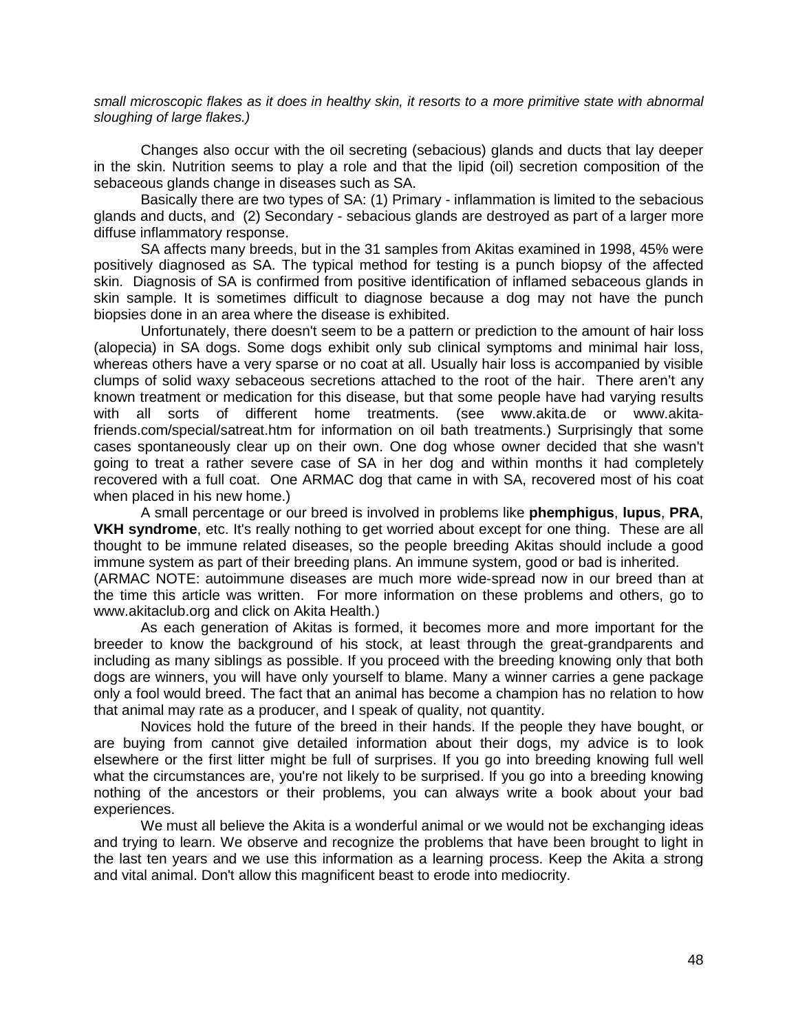*small microscopic flakes as it does in healthy skin, it resorts to a more primitive state with abnormal sloughing of large flakes.)*

Changes also occur with the oil secreting (sebacious) glands and ducts that lay deeper in the skin. Nutrition seems to play a role and that the lipid (oil) secretion composition of the sebaceous glands change in diseases such as SA.

Basically there are two types of SA: (1) Primary - inflammation is limited to the sebacious glands and ducts, and (2) Secondary - sebacious glands are destroyed as part of a larger more diffuse inflammatory response.

SA affects many breeds, but in the 31 samples from Akitas examined in 1998, 45% were positively diagnosed as SA. The typical method for testing is a punch biopsy of the affected skin. Diagnosis of SA is confirmed from positive identification of inflamed sebaceous glands in skin sample. It is sometimes difficult to diagnose because a dog may not have the punch biopsies done in an area where the disease is exhibited.

Unfortunately, there doesn't seem to be a pattern or prediction to the amount of hair loss (alopecia) in SA dogs. Some dogs exhibit only sub clinical symptoms and minimal hair loss, whereas others have a very sparse or no coat at all. Usually hair loss is accompanied by visible clumps of solid waxy sebaceous secretions attached to the root of the hair. There aren't any known treatment or medication for this disease, but that some people have had varying results with all sorts of different home treatments. (see www.akita.de or www.akita-friends.com/special/satreat.htm for information on oil bath treatments.) Surprisingly that some cases spontaneously clear up on their own. One dog whose owner decided that she wasn't going to treat a rather severe case of SA in her dog and within months it had completely recovered with a full coat. One ARMAC dog that came in with SA, recovered most of his coat when placed in his new home.)

A small percentage or our breed is involved in problems like **phemphigus**, **lupus**, **PRA**, **VKH syndrome**, etc. It's really nothing to get worried about except for one thing. These are all thought to be immune related diseases, so the people breeding Akitas should include a good immune system as part of their breeding plans. An immune system, good or bad is inherited.

(ARMAC NOTE: autoimmune diseases are much more wide-spread now in our breed than at the time this article was written. For more information on these problems and others, go to www.akitaclub.org and click on Akita Health.)

As each generation of Akitas is formed, it becomes more and more important for the breeder to know the background of his stock, at least through the great-grandparents and including as many siblings as possible. If you proceed with the breeding knowing only that both dogs are winners, you will have only yourself to blame. Many a winner carries a gene package only a fool would breed. The fact that an animal has become a champion has no relation to how that animal may rate as a producer, and I speak of quality, not quantity.

Novices hold the future of the breed in their hands. If the people they have bought, or are buying from cannot give detailed information about their dogs, my advice is to look elsewhere or the first litter might be full of surprises. If you go into breeding knowing full well what the circumstances are, you're not likely to be surprised. If you go into a breeding knowing nothing of the ancestors or their problems, you can always write a book about your bad experiences.

We must all believe the Akita is a wonderful animal or we would not be exchanging ideas and trying to learn. We observe and recognize the problems that have been brought to light in the last ten years and we use this information as a learning process. Keep the Akita a strong and vital animal. Don't allow this magnificent beast to erode into mediocrity.